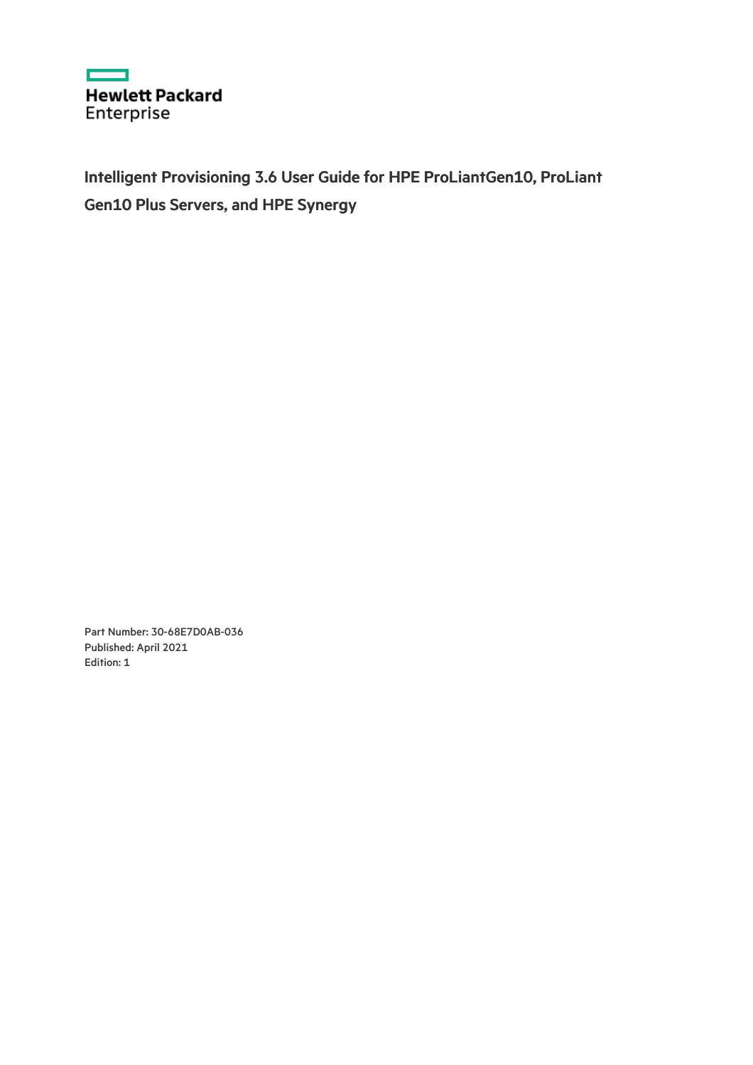Hewlett Packard
Enterprise

# Intelligent Provisioning 3.6 User Guide for HPE ProLiantGen10, ProLiant Gen10 Plus Servers, and HPE Synergy

Part Number: 30-68E7D0AB-036
Published: April 2021
Edition: 1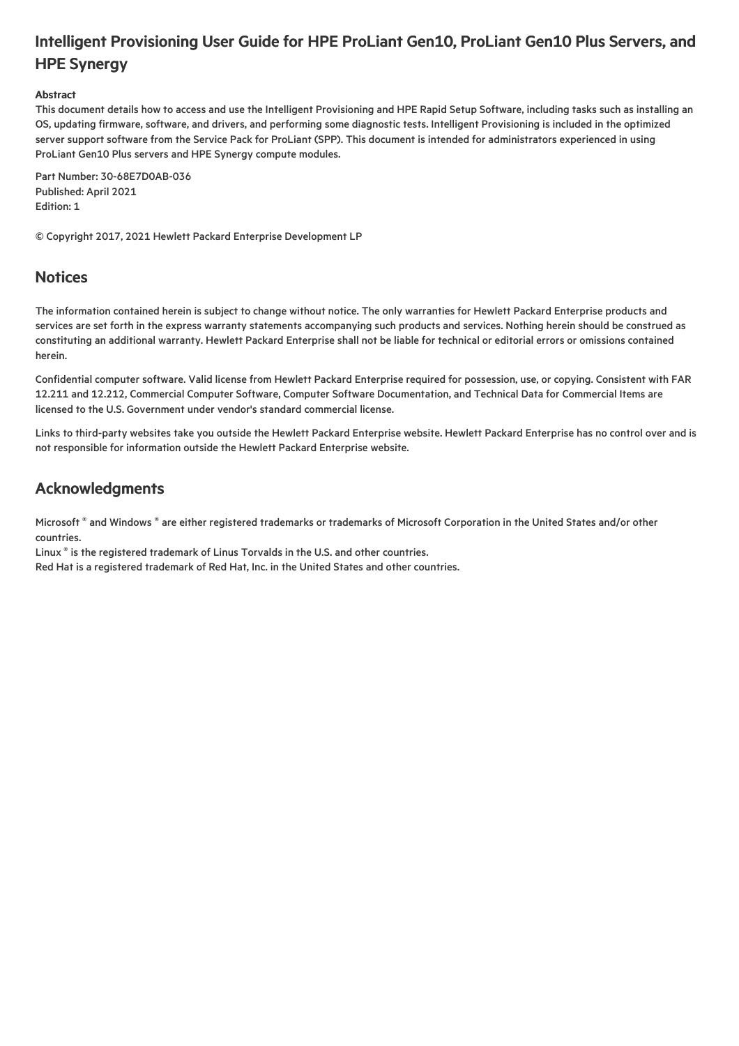# Intelligent Provisioning User Guide for HPE ProLiant Gen10, ProLiant Gen10 Plus Servers, and HPE Synergy

**Abstract**

This document details how to access and use the Intelligent Provisioning and HPE Rapid Setup Software, including tasks such as installing an OS, updating firmware, software, and drivers, and performing some diagnostic tests. Intelligent Provisioning is included in the optimized server support software from the Service Pack for ProLiant (SPP). This document is intended for administrators experienced in using ProLiant Gen10 Plus servers and HPE Synergy compute modules.

Part Number: 30-68E7D0AB-036
Published: April 2021
Edition: 1

© Copyright 2017, 2021 Hewlett Packard Enterprise Development LP

## Notices

The information contained herein is subject to change without notice. The only warranties for Hewlett Packard Enterprise products and services are set forth in the express warranty statements accompanying such products and services. Nothing herein should be construed as constituting an additional warranty. Hewlett Packard Enterprise shall not be liable for technical or editorial errors or omissions contained herein.

Confidential computer software. Valid license from Hewlett Packard Enterprise required for possession, use, or copying. Consistent with FAR 12.211 and 12.212, Commercial Computer Software, Computer Software Documentation, and Technical Data for Commercial Items are licensed to the U.S. Government under vendor's standard commercial license.

Links to third-party websites take you outside the Hewlett Packard Enterprise website. Hewlett Packard Enterprise has no control over and is not responsible for information outside the Hewlett Packard Enterprise website.

## Acknowledgments

Microsoft ® and Windows ® are either registered trademarks or trademarks of Microsoft Corporation in the United States and/or other countries.
Linux ® is the registered trademark of Linus Torvalds in the U.S. and other countries.
Red Hat is a registered trademark of Red Hat, Inc. in the United States and other countries.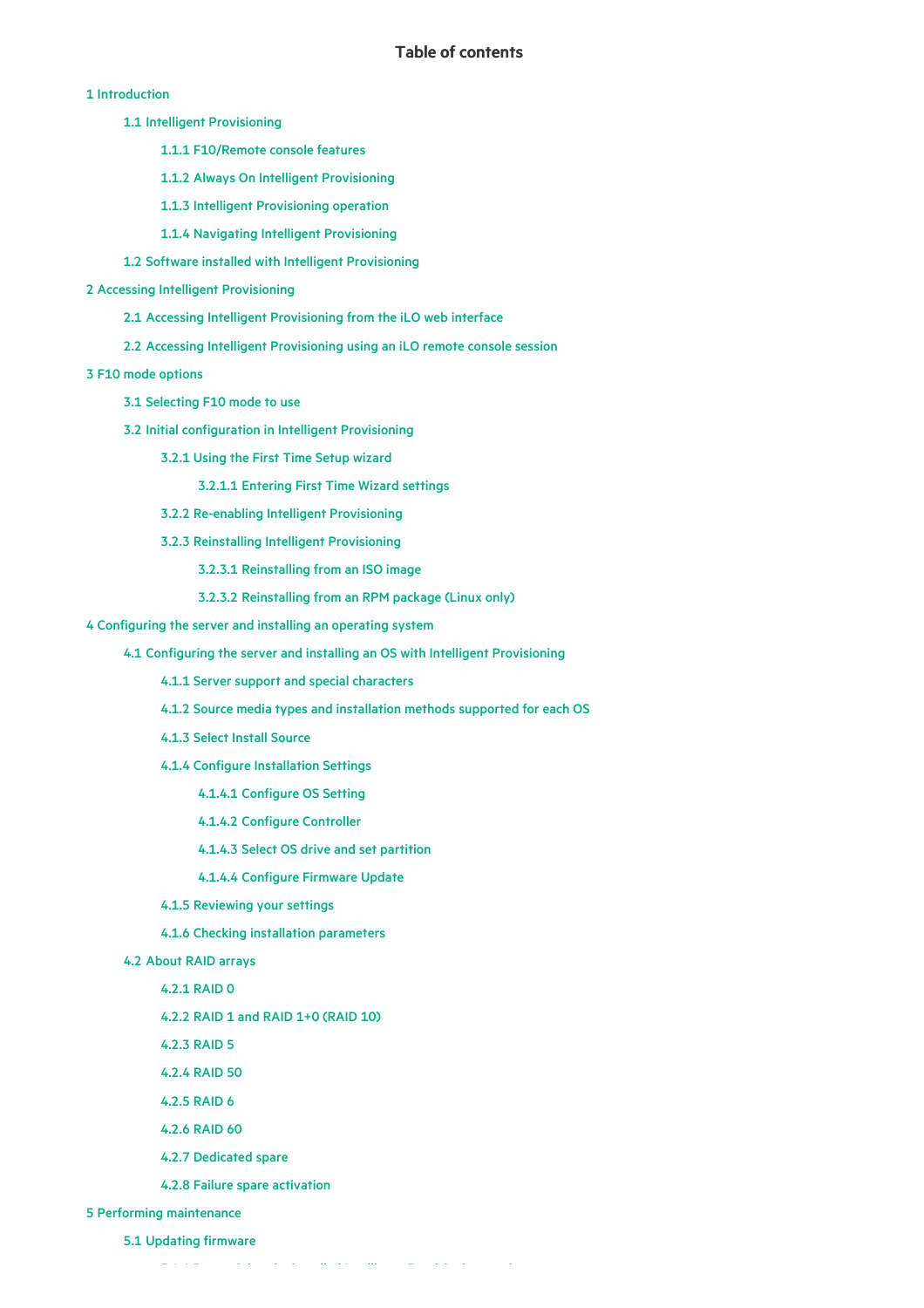# Table of contents

- 1 Introduction
  - 1.1 Intelligent Provisioning
    - 1.1.1 F10/Remote console features
    - 1.1.2 Always On Intelligent Provisioning
    - 1.1.3 Intelligent Provisioning operation
    - 1.1.4 Navigating Intelligent Provisioning
  - 1.2 Software installed with Intelligent Provisioning
- 2 Accessing Intelligent Provisioning
  - 2.1 Accessing Intelligent Provisioning from the iLO web interface
  - 2.2 Accessing Intelligent Provisioning using an iLO remote console session
- 3 F10 mode options
  - 3.1 Selecting F10 mode to use
  - 3.2 Initial configuration in Intelligent Provisioning
    - 3.2.1 Using the First Time Setup wizard
      - 3.2.1.1 Entering First Time Wizard settings
    - 3.2.2 Re-enabling Intelligent Provisioning
    - 3.2.3 Reinstalling Intelligent Provisioning
      - 3.2.3.1 Reinstalling from an ISO image
      - 3.2.3.2 Reinstalling from an RPM package (Linux only)
- 4 Configuring the server and installing an operating system
  - 4.1 Configuring the server and installing an OS with Intelligent Provisioning
    - 4.1.1 Server support and special characters
    - 4.1.2 Source media types and installation methods supported for each OS
    - 4.1.3 Select Install Source
    - 4.1.4 Configure Installation Settings
      - 4.1.4.1 Configure OS Setting
      - 4.1.4.2 Configure Controller
      - 4.1.4.3 Select OS drive and set partition
      - 4.1.4.4 Configure Firmware Update
    - 4.1.5 Reviewing your settings
    - 4.1.6 Checking installation parameters
  - 4.2 About RAID arrays
    - 4.2.1 RAID 0
    - 4.2.2 RAID 1 and RAID 1+0 (RAID 10)
    - 4.2.3 RAID 5
    - 4.2.4 RAID 50
    - 4.2.5 RAID 6
    - 4.2.6 RAID 60
    - 4.2.7 Dedicated spare
    - 4.2.8 Failure spare activation
- 5 Performing maintenance
  - 5.1 Updating firmware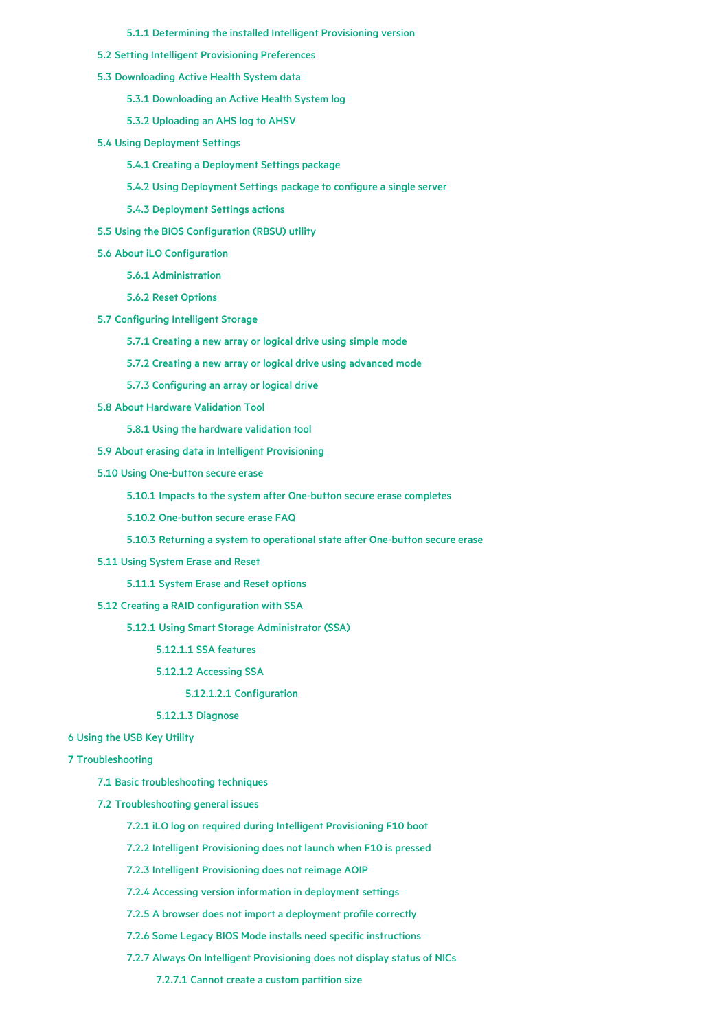- 5.1.1 Determining the installed Intelligent Provisioning version
- 5.2 Setting Intelligent Provisioning Preferences
- 5.3 Downloading Active Health System data
  - 5.3.1 Downloading an Active Health System log
  - 5.3.2 Uploading an AHS log to AHSV
- 5.4 Using Deployment Settings
  - 5.4.1 Creating a Deployment Settings package
  - 5.4.2 Using Deployment Settings package to configure a single server
  - 5.4.3 Deployment Settings actions
- 5.5 Using the BIOS Configuration (RBSU) utility
- 5.6 About iLO Configuration
  - 5.6.1 Administration
  - 5.6.2 Reset Options
- 5.7 Configuring Intelligent Storage
  - 5.7.1 Creating a new array or logical drive using simple mode
  - 5.7.2 Creating a new array or logical drive using advanced mode
  - 5.7.3 Configuring an array or logical drive
- 5.8 About Hardware Validation Tool
  - 5.8.1 Using the hardware validation tool
- 5.9 About erasing data in Intelligent Provisioning
- 5.10 Using One-button secure erase
  - 5.10.1 Impacts to the system after One-button secure erase completes
  - 5.10.2 One-button secure erase FAQ
  - 5.10.3 Returning a system to operational state after One-button secure erase
- 5.11 Using System Erase and Reset
  - 5.11.1 System Erase and Reset options
- 5.12 Creating a RAID configuration with SSA
  - 5.12.1 Using Smart Storage Administrator (SSA)
    - 5.12.1.1 SSA features
    - 5.12.1.2 Accessing SSA
      - 5.12.1.2.1 Configuration
    - 5.12.1.3 Diagnose

6 Using the USB Key Utility

7 Troubleshooting

- 7.1 Basic troubleshooting techniques
- 7.2 Troubleshooting general issues
  - 7.2.1 iLO log on required during Intelligent Provisioning F10 boot
  - 7.2.2 Intelligent Provisioning does not launch when F10 is pressed
  - 7.2.3 Intelligent Provisioning does not reimage AOIP
  - 7.2.4 Accessing version information in deployment settings
  - 7.2.5 A browser does not import a deployment profile correctly
  - 7.2.6 Some Legacy BIOS Mode installs need specific instructions
  - 7.2.7 Always On Intelligent Provisioning does not display status of NICs
    - 7.2.7.1 Cannot create a custom partition size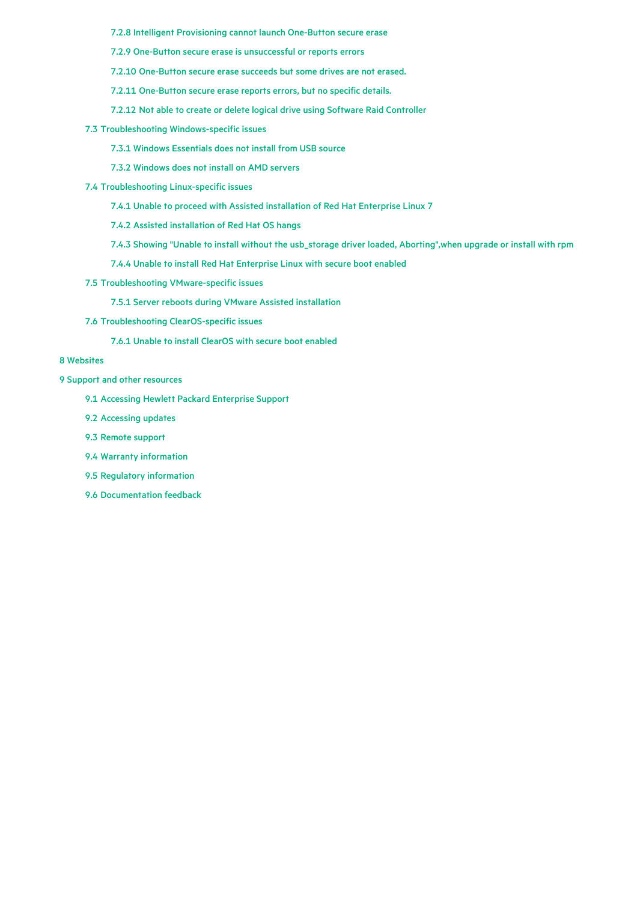- 7.2.8 Intelligent Provisioning cannot launch One-Button secure erase
- 7.2.9 One-Button secure erase is unsuccessful or reports errors
- 7.2.10 One-Button secure erase succeeds but some drives are not erased.
- 7.2.11 One-Button secure erase reports errors, but no specific details.
- 7.2.12 Not able to create or delete logical drive using Software Raid Controller
- 7.3 Troubleshooting Windows-specific issues
  - 7.3.1 Windows Essentials does not install from USB source
  - 7.3.2 Windows does not install on AMD servers
- 7.4 Troubleshooting Linux-specific issues
  - 7.4.1 Unable to proceed with Assisted installation of Red Hat Enterprise Linux 7
  - 7.4.2 Assisted installation of Red Hat OS hangs
  - 7.4.3 Showing "Unable to install without the usb_storage driver loaded, Aborting",when upgrade or install with rpm
  - 7.4.4 Unable to install Red Hat Enterprise Linux with secure boot enabled
- 7.5 Troubleshooting VMware-specific issues
  - 7.5.1 Server reboots during VMware Assisted installation
- 7.6 Troubleshooting ClearOS-specific issues
  - 7.6.1 Unable to install ClearOS with secure boot enabled

8 Websites

9 Support and other resources

- 9.1 Accessing Hewlett Packard Enterprise Support
- 9.2 Accessing updates
- 9.3 Remote support
- 9.4 Warranty information
- 9.5 Regulatory information
- 9.6 Documentation feedback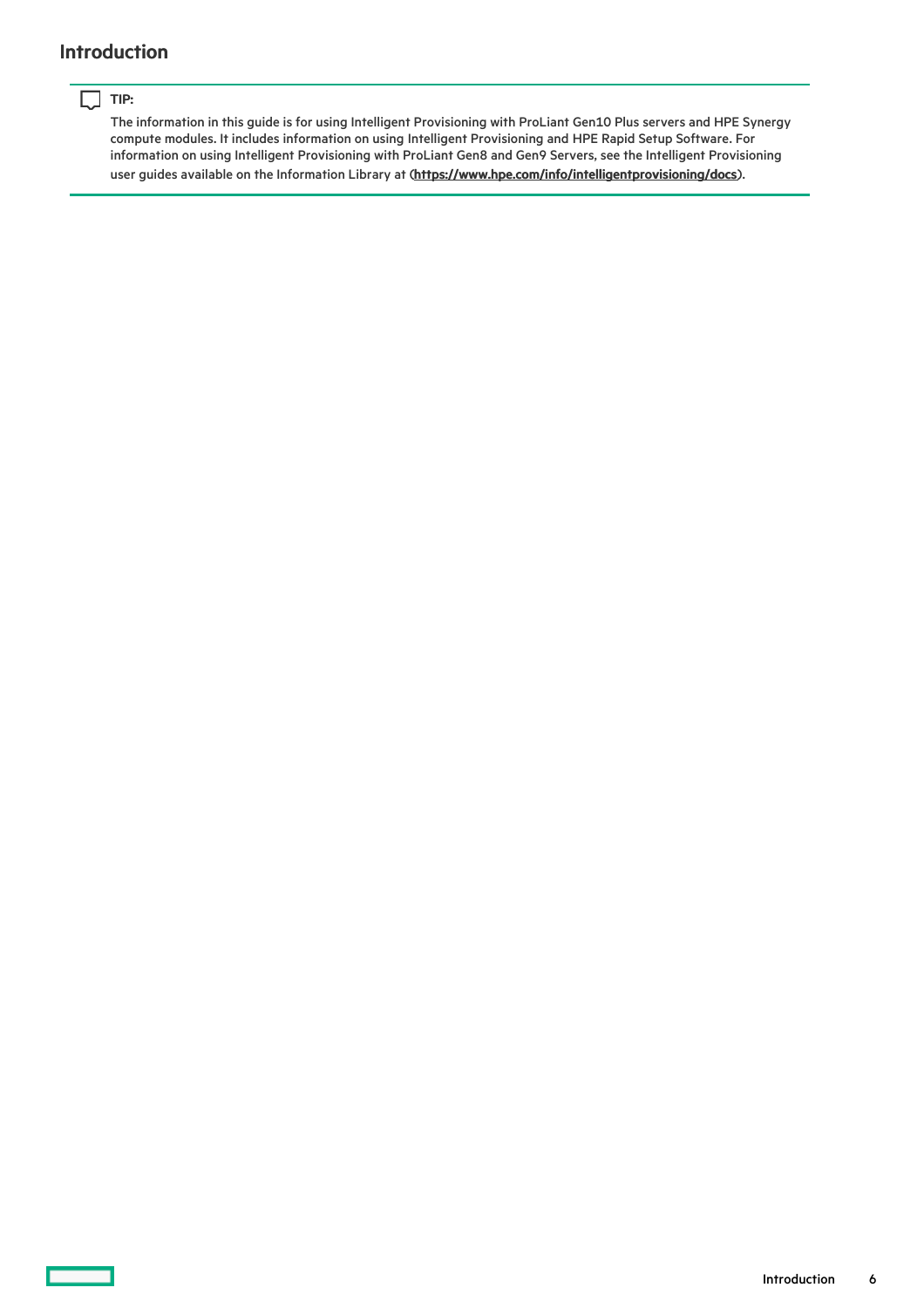# Introduction

> **TIP:**
>
> The information in this guide is for using Intelligent Provisioning with ProLiant Gen10 Plus servers and HPE Synergy compute modules. It includes information on using Intelligent Provisioning and HPE Rapid Setup Software. For information on using Intelligent Provisioning with ProLiant Gen8 and Gen9 Servers, see the Intelligent Provisioning user guides available on the Information Library at (**https://www.hpe.com/info/intelligentprovisioning/docs**).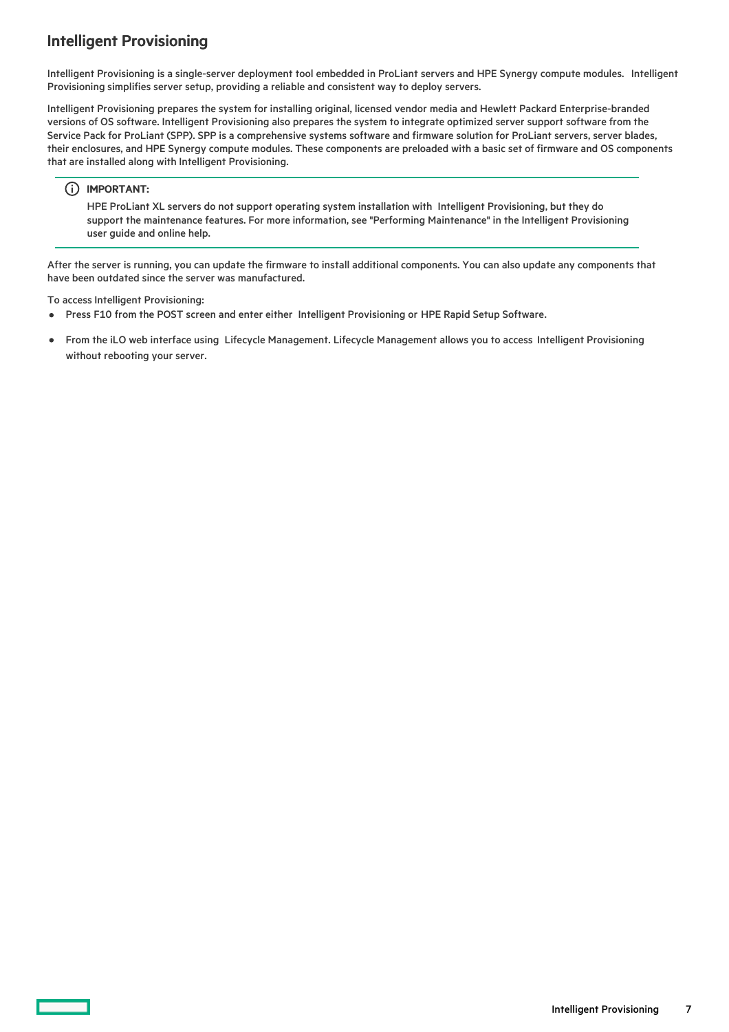# Intelligent Provisioning

Intelligent Provisioning is a single-server deployment tool embedded in ProLiant servers and HPE Synergy compute modules. Intelligent Provisioning simplifies server setup, providing a reliable and consistent way to deploy servers.

Intelligent Provisioning prepares the system for installing original, licensed vendor media and Hewlett Packard Enterprise-branded versions of OS software. Intelligent Provisioning also prepares the system to integrate optimized server support software from the Service Pack for ProLiant (SPP). SPP is a comprehensive systems software and firmware solution for ProLiant servers, server blades, their enclosures, and HPE Synergy compute modules. These components are preloaded with a basic set of firmware and OS components that are installed along with Intelligent Provisioning.

> **IMPORTANT:**
>
> HPE ProLiant XL servers do not support operating system installation with Intelligent Provisioning, but they do support the maintenance features. For more information, see "Performing Maintenance" in the Intelligent Provisioning user guide and online help.

After the server is running, you can update the firmware to install additional components. You can also update any components that have been outdated since the server was manufactured.

To access Intelligent Provisioning:

- Press F10 from the POST screen and enter either Intelligent Provisioning or HPE Rapid Setup Software.
- From the iLO web interface using Lifecycle Management. Lifecycle Management allows you to access Intelligent Provisioning without rebooting your server.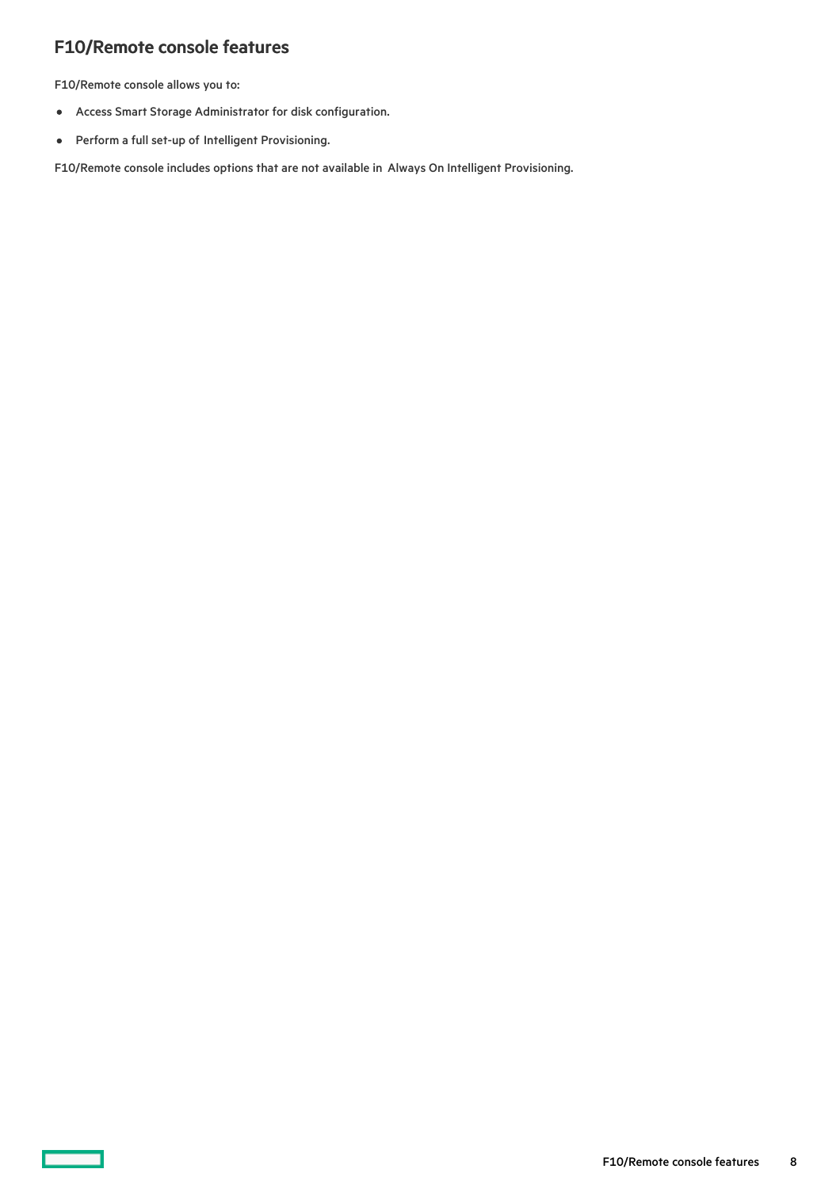## F10/Remote console features

F10/Remote console allows you to:

- Access Smart Storage Administrator for disk configuration.
- Perform a full set-up of Intelligent Provisioning.

F10/Remote console includes options that are not available in Always On Intelligent Provisioning.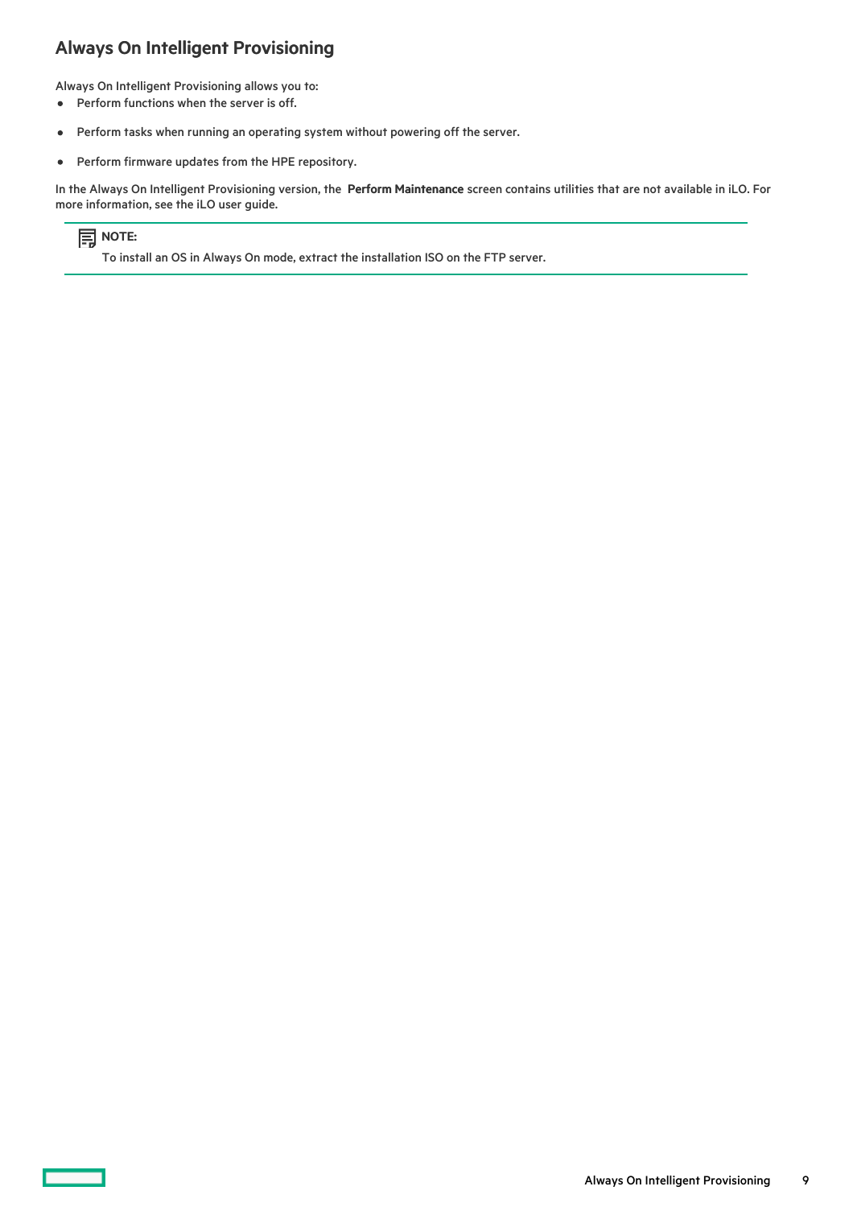## Always On Intelligent Provisioning

Always On Intelligent Provisioning allows you to:

- Perform functions when the server is off.
- Perform tasks when running an operating system without powering off the server.
- Perform firmware updates from the HPE repository.

In the Always On Intelligent Provisioning version, the **Perform Maintenance** screen contains utilities that are not available in iLO. For more information, see the iLO user guide.

> **NOTE:**
>
> To install an OS in Always On mode, extract the installation ISO on the FTP server.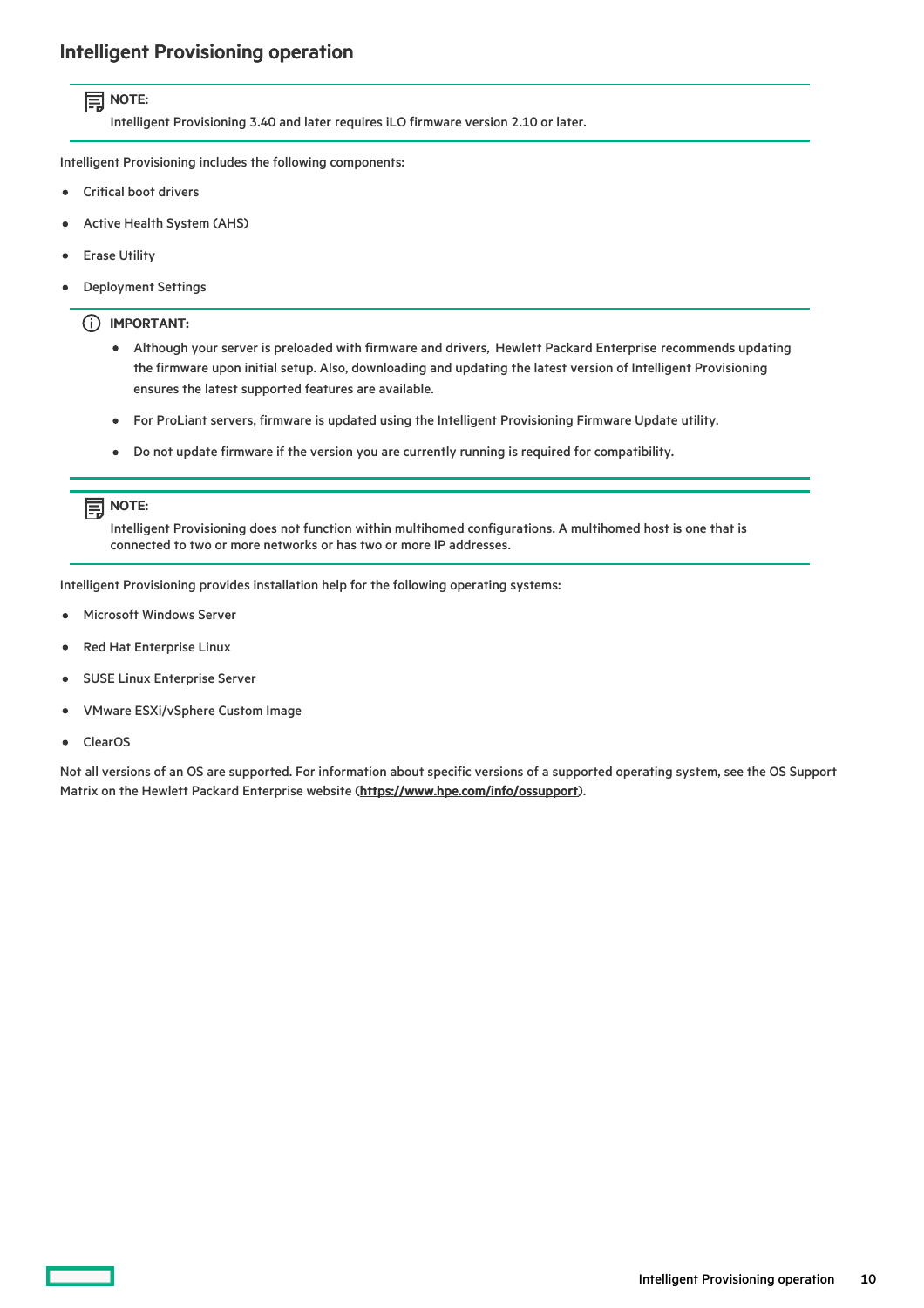## Intelligent Provisioning operation

> **NOTE:**
>
> Intelligent Provisioning 3.40 and later requires iLO firmware version 2.10 or later.

Intelligent Provisioning includes the following components:

- Critical boot drivers
- Active Health System (AHS)
- Erase Utility
- Deployment Settings

> **IMPORTANT:**
>
> - Although your server is preloaded with firmware and drivers, Hewlett Packard Enterprise recommends updating the firmware upon initial setup. Also, downloading and updating the latest version of Intelligent Provisioning ensures the latest supported features are available.
> - For ProLiant servers, firmware is updated using the Intelligent Provisioning Firmware Update utility.
> - Do not update firmware if the version you are currently running is required for compatibility.

> **NOTE:**
>
> Intelligent Provisioning does not function within multihomed configurations. A multihomed host is one that is connected to two or more networks or has two or more IP addresses.

Intelligent Provisioning provides installation help for the following operating systems:

- Microsoft Windows Server
- Red Hat Enterprise Linux
- SUSE Linux Enterprise Server
- VMware ESXi/vSphere Custom Image
- ClearOS

Not all versions of an OS are supported. For information about specific versions of a supported operating system, see the OS Support Matrix on the Hewlett Packard Enterprise website (**https://www.hpe.com/info/ossupport**).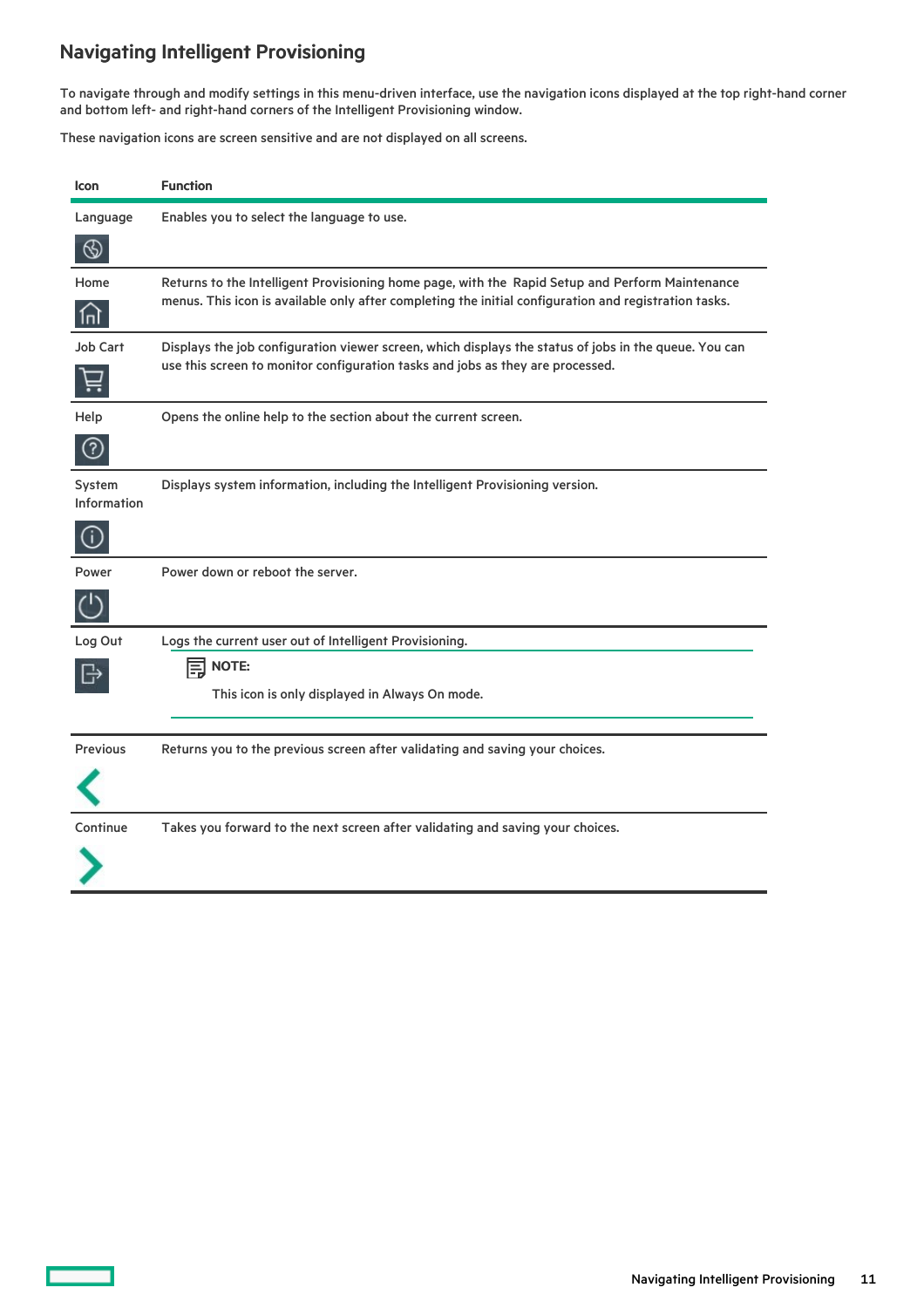## Navigating Intelligent Provisioning

To navigate through and modify settings in this menu-driven interface, use the navigation icons displayed at the top right-hand corner and bottom left- and right-hand corners of the Intelligent Provisioning window.

These navigation icons are screen sensitive and are not displayed on all screens.

| Icon | Function |
| --- | --- |
| Language | Enables you to select the language to use. |
| Home | Returns to the Intelligent Provisioning home page, with the Rapid Setup and Perform Maintenance menus. This icon is available only after completing the initial configuration and registration tasks. |
| Job Cart | Displays the job configuration viewer screen, which displays the status of jobs in the queue. You can use this screen to monitor configuration tasks and jobs as they are processed. |
| Help | Opens the online help to the section about the current screen. |
| System Information | Displays system information, including the Intelligent Provisioning version. |
| Power | Power down or reboot the server. |
| Log Out | Logs the current user out of Intelligent Provisioning.<br>**NOTE:**<br>This icon is only displayed in Always On mode. |
| Previous | Returns you to the previous screen after validating and saving your choices. |
| Continue | Takes you forward to the next screen after validating and saving your choices. |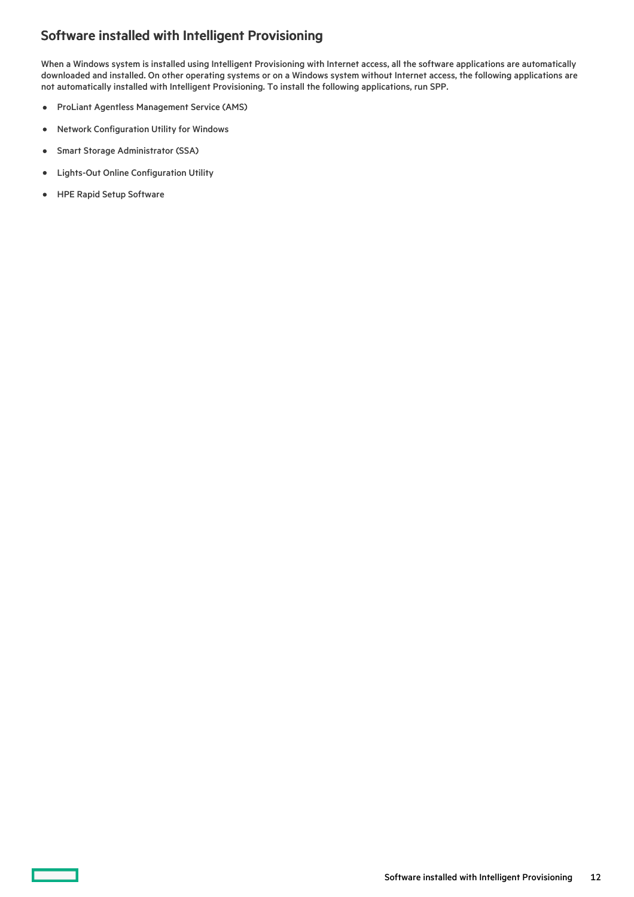## Software installed with Intelligent Provisioning

When a Windows system is installed using Intelligent Provisioning with Internet access, all the software applications are automatically downloaded and installed. On other operating systems or on a Windows system without Internet access, the following applications are not automatically installed with Intelligent Provisioning. To install the following applications, run SPP.

- ProLiant Agentless Management Service (AMS)
- Network Configuration Utility for Windows
- Smart Storage Administrator (SSA)
- Lights-Out Online Configuration Utility
- HPE Rapid Setup Software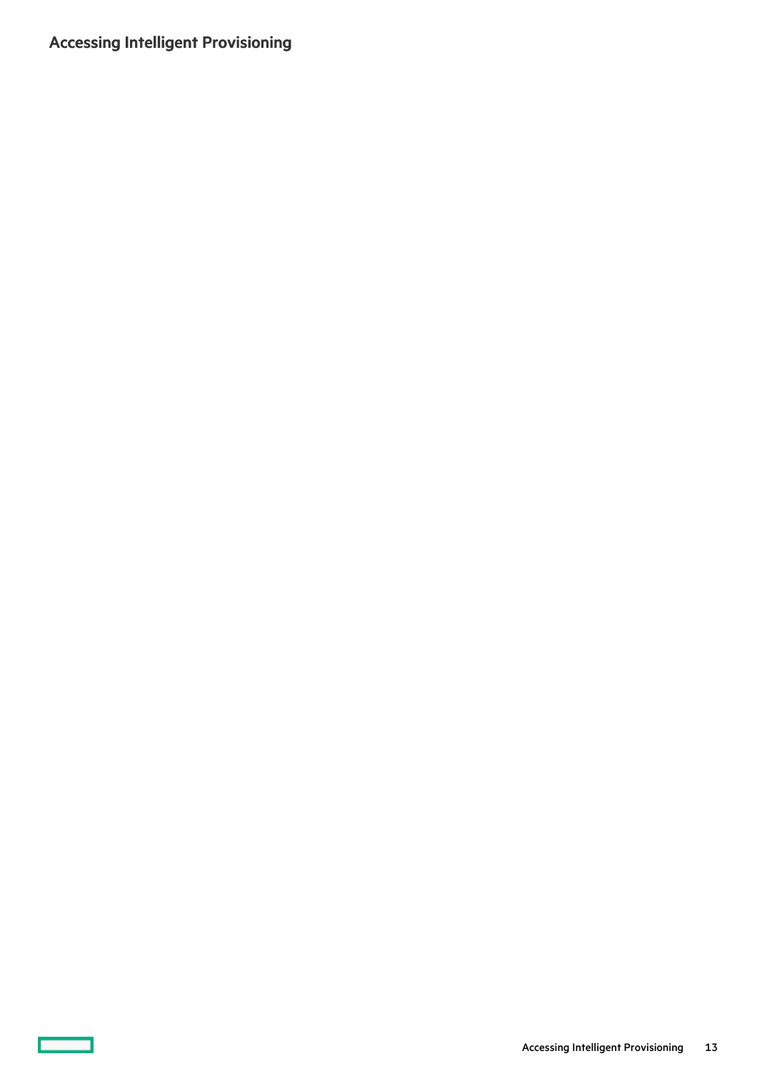## Accessing Intelligent Provisioning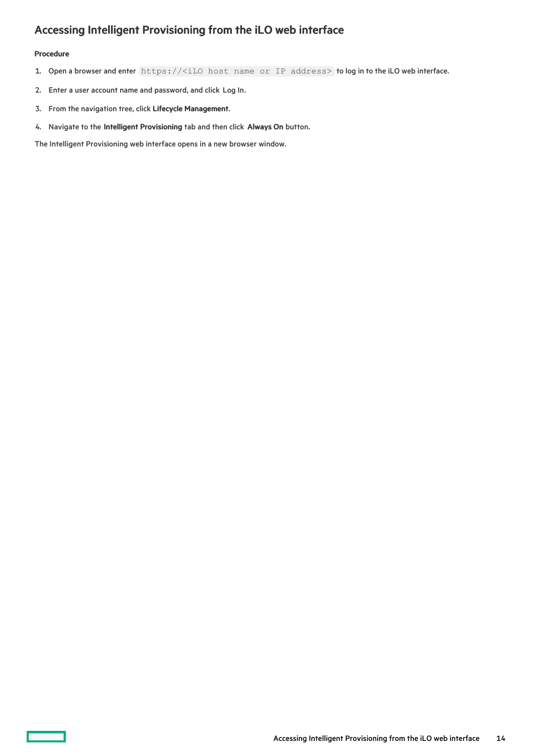## Accessing Intelligent Provisioning from the iLO web interface

**Procedure**

1. Open a browser and enter `https://<iLO host name or IP address>` to log in to the iLO web interface.
2. Enter a user account name and password, and click Log In.
3. From the navigation tree, click **Lifecycle Management**.
4. Navigate to the **Intelligent Provisioning** tab and then click **Always On** button.

The Intelligent Provisioning web interface opens in a new browser window.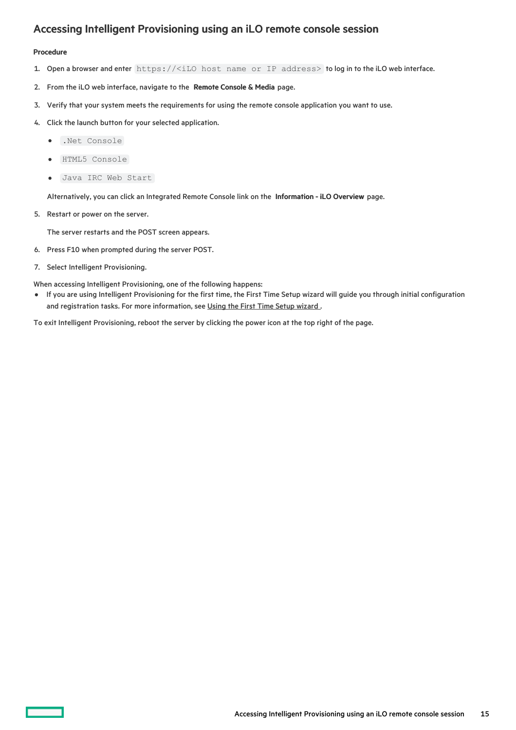## Accessing Intelligent Provisioning using an iLO remote console session

**Procedure**

1. Open a browser and enter `https://<iLO host name or IP address>` to log in to the iLO web interface.
2. From the iLO web interface, navigate to the **Remote Console & Media** page.
3. Verify that your system meets the requirements for using the remote console application you want to use.
4. Click the launch button for your selected application.
   - `.Net Console`
   - `HTML5 Console`
   - `Java IRC Web Start`

   Alternatively, you can click an Integrated Remote Console link on the **Information - iLO Overview** page.
5. Restart or power on the server.

   The server restarts and the POST screen appears.
6. Press F10 when prompted during the server POST.
7. Select Intelligent Provisioning.

When accessing Intelligent Provisioning, one of the following happens:

- If you are using Intelligent Provisioning for the first time, the First Time Setup wizard will guide you through initial configuration and registration tasks. For more information, see Using the First Time Setup wizard .

To exit Intelligent Provisioning, reboot the server by clicking the power icon at the top right of the page.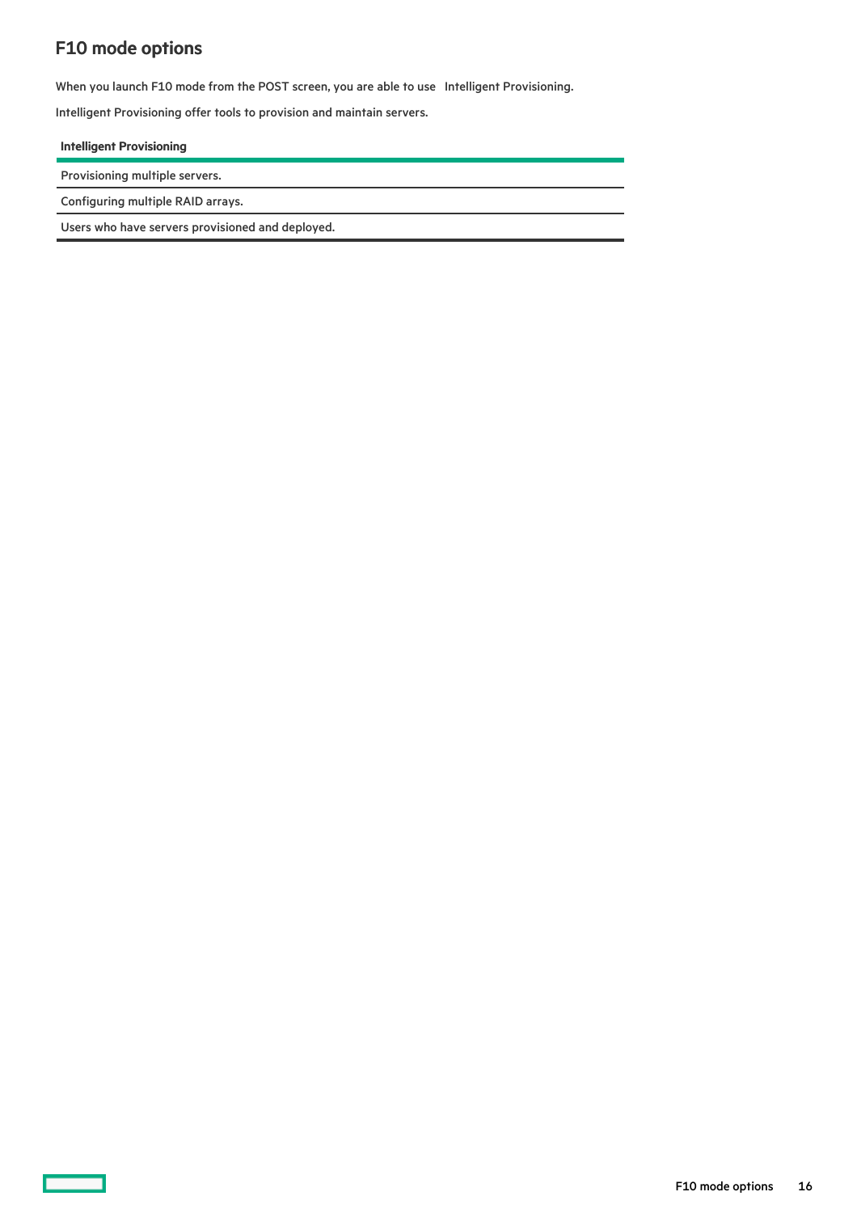# F10 mode options

When you launch F10 mode from the POST screen, you are able to use Intelligent Provisioning.

Intelligent Provisioning offer tools to provision and maintain servers.

| Intelligent Provisioning |
| --- |
| Provisioning multiple servers. |
| Configuring multiple RAID arrays. |
| Users who have servers provisioned and deployed. |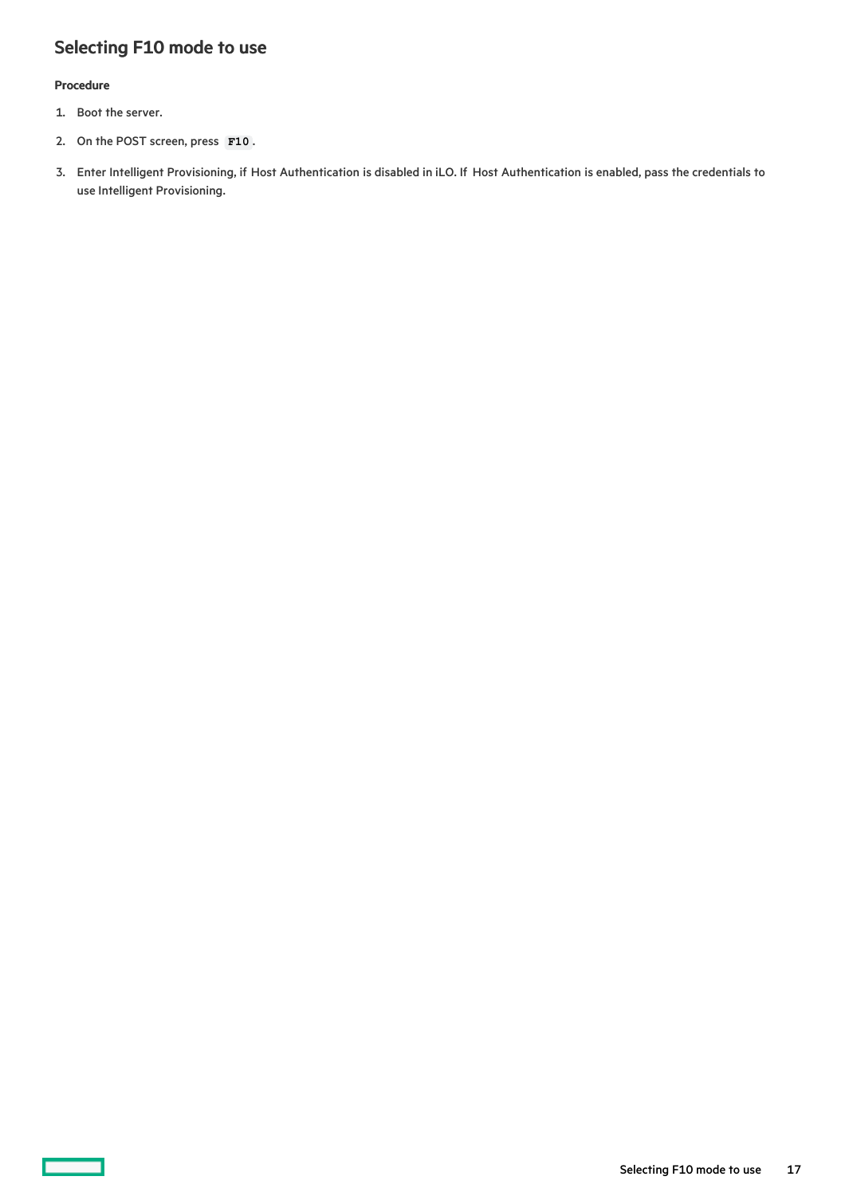## Selecting F10 mode to use

### Procedure

1. Boot the server.
2. On the POST screen, press **F10**.
3. Enter Intelligent Provisioning, if Host Authentication is disabled in iLO. If Host Authentication is enabled, pass the credentials to use Intelligent Provisioning.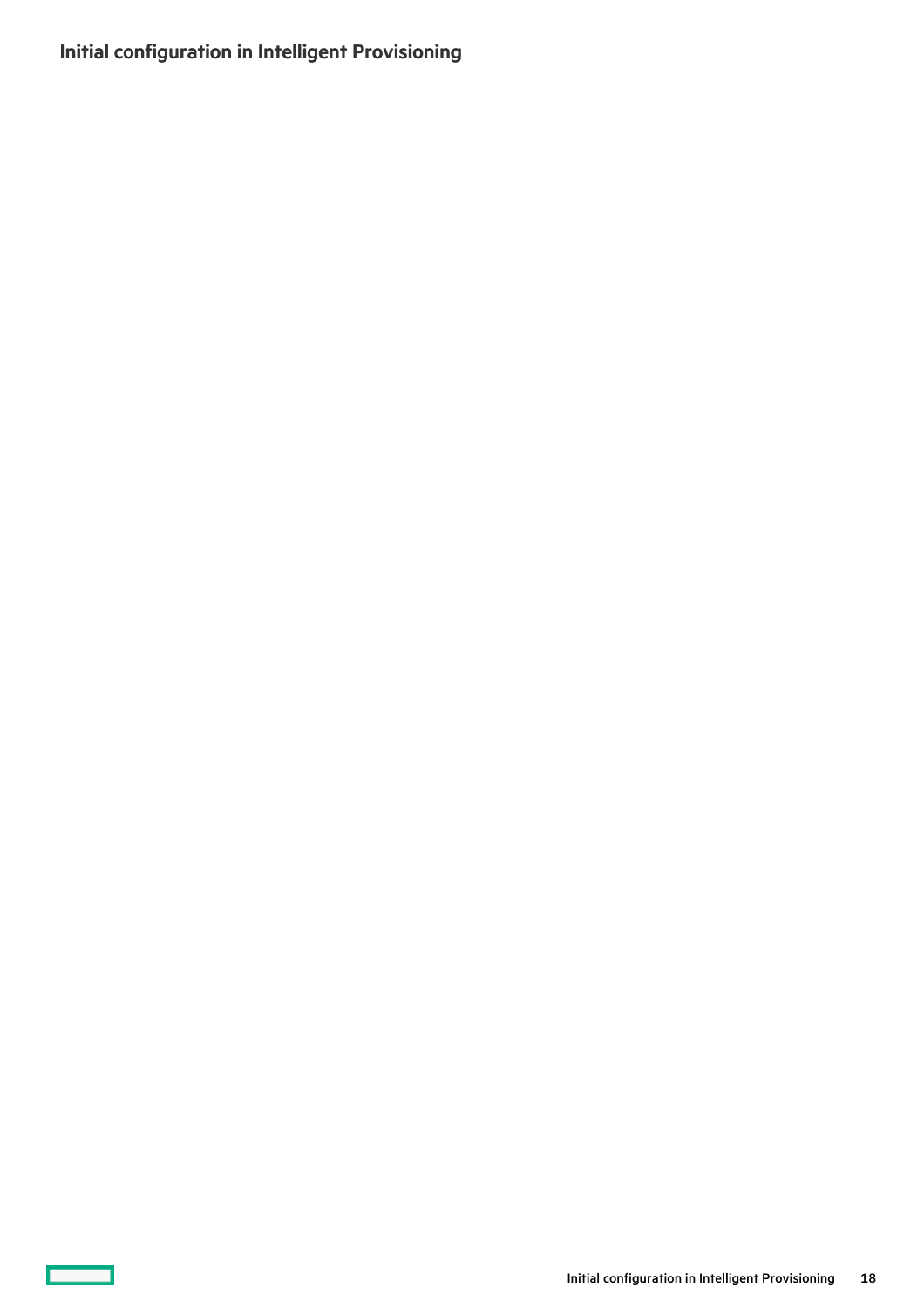## Initial configuration in Intelligent Provisioning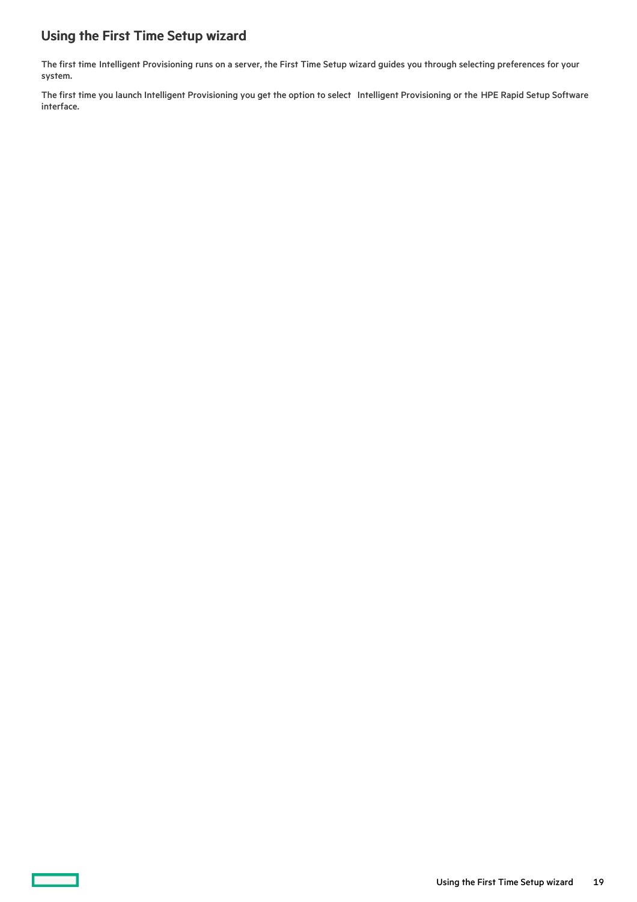# Using the First Time Setup wizard

The first time Intelligent Provisioning runs on a server, the First Time Setup wizard guides you through selecting preferences for your system.

The first time you launch Intelligent Provisioning you get the option to select Intelligent Provisioning or the HPE Rapid Setup Software interface.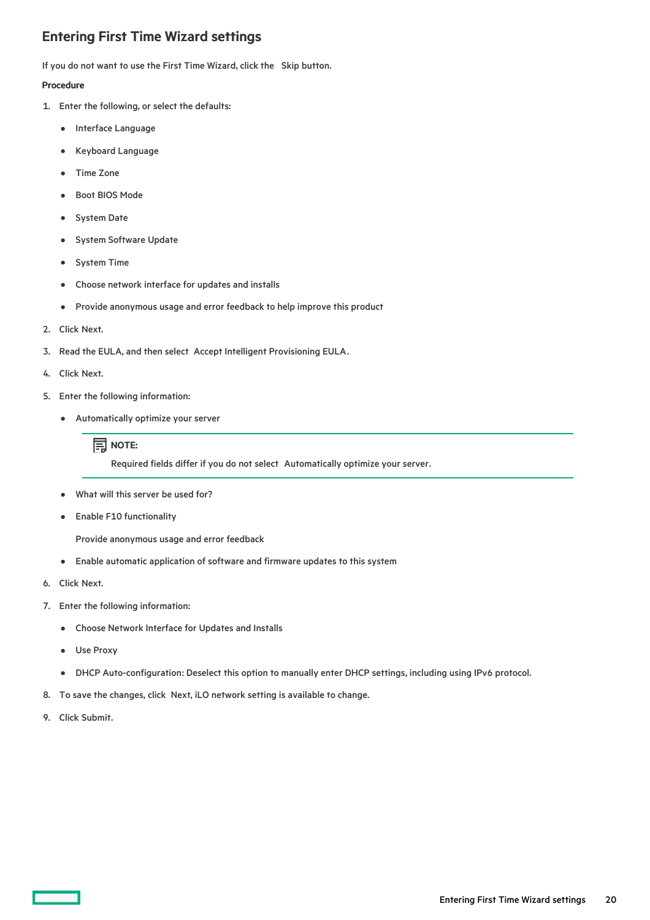## Entering First Time Wizard settings

If you do not want to use the First Time Wizard, click the Skip button.

**Procedure**

1. Enter the following, or select the defaults:
   - Interface Language
   - Keyboard Language
   - Time Zone
   - Boot BIOS Mode
   - System Date
   - System Software Update
   - System Time
   - Choose network interface for updates and installs
   - Provide anonymous usage and error feedback to help improve this product
2. Click Next.
3. Read the EULA, and then select Accept Intelligent Provisioning EULA.
4. Click Next.
5. Enter the following information:
   - Automatically optimize your server

     > **NOTE:**
     >
     > Required fields differ if you do not select Automatically optimize your server.

   - What will this server be used for?
   - Enable F10 functionality

     Provide anonymous usage and error feedback
   - Enable automatic application of software and firmware updates to this system
6. Click Next.
7. Enter the following information:
   - Choose Network Interface for Updates and Installs
   - Use Proxy
   - DHCP Auto-configuration: Deselect this option to manually enter DHCP settings, including using IPv6 protocol.
8. To save the changes, click Next, iLO network setting is available to change.
9. Click Submit.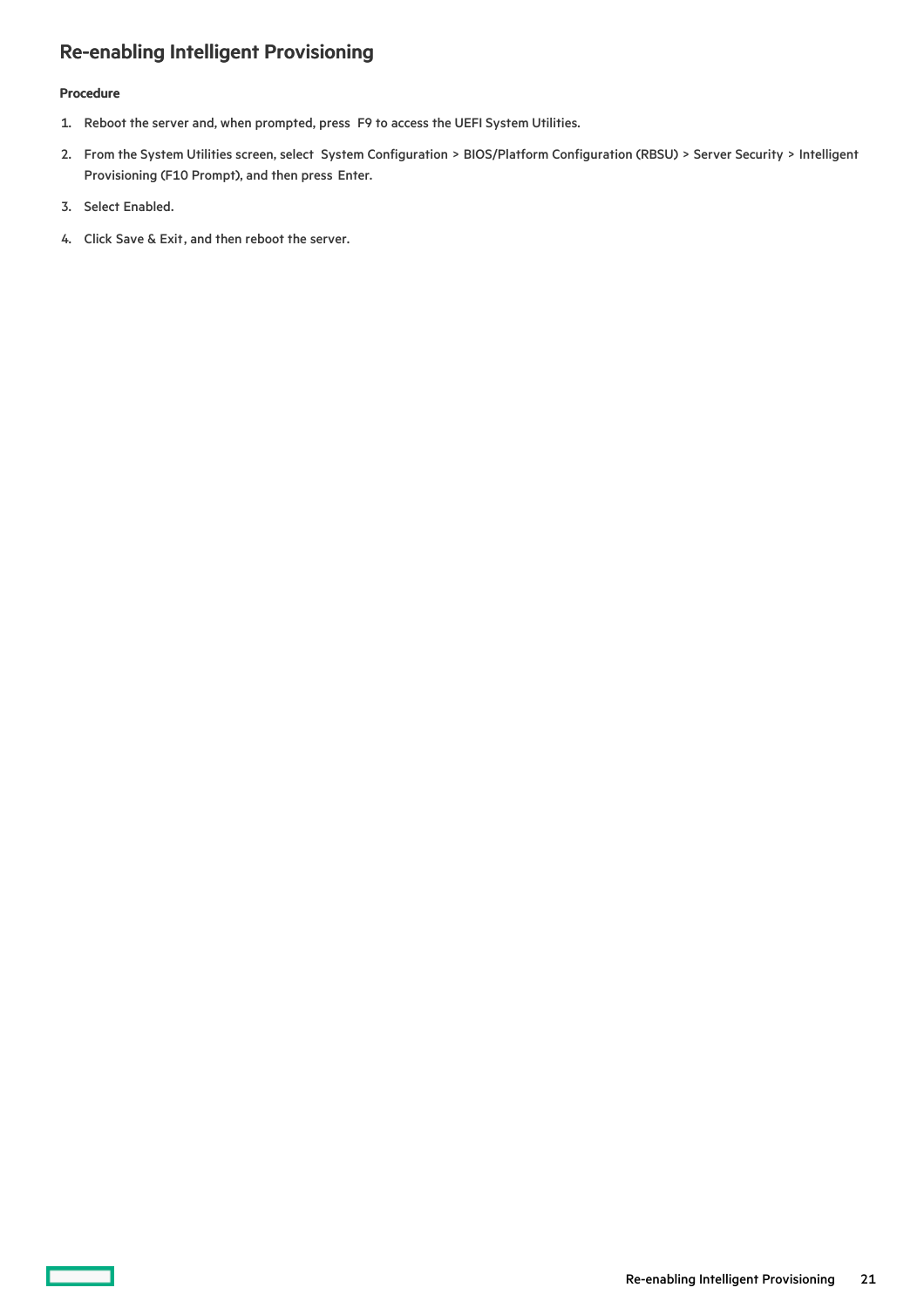## Re-enabling Intelligent Provisioning

**Procedure**

1. Reboot the server and, when prompted, press F9 to access the UEFI System Utilities.
2. From the System Utilities screen, select System Configuration > BIOS/Platform Configuration (RBSU) > Server Security > Intelligent Provisioning (F10 Prompt), and then press Enter.
3. Select Enabled.
4. Click Save & Exit, and then reboot the server.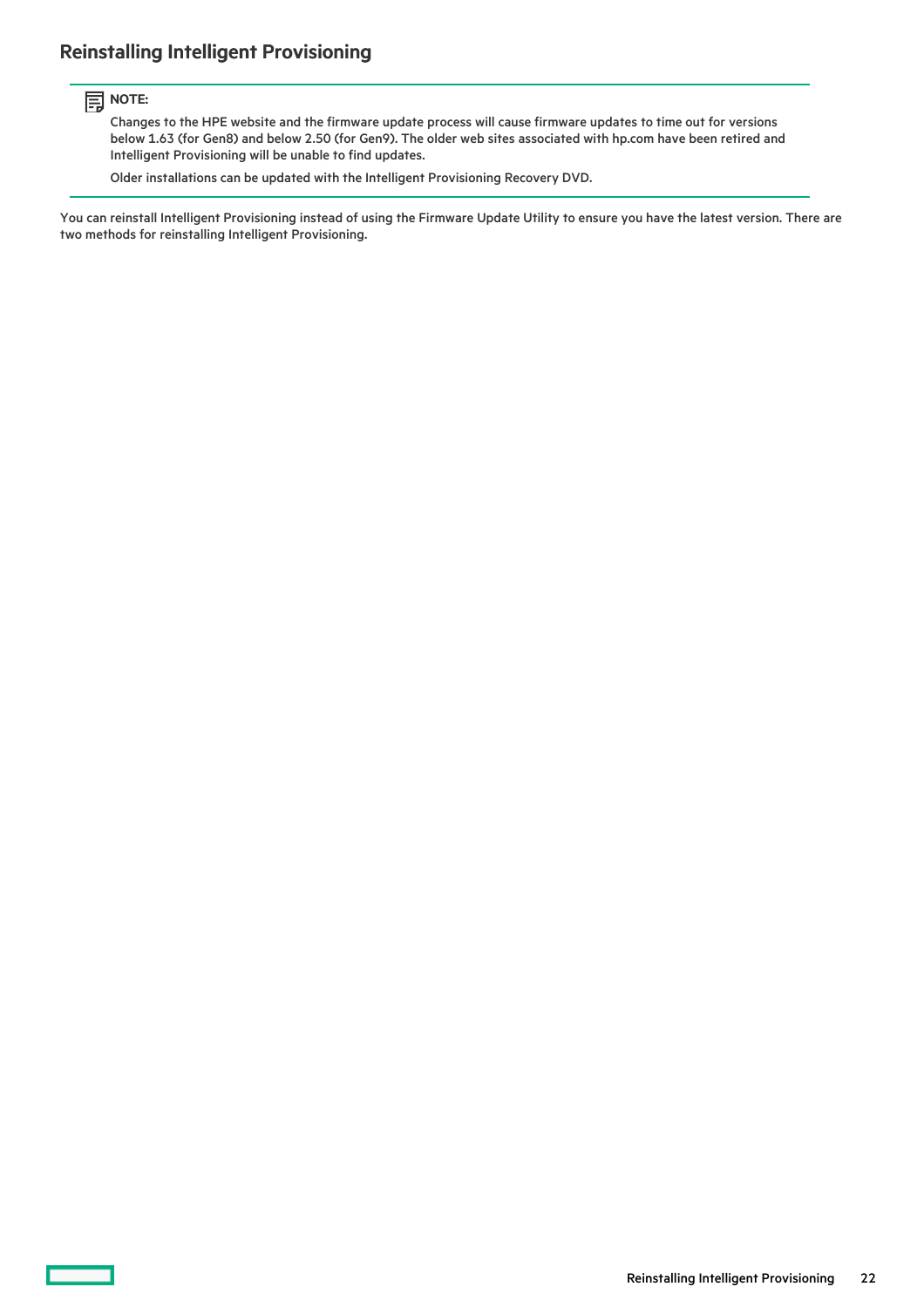## Reinstalling Intelligent Provisioning

**NOTE:**

Changes to the HPE website and the firmware update process will cause firmware updates to time out for versions below 1.63 (for Gen8) and below 2.50 (for Gen9). The older web sites associated with hp.com have been retired and Intelligent Provisioning will be unable to find updates.

Older installations can be updated with the Intelligent Provisioning Recovery DVD.

You can reinstall Intelligent Provisioning instead of using the Firmware Update Utility to ensure you have the latest version. There are two methods for reinstalling Intelligent Provisioning.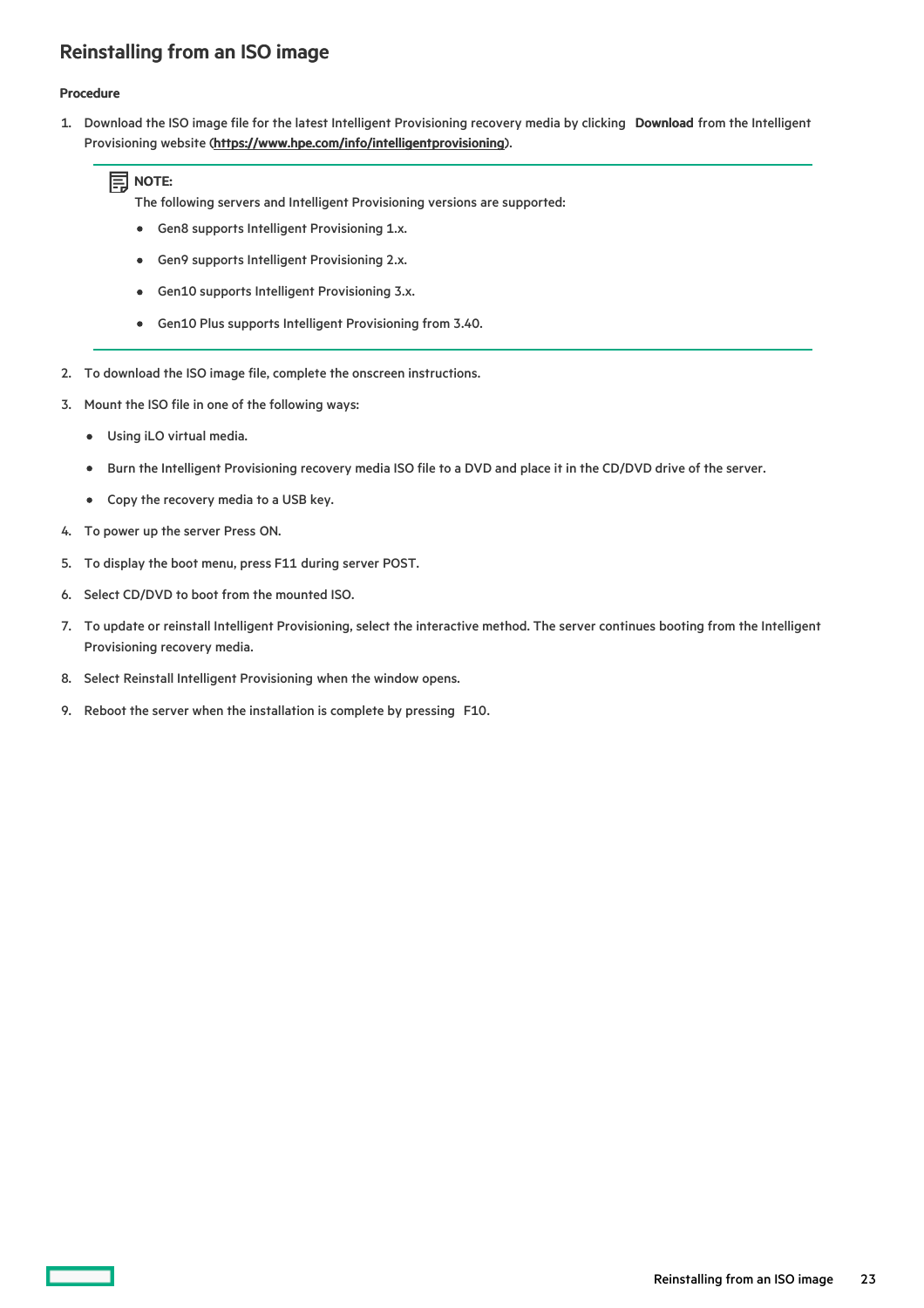## Reinstalling from an ISO image

**Procedure**

1. Download the ISO image file for the latest Intelligent Provisioning recovery media by clicking **Download** from the Intelligent Provisioning website (**https://www.hpe.com/info/intelligentprovisioning**).

   > **NOTE:**
   > The following servers and Intelligent Provisioning versions are supported:
   >
   > - Gen8 supports Intelligent Provisioning 1.x.
   > - Gen9 supports Intelligent Provisioning 2.x.
   > - Gen10 supports Intelligent Provisioning 3.x.
   > - Gen10 Plus supports Intelligent Provisioning from 3.40.

2. To download the ISO image file, complete the onscreen instructions.
3. Mount the ISO file in one of the following ways:
   - Using iLO virtual media.
   - Burn the Intelligent Provisioning recovery media ISO file to a DVD and place it in the CD/DVD drive of the server.
   - Copy the recovery media to a USB key.
4. To power up the server Press ON.
5. To display the boot menu, press F11 during server POST.
6. Select CD/DVD to boot from the mounted ISO.
7. To update or reinstall Intelligent Provisioning, select the interactive method. The server continues booting from the Intelligent Provisioning recovery media.
8. Select Reinstall Intelligent Provisioning when the window opens.
9. Reboot the server when the installation is complete by pressing F10.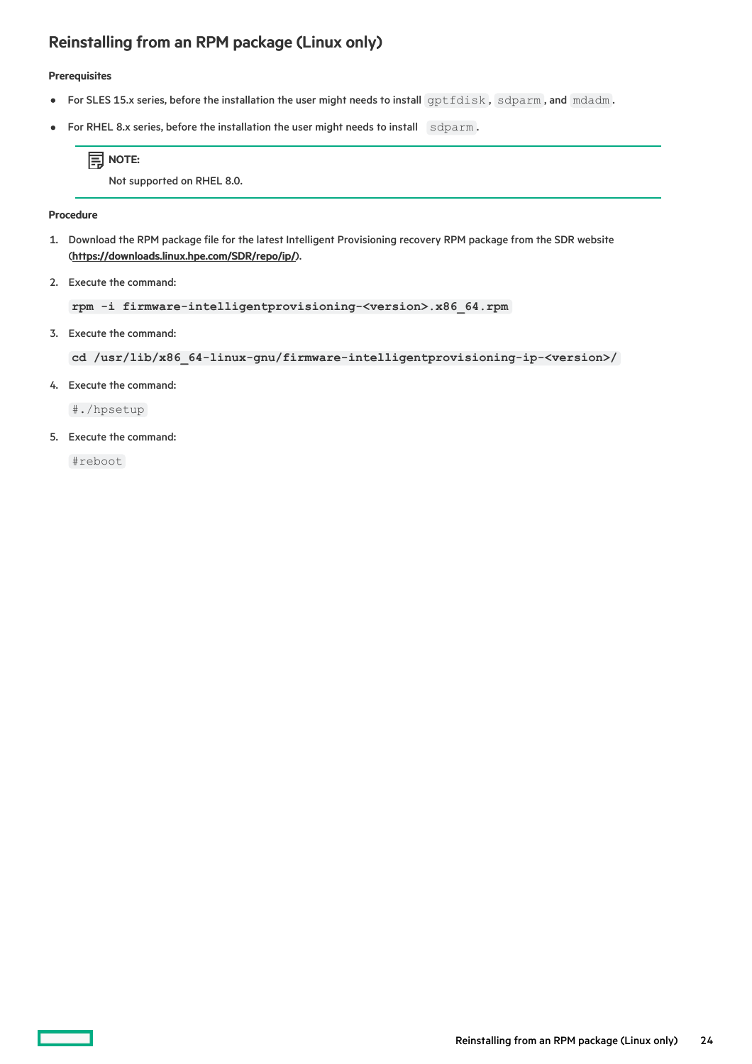## Reinstalling from an RPM package (Linux only)

**Prerequisites**

- For SLES 15.x series, before the installation the user might needs to install `gptfdisk`, `sdparm`, and `mdadm`.
- For RHEL 8.x series, before the installation the user might needs to install `sdparm`.

> **NOTE:**
>
> Not supported on RHEL 8.0.

**Procedure**

1. Download the RPM package file for the latest Intelligent Provisioning recovery RPM package from the SDR website (https://downloads.linux.hpe.com/SDR/repo/ip/).
2. Execute the command:

   ```
   rpm -i firmware-intelligentprovisioning-<version>.x86_64.rpm
   ```

3. Execute the command:

   ```
   cd /usr/lib/x86_64-linux-gnu/firmware-intelligentprovisioning-ip-<version>/
   ```

4. Execute the command:

   ```
   #./hpsetup
   ```

5. Execute the command:

   ```
   #reboot
   ```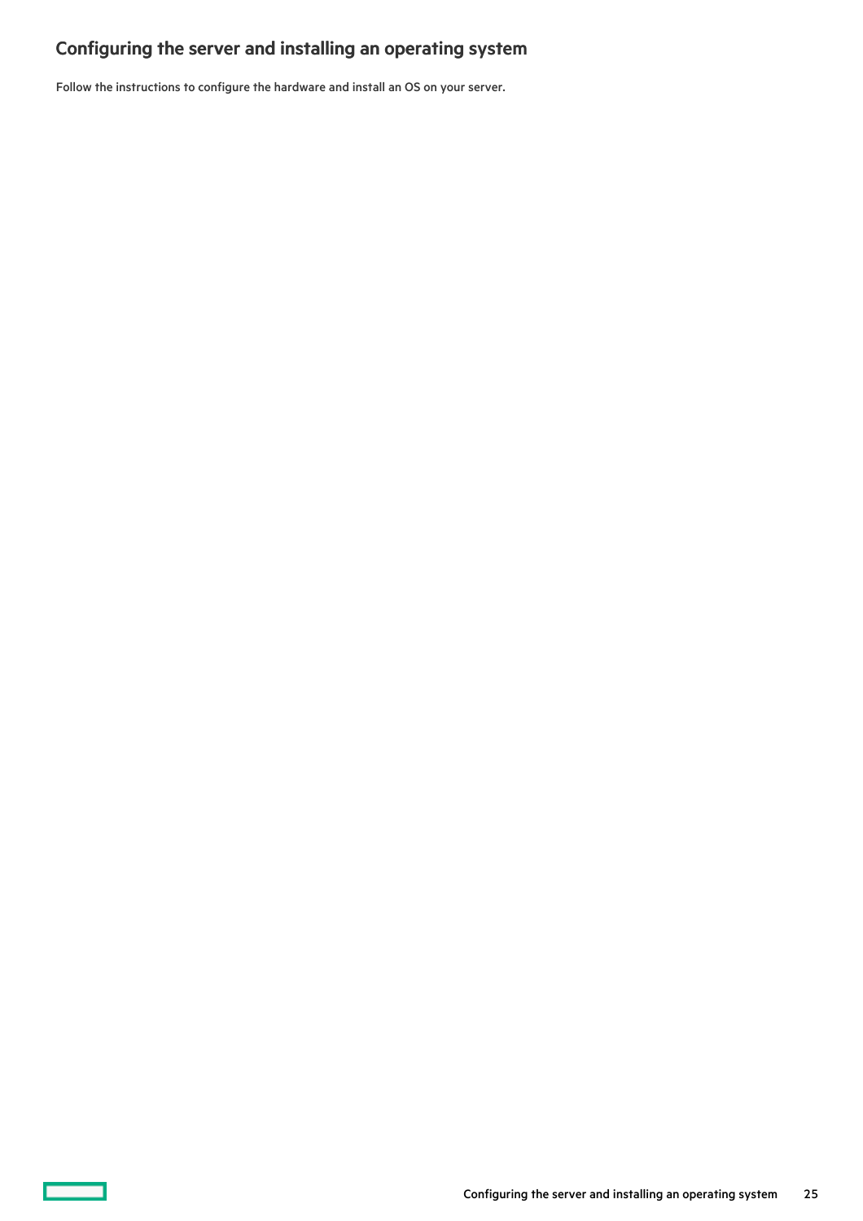# Configuring the server and installing an operating system

Follow the instructions to configure the hardware and install an OS on your server.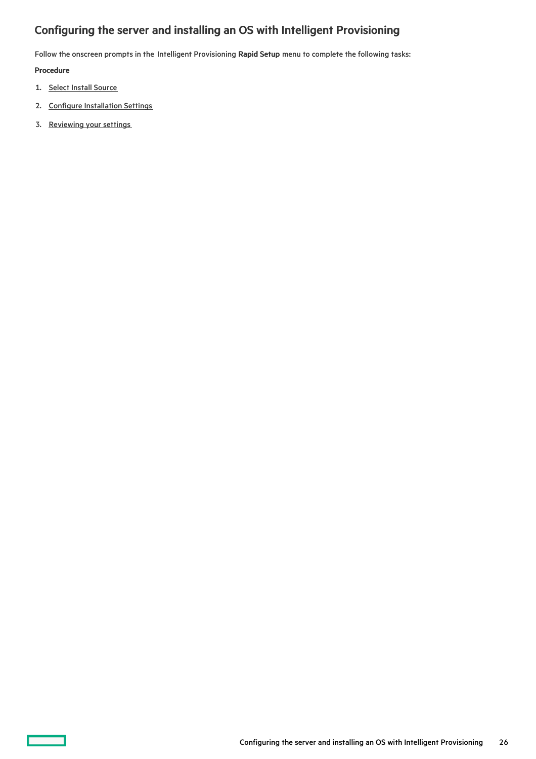## Configuring the server and installing an OS with Intelligent Provisioning

Follow the onscreen prompts in the Intelligent Provisioning **Rapid Setup** menu to complete the following tasks:

**Procedure**

1. Select Install Source
2. Configure Installation Settings
3. Reviewing your settings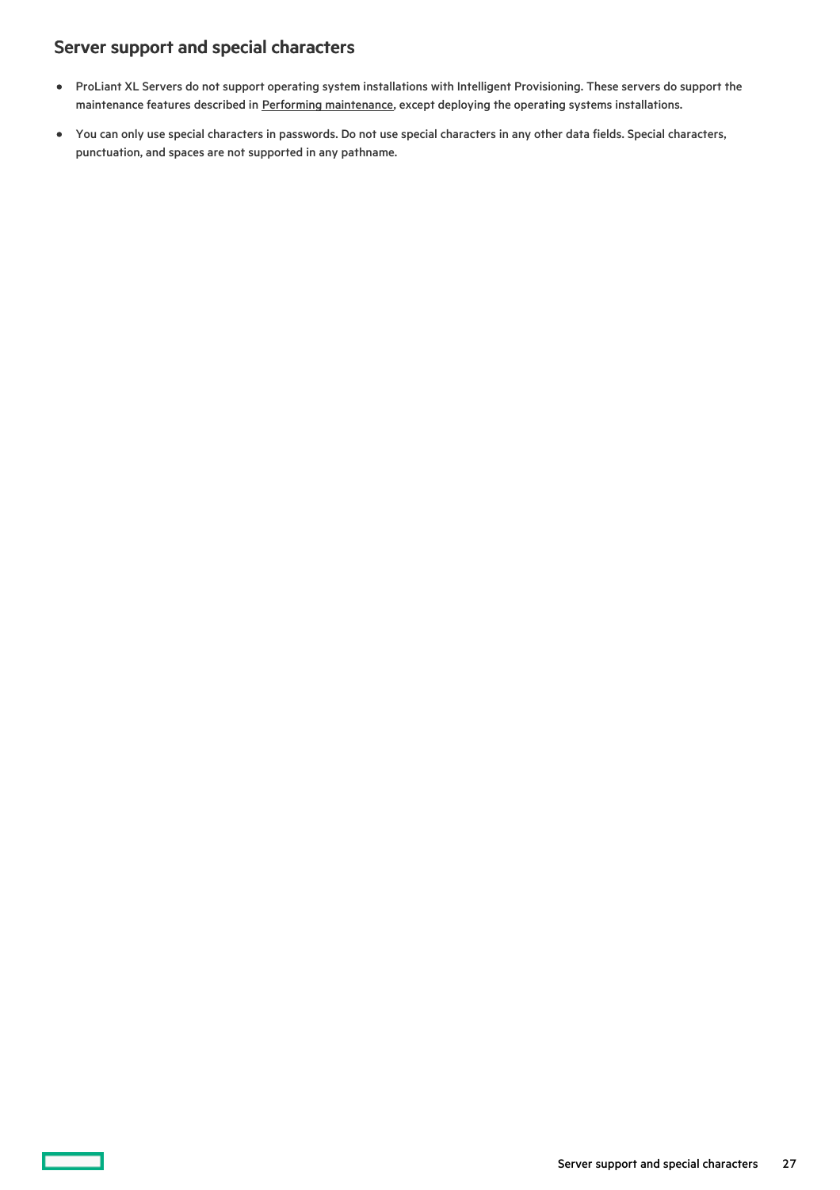## Server support and special characters

- ProLiant XL Servers do not support operating system installations with Intelligent Provisioning. These servers do support the maintenance features described in Performing maintenance, except deploying the operating systems installations.
- You can only use special characters in passwords. Do not use special characters in any other data fields. Special characters, punctuation, and spaces are not supported in any pathname.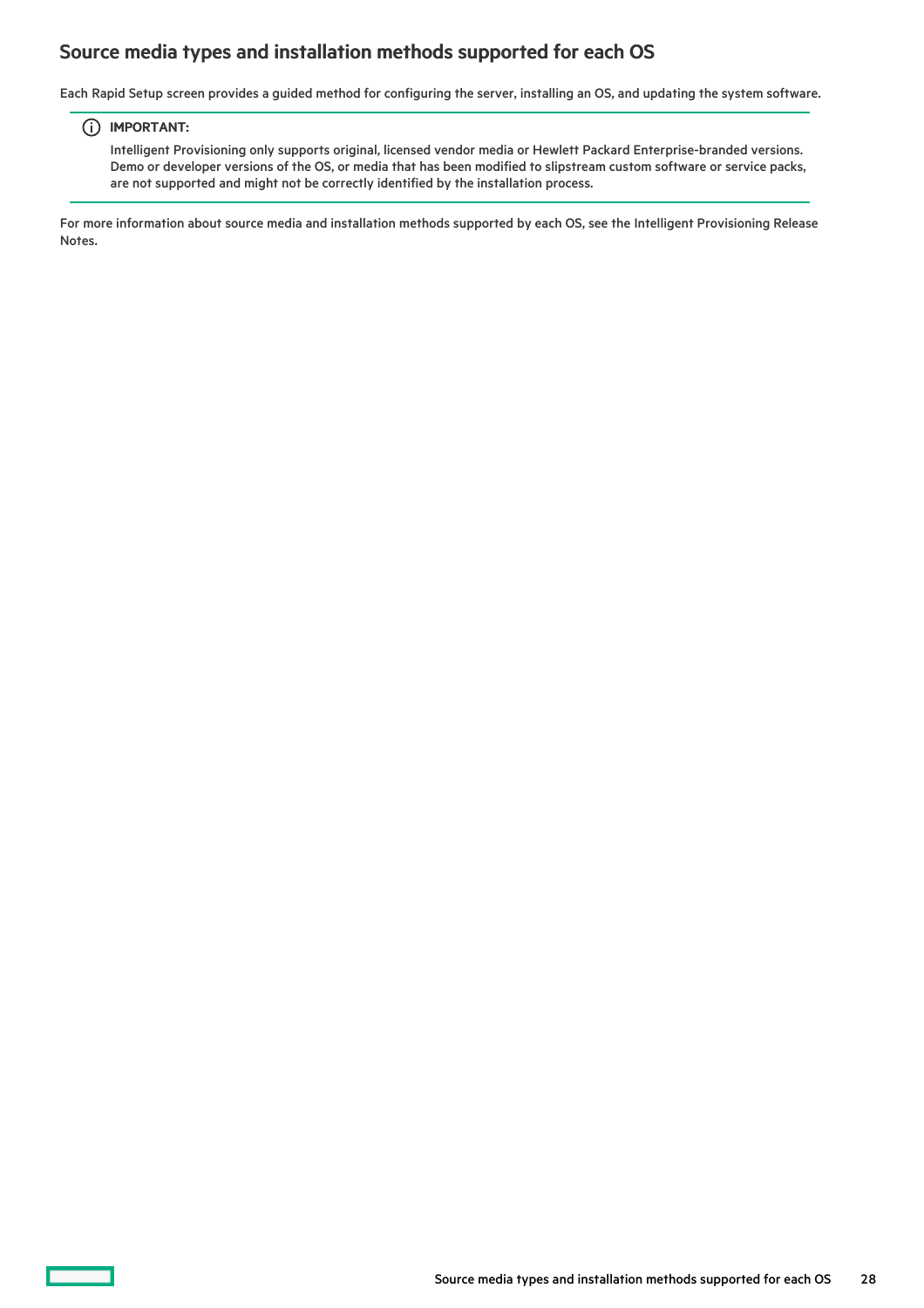## Source media types and installation methods supported for each OS

Each Rapid Setup screen provides a guided method for configuring the server, installing an OS, and updating the system software.

> **IMPORTANT:**
>
> Intelligent Provisioning only supports original, licensed vendor media or Hewlett Packard Enterprise-branded versions. Demo or developer versions of the OS, or media that has been modified to slipstream custom software or service packs, are not supported and might not be correctly identified by the installation process.

For more information about source media and installation methods supported by each OS, see the Intelligent Provisioning Release Notes.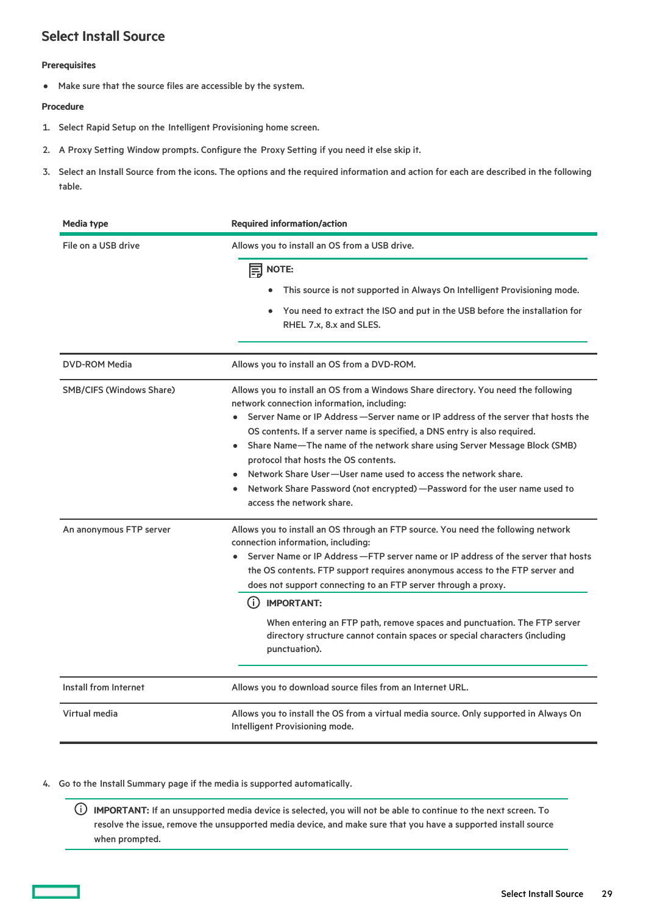## Select Install Source

#### Prerequisites

- Make sure that the source files are accessible by the system.

#### Procedure

1. Select Rapid Setup on the Intelligent Provisioning home screen.
2. A Proxy Setting Window prompts. Configure the Proxy Setting if you need it else skip it.
3. Select an Install Source from the icons. The options and the required information and action for each are described in the following table.

| Media type | Required information/action |
|---|---|
| File on a USB drive | Allows you to install an OS from a USB drive.<br><br>**NOTE:**<br>• This source is not supported in Always On Intelligent Provisioning mode.<br>• You need to extract the ISO and put in the USB before the installation for RHEL 7.x, 8.x and SLES. |
| DVD-ROM Media | Allows you to install an OS from a DVD-ROM. |
| SMB/CIFS (Windows Share) | Allows you to install an OS from a Windows Share directory. You need the following network connection information, including:<br>• Server Name or IP Address—Server name or IP address of the server that hosts the OS contents. If a server name is specified, a DNS entry is also required.<br>• Share Name—The name of the network share using Server Message Block (SMB) protocol that hosts the OS contents.<br>• Network Share User—User name used to access the network share.<br>• Network Share Password (not encrypted)—Password for the user name used to access the network share. |
| An anonymous FTP server | Allows you to install an OS through an FTP source. You need the following network connection information, including:<br>• Server Name or IP Address—FTP server name or IP address of the server that hosts the OS contents. FTP support requires anonymous access to the FTP server and does not support connecting to an FTP server through a proxy.<br><br>**IMPORTANT:**<br>When entering an FTP path, remove spaces and punctuation. The FTP server directory structure cannot contain spaces or special characters (including punctuation). |
| Install from Internet | Allows you to download source files from an Internet URL. |
| Virtual media | Allows you to install the OS from a virtual media source. Only supported in Always On Intelligent Provisioning mode. |

4. Go to the Install Summary page if the media is supported automatically.

> **IMPORTANT:** If an unsupported media device is selected, you will not be able to continue to the next screen. To resolve the issue, remove the unsupported media device, and make sure that you have a supported install source when prompted.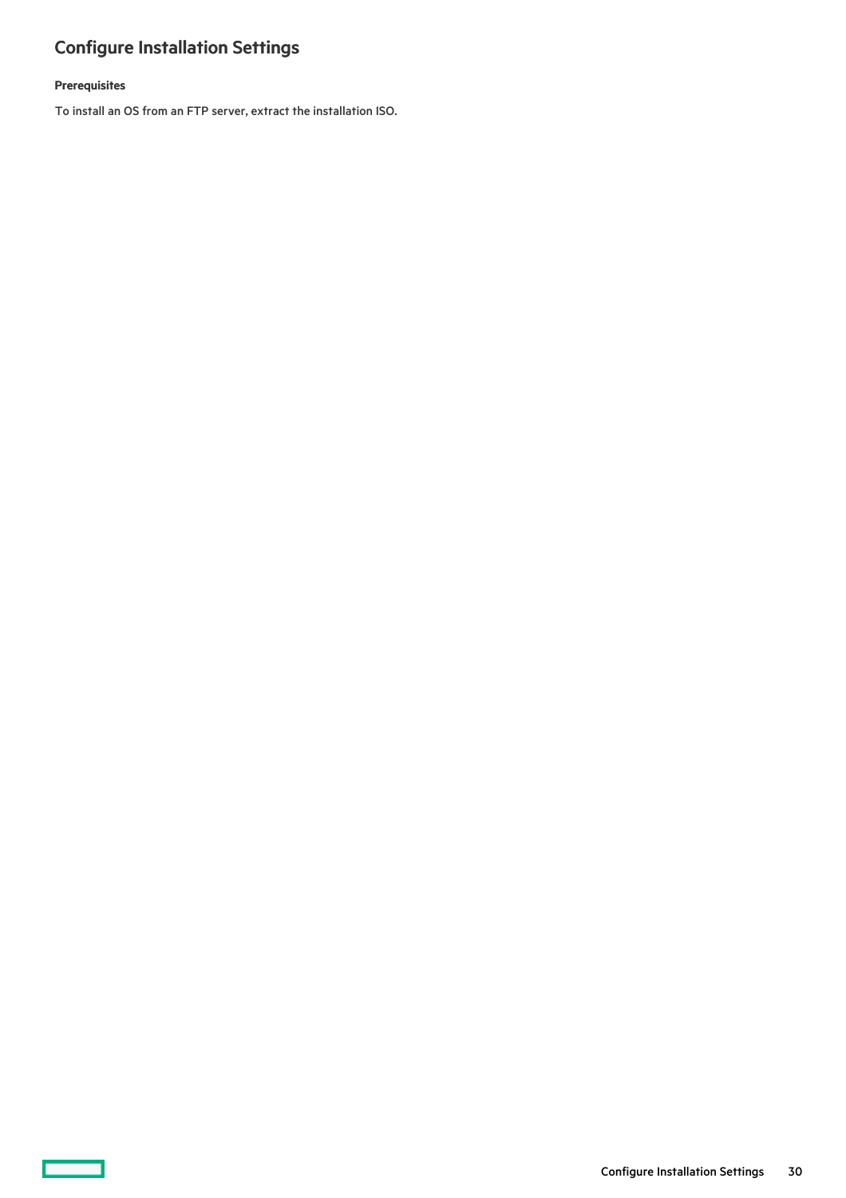## Configure Installation Settings

**Prerequisites**

To install an OS from an FTP server, extract the installation ISO.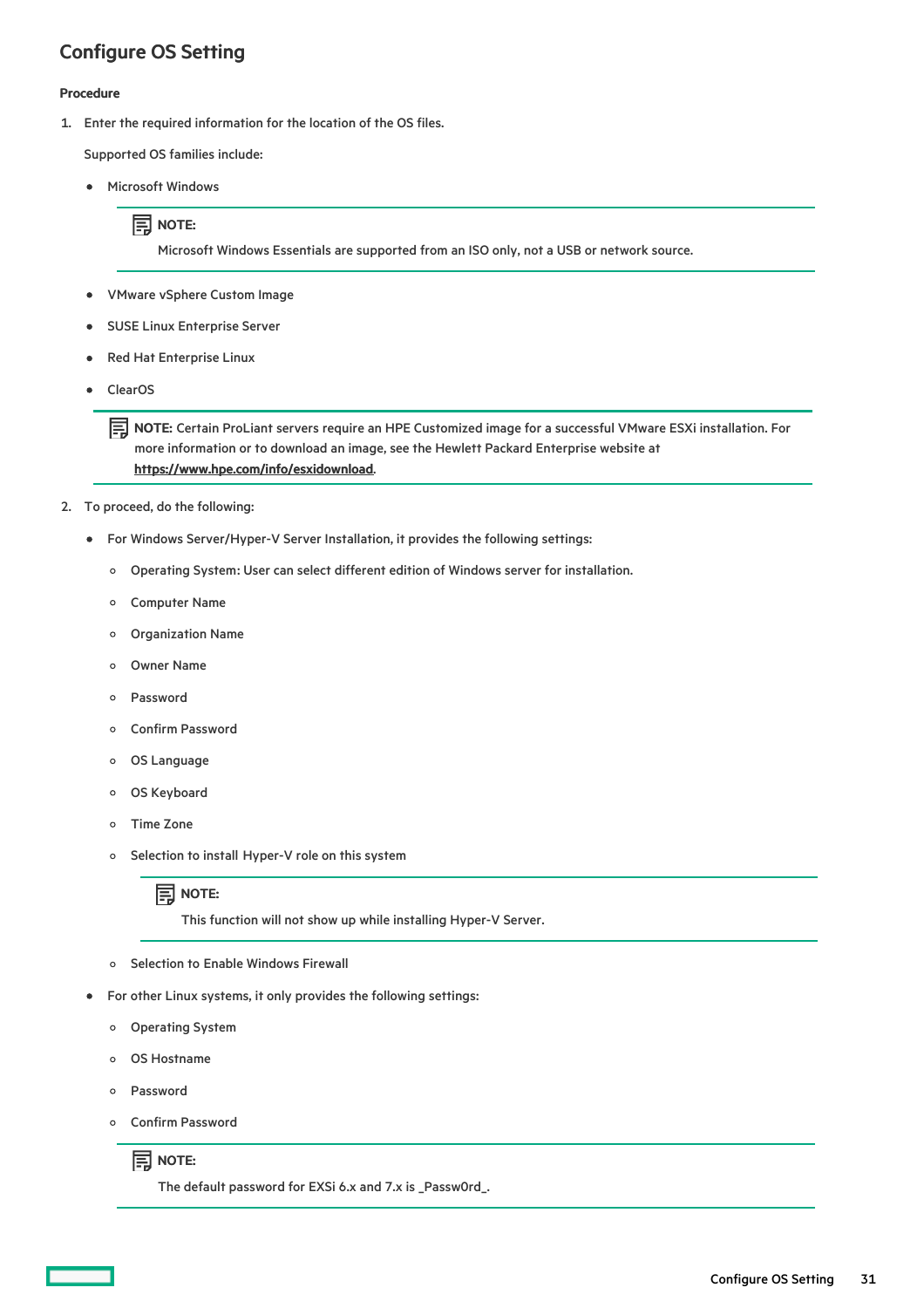## Configure OS Setting

**Procedure**

1. Enter the required information for the location of the OS files.

   Supported OS families include:

   - Microsoft Windows

     > **NOTE:**
     >
     > Microsoft Windows Essentials are supported from an ISO only, not a USB or network source.

   - VMware vSphere Custom Image
   - SUSE Linux Enterprise Server
   - Red Hat Enterprise Linux
   - ClearOS

   > **NOTE:** Certain ProLiant servers require an HPE Customized image for a successful VMware ESXi installation. For more information or to download an image, see the Hewlett Packard Enterprise website at https://www.hpe.com/info/esxidownload.

2. To proceed, do the following:

   - For Windows Server/Hyper-V Server Installation, it provides the following settings:
     - Operating System: User can select different edition of Windows server for installation.
     - Computer Name
     - Organization Name
     - Owner Name
     - Password
     - Confirm Password
     - OS Language
     - OS Keyboard
     - Time Zone
     - Selection to install Hyper-V role on this system

       > **NOTE:**
       >
       > This function will not show up while installing Hyper-V Server.

     - Selection to Enable Windows Firewall
   - For other Linux systems, it only provides the following settings:
     - Operating System
     - OS Hostname
     - Password
     - Confirm Password

     > **NOTE:**
     >
     > The default password for EXSi 6.x and 7.x is _Passw0rd_.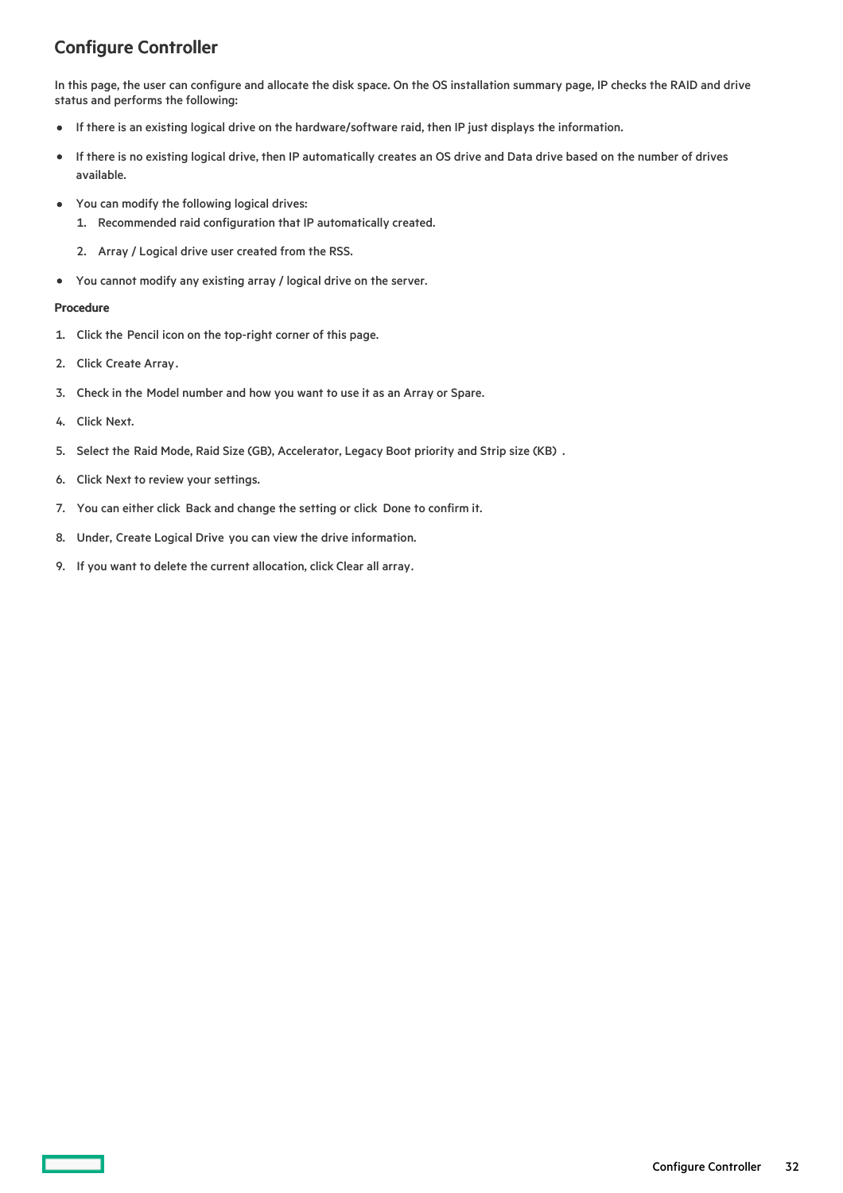## Configure Controller

In this page, the user can configure and allocate the disk space. On the OS installation summary page, IP checks the RAID and drive status and performs the following:

- If there is an existing logical drive on the hardware/software raid, then IP just displays the information.
- If there is no existing logical drive, then IP automatically creates an OS drive and Data drive based on the number of drives available.
- You can modify the following logical drives:
  1. Recommended raid configuration that IP automatically created.
  2. Array / Logical drive user created from the RSS.
- You cannot modify any existing array / logical drive on the server.

**Procedure**

1. Click the Pencil icon on the top-right corner of this page.
2. Click Create Array.
3. Check in the Model number and how you want to use it as an Array or Spare.
4. Click Next.
5. Select the Raid Mode, Raid Size (GB), Accelerator, Legacy Boot priority and Strip size (KB) .
6. Click Next to review your settings.
7. You can either click Back and change the setting or click Done to confirm it.
8. Under, Create Logical Drive you can view the drive information.
9. If you want to delete the current allocation, click Clear all array.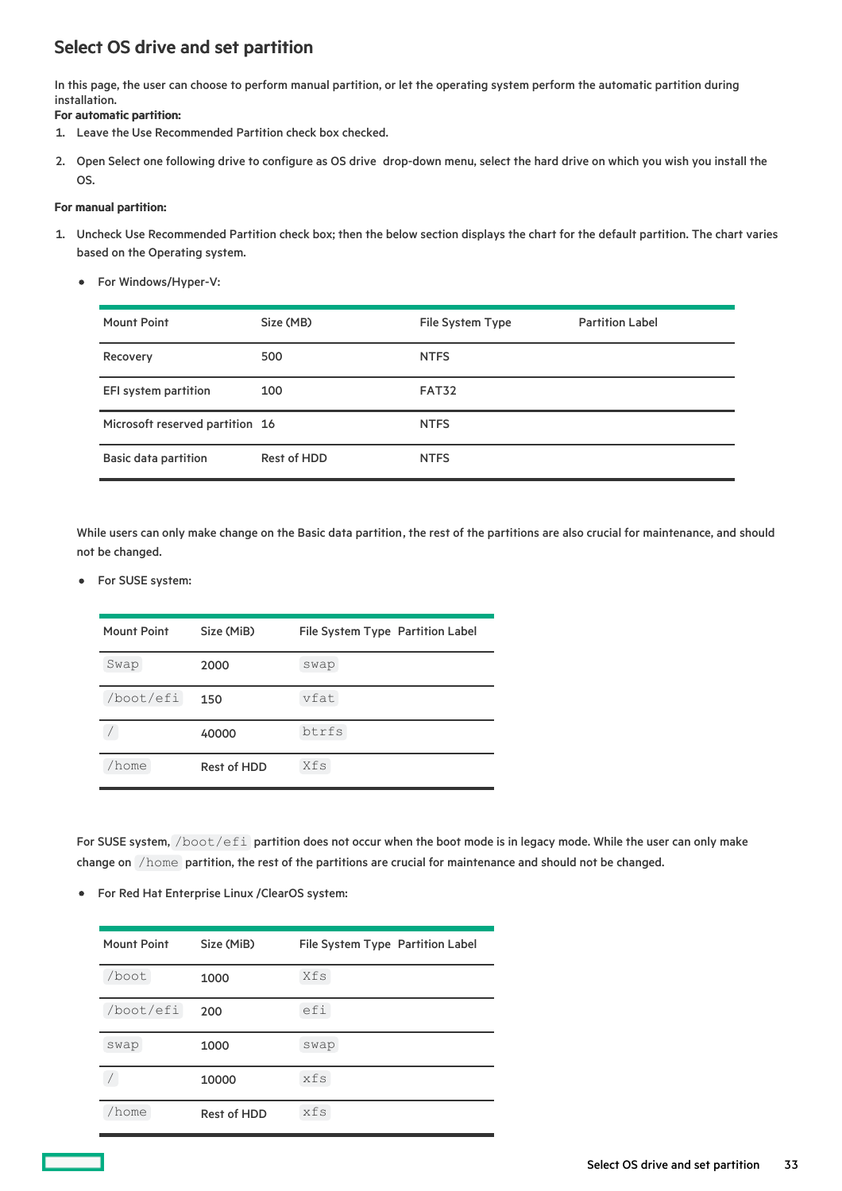## Select OS drive and set partition

In this page, the user can choose to perform manual partition, or let the operating system perform the automatic partition during installation.

**For automatic partition:**

1. Leave the Use Recommended Partition check box checked.
2. Open Select one following drive to configure as OS drive drop-down menu, select the hard drive on which you wish you install the OS.

**For manual partition:**

1. Uncheck Use Recommended Partition check box; then the below section displays the chart for the default partition. The chart varies based on the Operating system.

   - For Windows/Hyper-V:

     | Mount Point | Size (MB) | File System Type | Partition Label |
     | --- | --- | --- | --- |
     | Recovery | 500 | NTFS | |
     | EFI system partition | 100 | FAT32 | |
     | Microsoft reserved partition | 16 | NTFS | |
     | Basic data partition | Rest of HDD | NTFS | |

     While users can only make change on the Basic data partition, the rest of the partitions are also crucial for maintenance, and should not be changed.

   - For SUSE system:

     | Mount Point | Size (MiB) | File System Type | Partition Label |
     | --- | --- | --- | --- |
     | `Swap` | 2000 | `swap` | |
     | `/boot/efi` | 150 | `vfat` | |
     | `/` | 40000 | `btrfs` | |
     | `/home` | Rest of HDD | `Xfs` | |

     For SUSE system, `/boot/efi` partition does not occur when the boot mode is in legacy mode. While the user can only make change on `/home` partition, the rest of the partitions are crucial for maintenance and should not be changed.

   - For Red Hat Enterprise Linux /ClearOS system:

     | Mount Point | Size (MiB) | File System Type | Partition Label |
     | --- | --- | --- | --- |
     | `/boot` | 1000 | `Xfs` | |
     | `/boot/efi` | 200 | `efi` | |
     | `swap` | 1000 | `swap` | |
     | `/` | 10000 | `xfs` | |
     | `/home` | Rest of HDD | `xfs` | |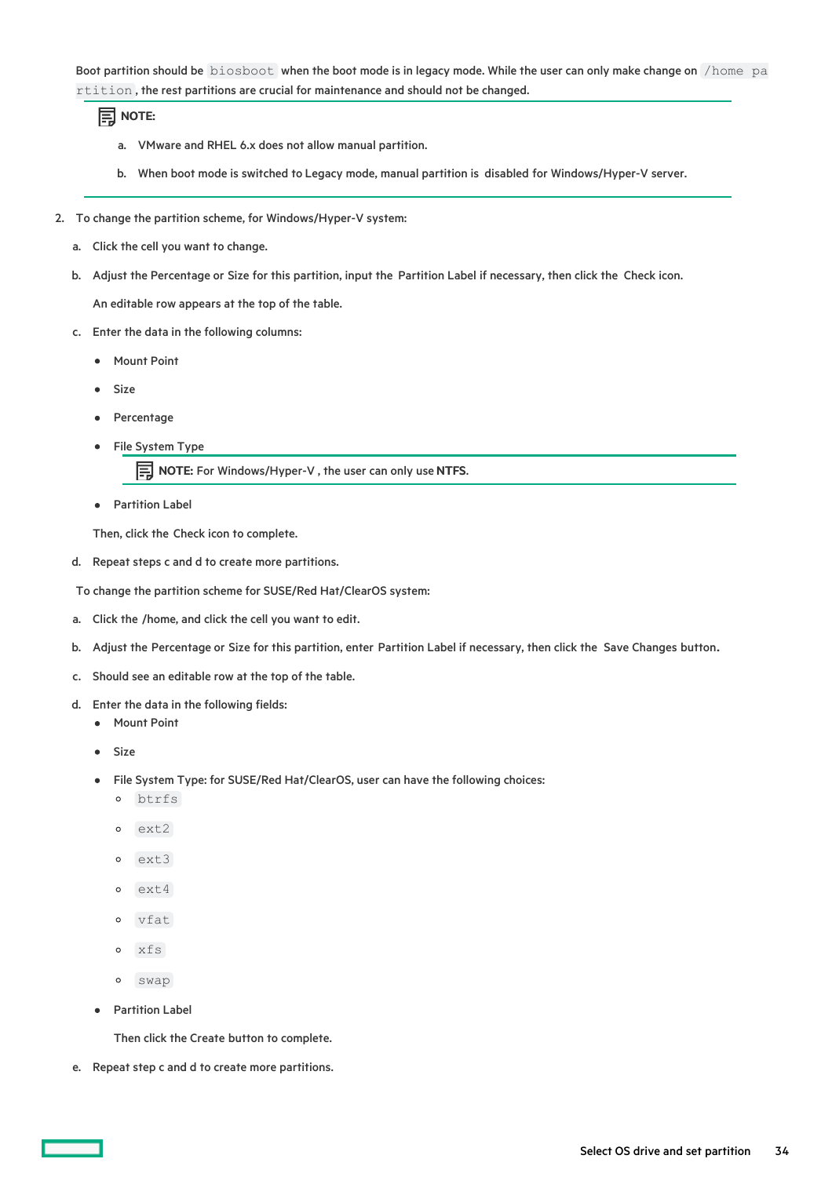Boot partition should be `biosboot` when the boot mode is in legacy mode. While the user can only make change on `/home partition`, the rest partitions are crucial for maintenance and should not be changed.

> **NOTE:**
>
> a. VMware and RHEL 6.x does not allow manual partition.
>
> b. When boot mode is switched to Legacy mode, manual partition is disabled for Windows/Hyper-V server.

2. To change the partition scheme, for Windows/Hyper-V system:

   a. Click the cell you want to change.

   b. Adjust the Percentage or Size for this partition, input the Partition Label if necessary, then click the Check icon.

      An editable row appears at the top of the table.

   c. Enter the data in the following columns:

      - Mount Point
      - Size
      - Percentage
      - File System Type

        > **NOTE:** For Windows/Hyper-V , the user can only use **NTFS**.

      - Partition Label

      Then, click the Check icon to complete.

   d. Repeat steps c and d to create more partitions.

   To change the partition scheme for SUSE/Red Hat/ClearOS system:

   a. Click the /home, and click the cell you want to edit.

   b. Adjust the Percentage or Size for this partition, enter Partition Label if necessary, then click the Save Changes button.

   c. Should see an editable row at the top of the table.

   d. Enter the data in the following fields:

      - Mount Point
      - Size
      - File System Type: for SUSE/Red Hat/ClearOS, user can have the following choices:
        - `btrfs`
        - `ext2`
        - `ext3`
        - `ext4`
        - `vfat`
        - `xfs`
        - `swap`
      - Partition Label

        Then click the Create button to complete.

   e. Repeat step c and d to create more partitions.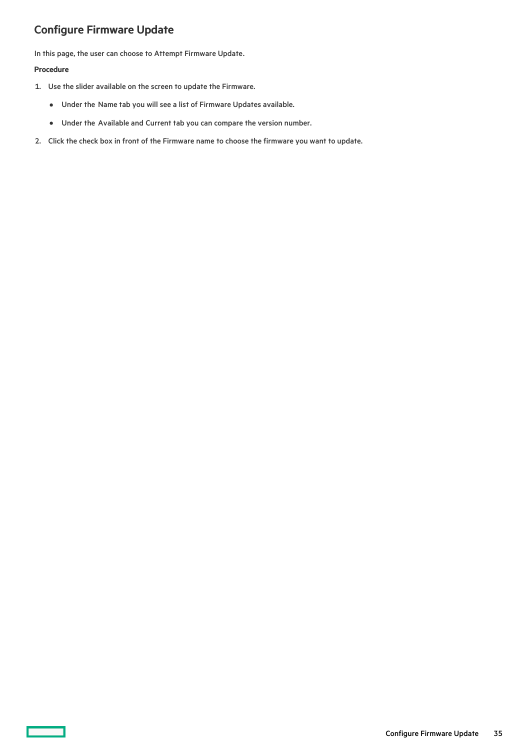## Configure Firmware Update

In this page, the user can choose to Attempt Firmware Update.

**Procedure**

1. Use the slider available on the screen to update the Firmware.
    - Under the Name tab you will see a list of Firmware Updates available.
    - Under the Available and Current tab you can compare the version number.
2. Click the check box in front of the Firmware name to choose the firmware you want to update.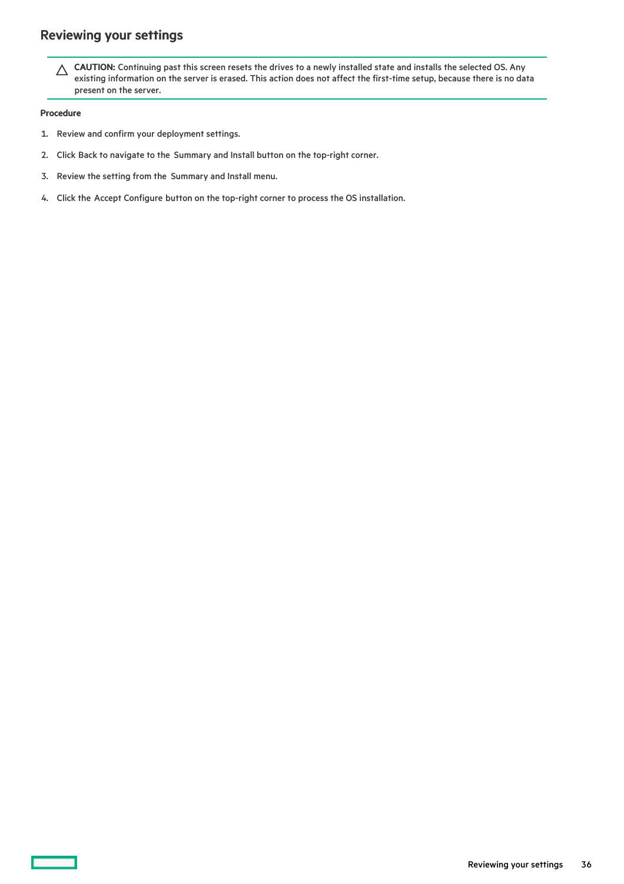## Reviewing your settings

> **CAUTION:** Continuing past this screen resets the drives to a newly installed state and installs the selected OS. Any existing information on the server is erased. This action does not affect the first-time setup, because there is no data present on the server.

**Procedure**

1. Review and confirm your deployment settings.
2. Click Back to navigate to the Summary and Install button on the top-right corner.
3. Review the setting from the Summary and Install menu.
4. Click the Accept Configure button on the top-right corner to process the OS installation.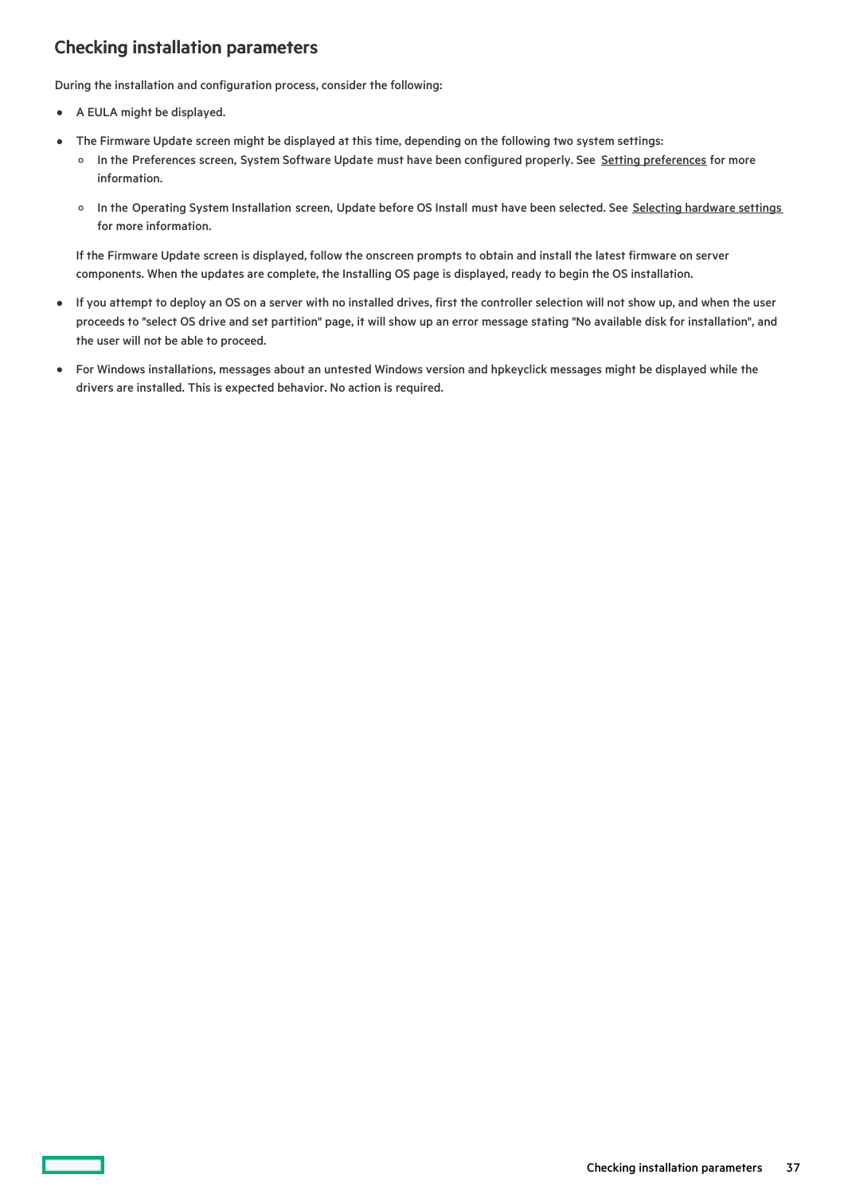## Checking installation parameters

During the installation and configuration process, consider the following:

- A EULA might be displayed.
- The Firmware Update screen might be displayed at this time, depending on the following two system settings:
    - In the Preferences screen, System Software Update must have been configured properly. See Setting preferences for more information.
    - In the Operating System Installation screen, Update before OS Install must have been selected. See Selecting hardware settings for more information.

  If the Firmware Update screen is displayed, follow the onscreen prompts to obtain and install the latest firmware on server components. When the updates are complete, the Installing OS page is displayed, ready to begin the OS installation.
- If you attempt to deploy an OS on a server with no installed drives, first the controller selection will not show up, and when the user proceeds to "select OS drive and set partition" page, it will show up an error message stating "No available disk for installation", and the user will not be able to proceed.
- For Windows installations, messages about an untested Windows version and hpkeyclick messages might be displayed while the drivers are installed. This is expected behavior. No action is required.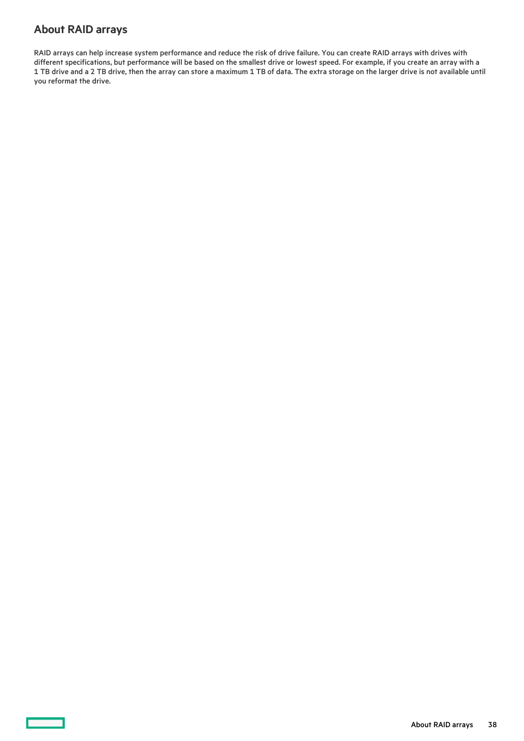## About RAID arrays

RAID arrays can help increase system performance and reduce the risk of drive failure. You can create RAID arrays with drives with different specifications, but performance will be based on the smallest drive or lowest speed. For example, if you create an array with a 1 TB drive and a 2 TB drive, then the array can store a maximum 1 TB of data. The extra storage on the larger drive is not available until you reformat the drive.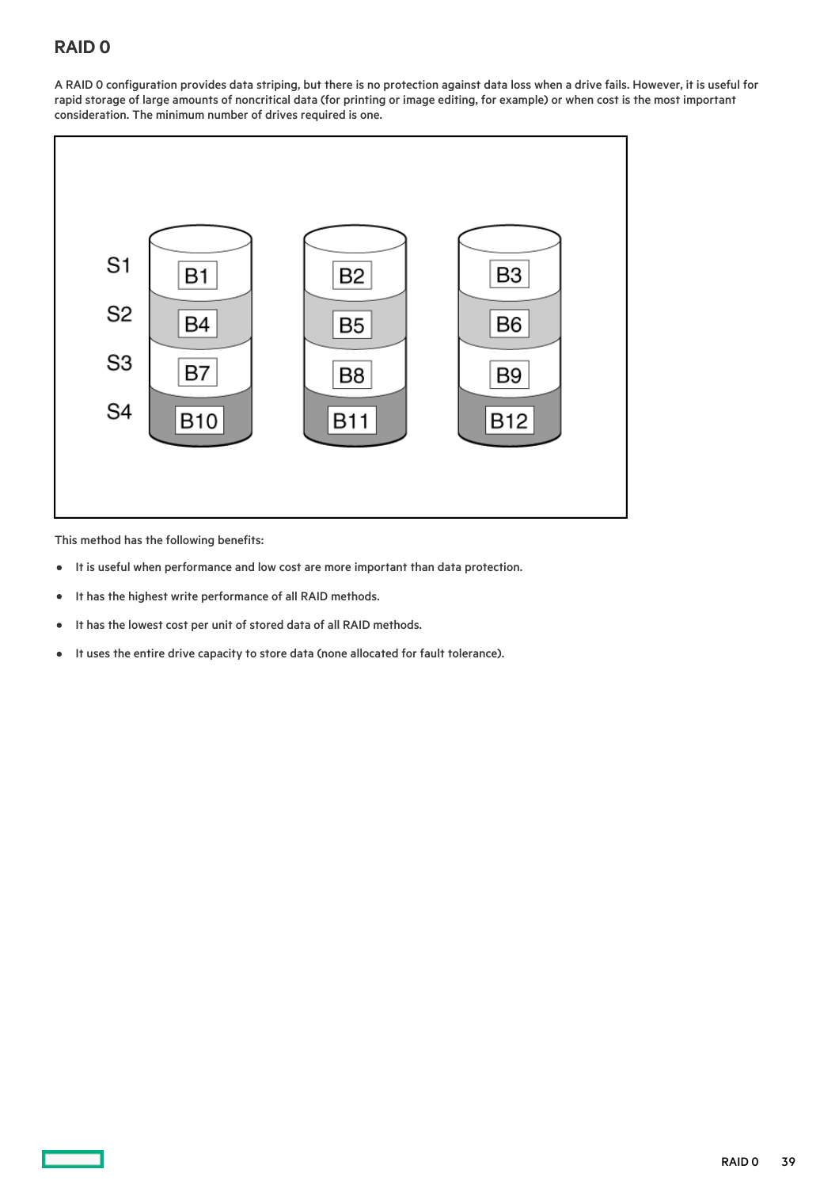## RAID 0

A RAID 0 configuration provides data striping, but there is no protection against data loss when a drive fails. However, it is useful for rapid storage of large amounts of noncritical data (for printing or image editing, for example) or when cost is the most important consideration. The minimum number of drives required is one.

This method has the following benefits:

- It is useful when performance and low cost are more important than data protection.
- It has the highest write performance of all RAID methods.
- It has the lowest cost per unit of stored data of all RAID methods.
- It uses the entire drive capacity to store data (none allocated for fault tolerance).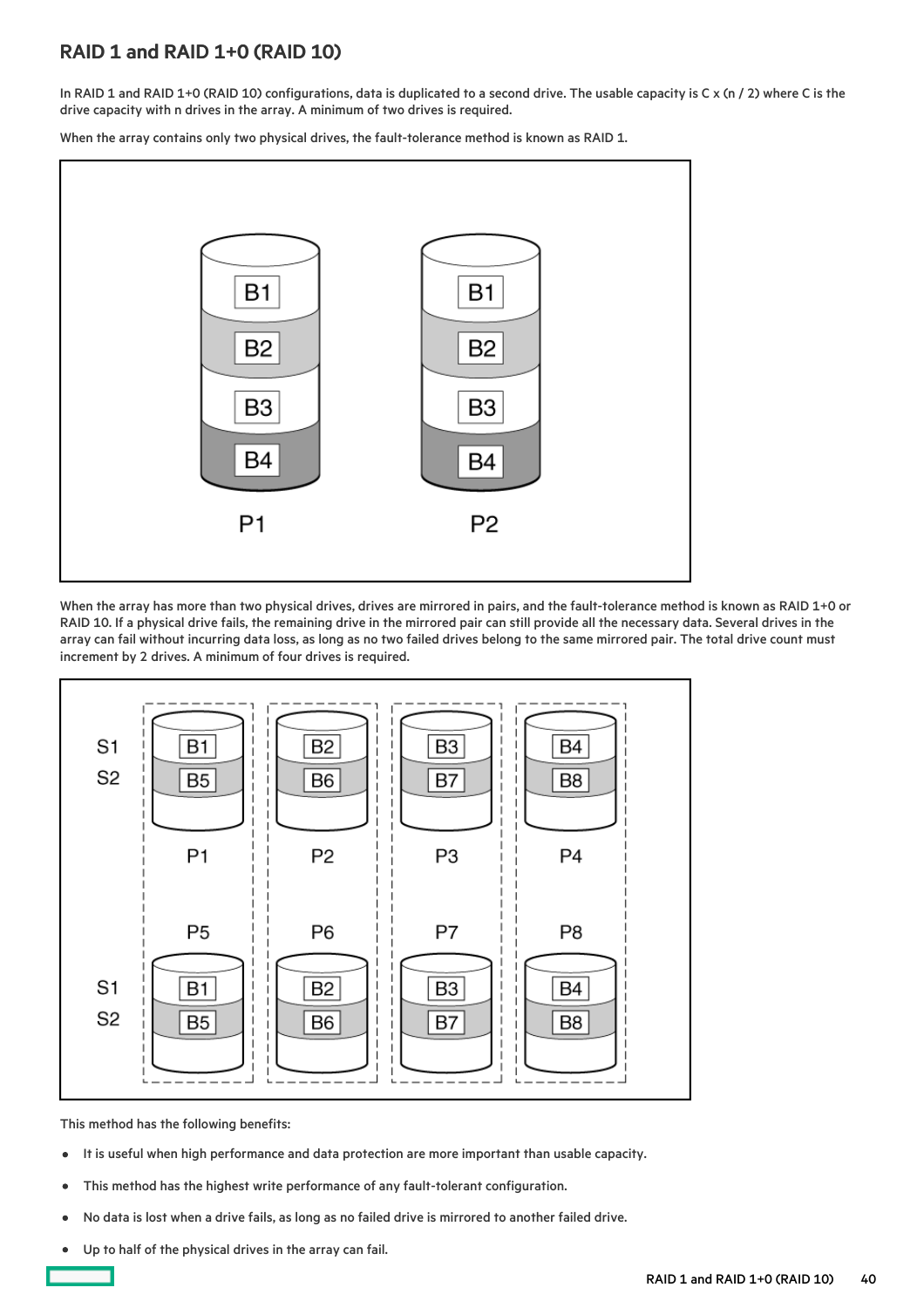## RAID 1 and RAID 1+0 (RAID 10)

In RAID 1 and RAID 1+0 (RAID 10) configurations, data is duplicated to a second drive. The usable capacity is C x (n / 2) where C is the drive capacity with n drives in the array. A minimum of two drives is required.

When the array contains only two physical drives, the fault-tolerance method is known as RAID 1.

When the array has more than two physical drives, drives are mirrored in pairs, and the fault-tolerance method is known as RAID 1+0 or RAID 10. If a physical drive fails, the remaining drive in the mirrored pair can still provide all the necessary data. Several drives in the array can fail without incurring data loss, as long as no two failed drives belong to the same mirrored pair. The total drive count must increment by 2 drives. A minimum of four drives is required.

This method has the following benefits:

- It is useful when high performance and data protection are more important than usable capacity.
- This method has the highest write performance of any fault-tolerant configuration.
- No data is lost when a drive fails, as long as no failed drive is mirrored to another failed drive.
- Up to half of the physical drives in the array can fail.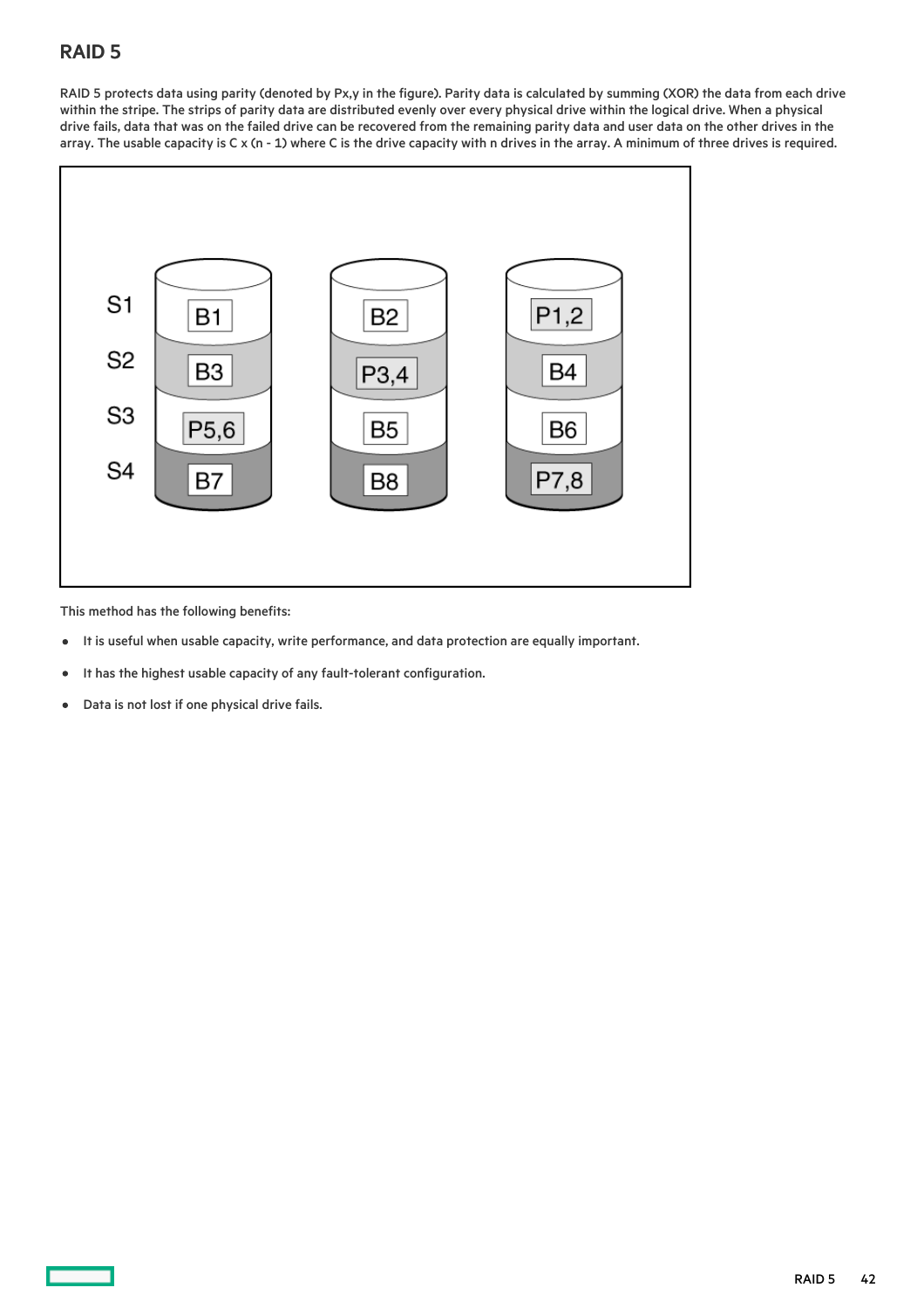## RAID 5

RAID 5 protects data using parity (denoted by Px,y in the figure). Parity data is calculated by summing (XOR) the data from each drive within the stripe. The strips of parity data are distributed evenly over every physical drive within the logical drive. When a physical drive fails, data that was on the failed drive can be recovered from the remaining parity data and user data on the other drives in the array. The usable capacity is C x (n - 1) where C is the drive capacity with n drives in the array. A minimum of three drives is required.

This method has the following benefits:

- It is useful when usable capacity, write performance, and data protection are equally important.
- It has the highest usable capacity of any fault-tolerant configuration.
- Data is not lost if one physical drive fails.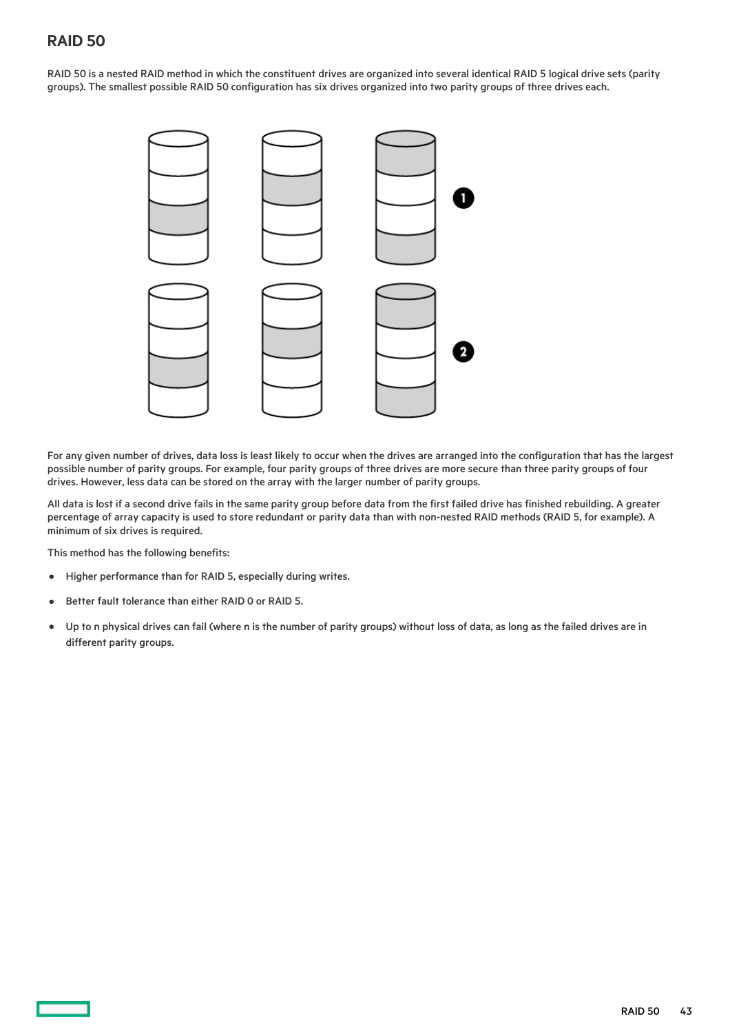# RAID 50

RAID 50 is a nested RAID method in which the constituent drives are organized into several identical RAID 5 logical drive sets (parity groups). The smallest possible RAID 50 configuration has six drives organized into two parity groups of three drives each.

For any given number of drives, data loss is least likely to occur when the drives are arranged into the configuration that has the largest possible number of parity groups. For example, four parity groups of three drives are more secure than three parity groups of four drives. However, less data can be stored on the array with the larger number of parity groups.

All data is lost if a second drive fails in the same parity group before data from the first failed drive has finished rebuilding. A greater percentage of array capacity is used to store redundant or parity data than with non-nested RAID methods (RAID 5, for example). A minimum of six drives is required.

This method has the following benefits:

- Higher performance than for RAID 5, especially during writes.
- Better fault tolerance than either RAID 0 or RAID 5.
- Up to n physical drives can fail (where n is the number of parity groups) without loss of data, as long as the failed drives are in different parity groups.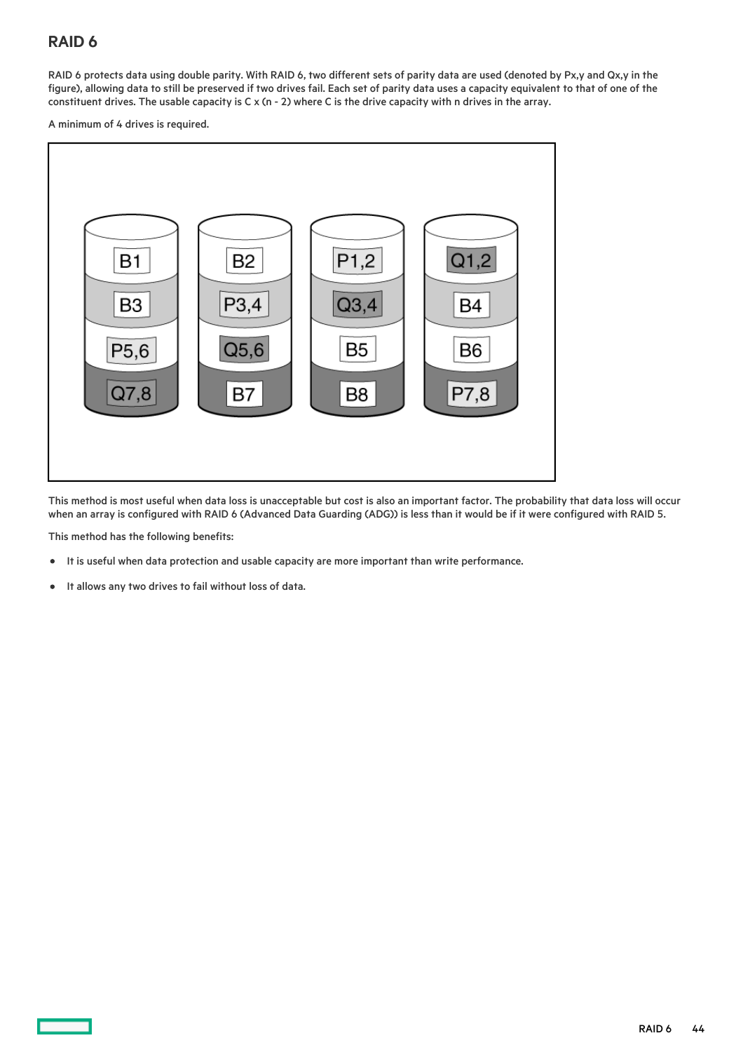## RAID 6

RAID 6 protects data using double parity. With RAID 6, two different sets of parity data are used (denoted by Px,y and Qx,y in the figure), allowing data to still be preserved if two drives fail. Each set of parity data uses a capacity equivalent to that of one of the constituent drives. The usable capacity is C x (n - 2) where C is the drive capacity with n drives in the array.

A minimum of 4 drives is required.

This method is most useful when data loss is unacceptable but cost is also an important factor. The probability that data loss will occur when an array is configured with RAID 6 (Advanced Data Guarding (ADG)) is less than it would be if it were configured with RAID 5.

This method has the following benefits:

- It is useful when data protection and usable capacity are more important than write performance.
- It allows any two drives to fail without loss of data.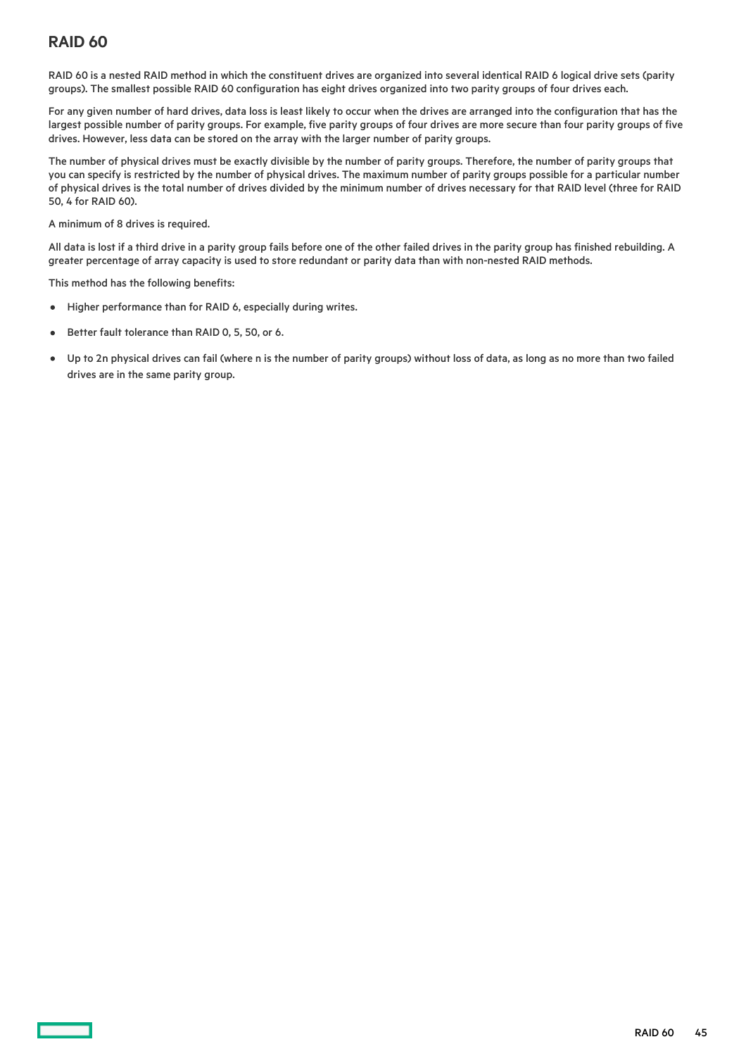## RAID 60

RAID 60 is a nested RAID method in which the constituent drives are organized into several identical RAID 6 logical drive sets (parity groups). The smallest possible RAID 60 configuration has eight drives organized into two parity groups of four drives each.

For any given number of hard drives, data loss is least likely to occur when the drives are arranged into the configuration that has the largest possible number of parity groups. For example, five parity groups of four drives are more secure than four parity groups of five drives. However, less data can be stored on the array with the larger number of parity groups.

The number of physical drives must be exactly divisible by the number of parity groups. Therefore, the number of parity groups that you can specify is restricted by the number of physical drives. The maximum number of parity groups possible for a particular number of physical drives is the total number of drives divided by the minimum number of drives necessary for that RAID level (three for RAID 50, 4 for RAID 60).

A minimum of 8 drives is required.

All data is lost if a third drive in a parity group fails before one of the other failed drives in the parity group has finished rebuilding. A greater percentage of array capacity is used to store redundant or parity data than with non-nested RAID methods.

This method has the following benefits:

- Higher performance than for RAID 6, especially during writes.
- Better fault tolerance than RAID 0, 5, 50, or 6.
- Up to 2n physical drives can fail (where n is the number of parity groups) without loss of data, as long as no more than two failed drives are in the same parity group.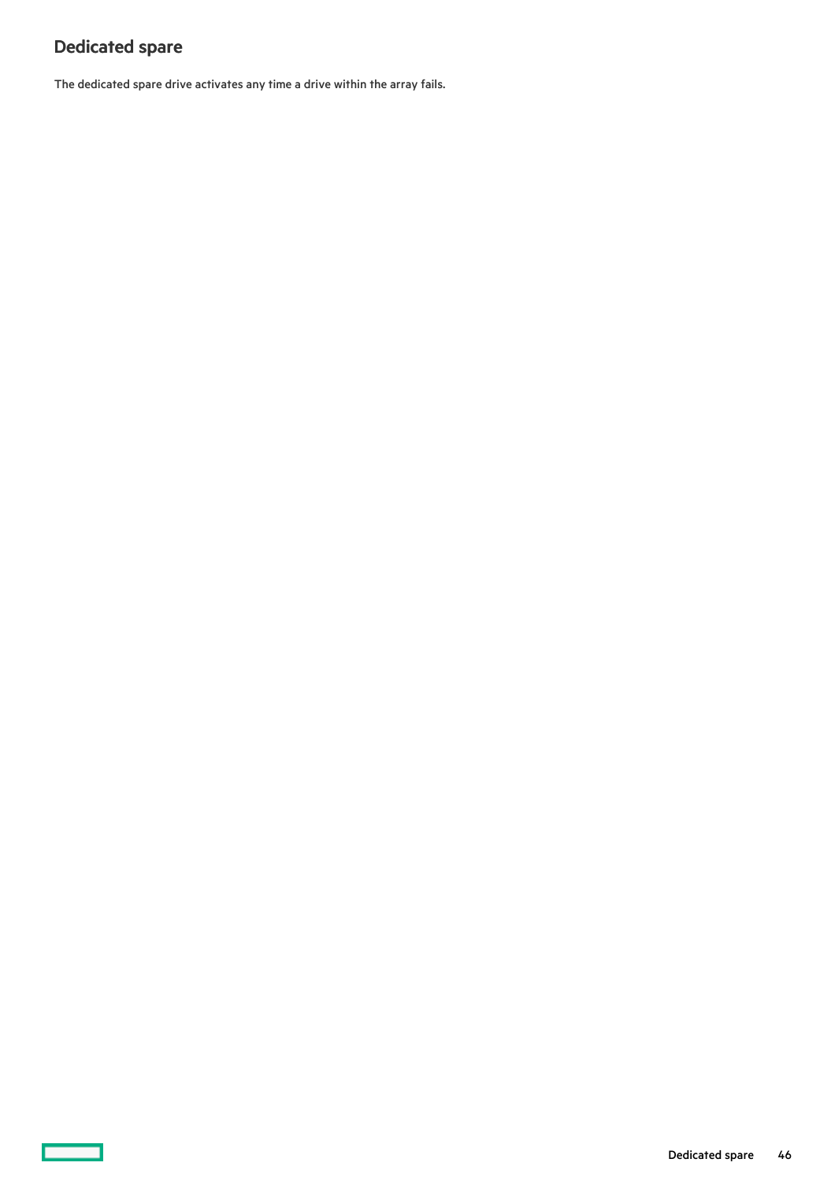## Dedicated spare

The dedicated spare drive activates any time a drive within the array fails.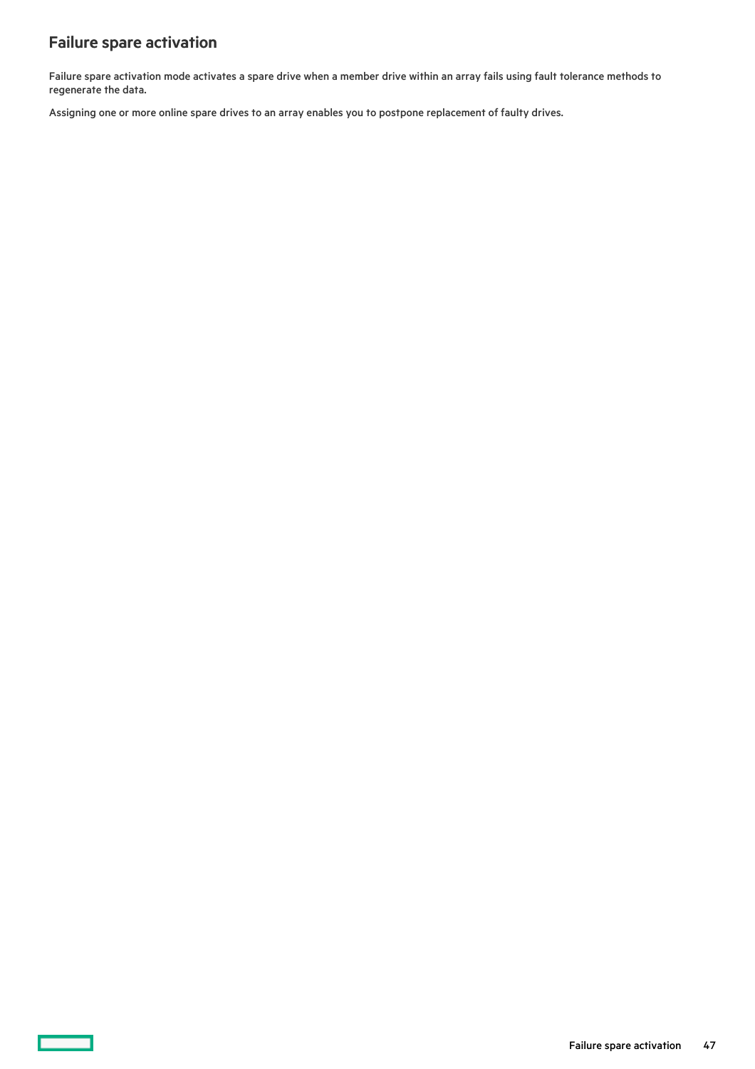## Failure spare activation

Failure spare activation mode activates a spare drive when a member drive within an array fails using fault tolerance methods to regenerate the data.

Assigning one or more online spare drives to an array enables you to postpone replacement of faulty drives.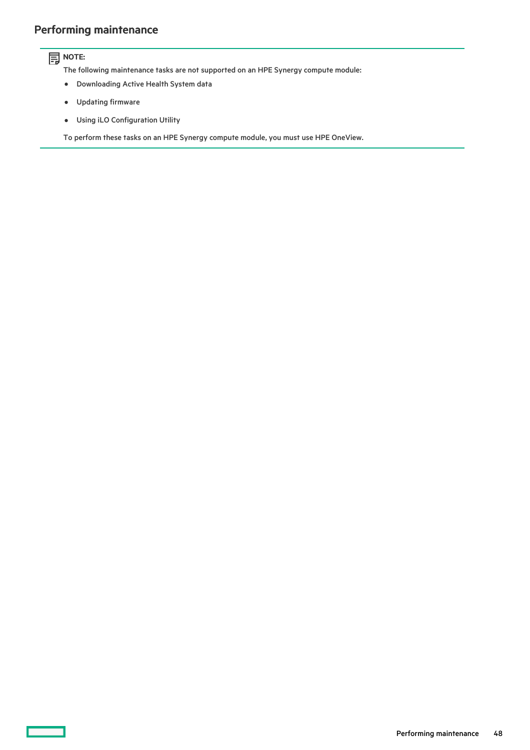# Performing maintenance

**NOTE:**

The following maintenance tasks are not supported on an HPE Synergy compute module:

- Downloading Active Health System data
- Updating firmware
- Using iLO Configuration Utility

To perform these tasks on an HPE Synergy compute module, you must use HPE OneView.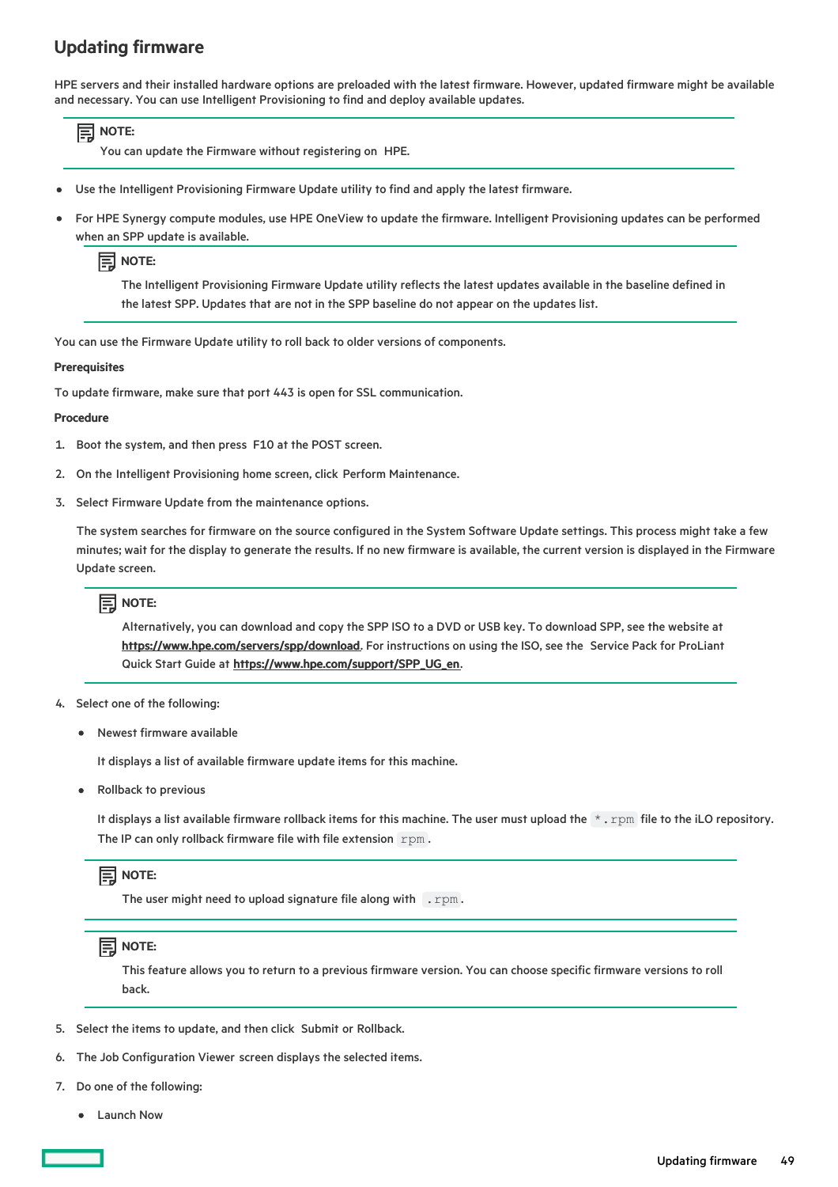## Updating firmware

HPE servers and their installed hardware options are preloaded with the latest firmware. However, updated firmware might be available and necessary. You can use Intelligent Provisioning to find and deploy available updates.

> **NOTE:**
> You can update the Firmware without registering on HPE.

- Use the Intelligent Provisioning Firmware Update utility to find and apply the latest firmware.
- For HPE Synergy compute modules, use HPE OneView to update the firmware. Intelligent Provisioning updates can be performed when an SPP update is available.

  > **NOTE:**
  > The Intelligent Provisioning Firmware Update utility reflects the latest updates available in the baseline defined in the latest SPP. Updates that are not in the SPP baseline do not appear on the updates list.

You can use the Firmware Update utility to roll back to older versions of components.

**Prerequisites**

To update firmware, make sure that port 443 is open for SSL communication.

**Procedure**

1. Boot the system, and then press F10 at the POST screen.
2. On the Intelligent Provisioning home screen, click Perform Maintenance.
3. Select Firmware Update from the maintenance options.

   The system searches for firmware on the source configured in the System Software Update settings. This process might take a few minutes; wait for the display to generate the results. If no new firmware is available, the current version is displayed in the Firmware Update screen.

   > **NOTE:**
   > Alternatively, you can download and copy the SPP ISO to a DVD or USB key. To download SPP, see the website at **https://www.hpe.com/servers/spp/download**. For instructions on using the ISO, see the Service Pack for ProLiant Quick Start Guide at **https://www.hpe.com/support/SPP_UG_en**.

4. Select one of the following:
   - Newest firmware available

     It displays a list of available firmware update items for this machine.

   - Rollback to previous

     It displays a list available firmware rollback items for this machine. The user must upload the `*.rpm` file to the iLO repository. The IP can only rollback firmware file with file extension `rpm`.

   > **NOTE:**
   > The user might need to upload signature file along with `.rpm`.

   > **NOTE:**
   > This feature allows you to return to a previous firmware version. You can choose specific firmware versions to roll back.

5. Select the items to update, and then click Submit or Rollback.
6. The Job Configuration Viewer screen displays the selected items.
7. Do one of the following:
   - Launch Now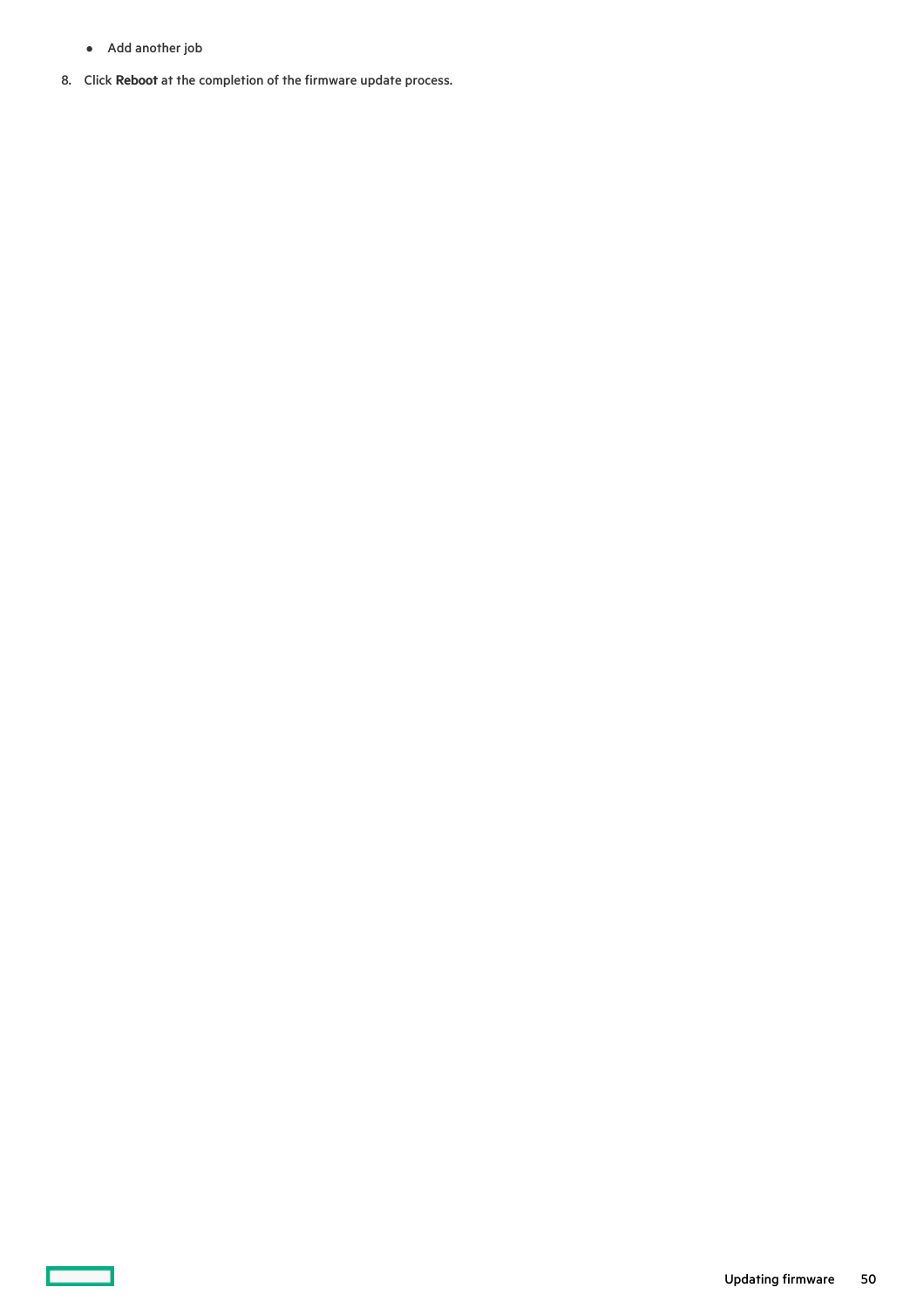- Add another job

8. Click **Reboot** at the completion of the firmware update process.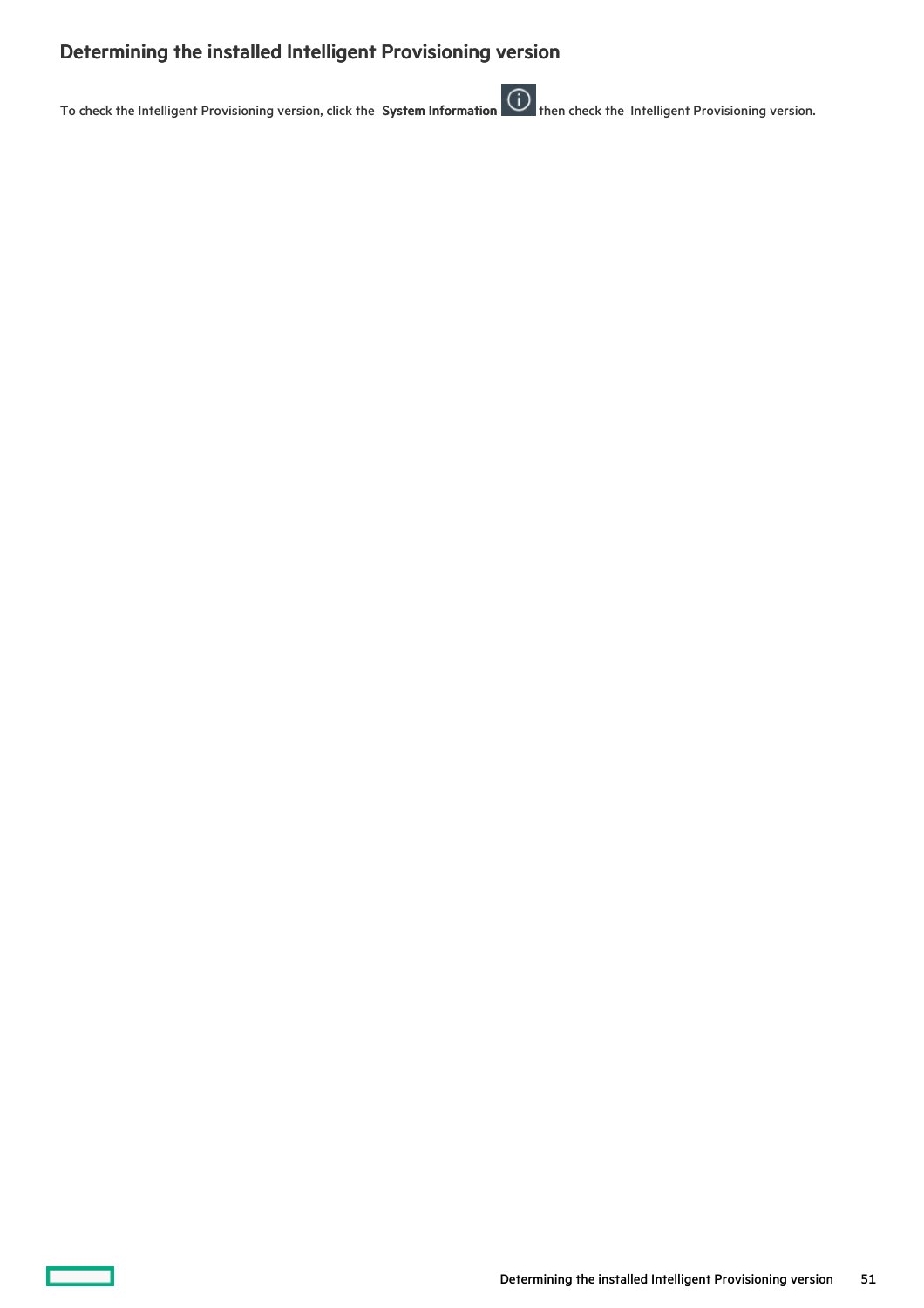## Determining the installed Intelligent Provisioning version

To check the Intelligent Provisioning version, click the **System Information** then check the Intelligent Provisioning version.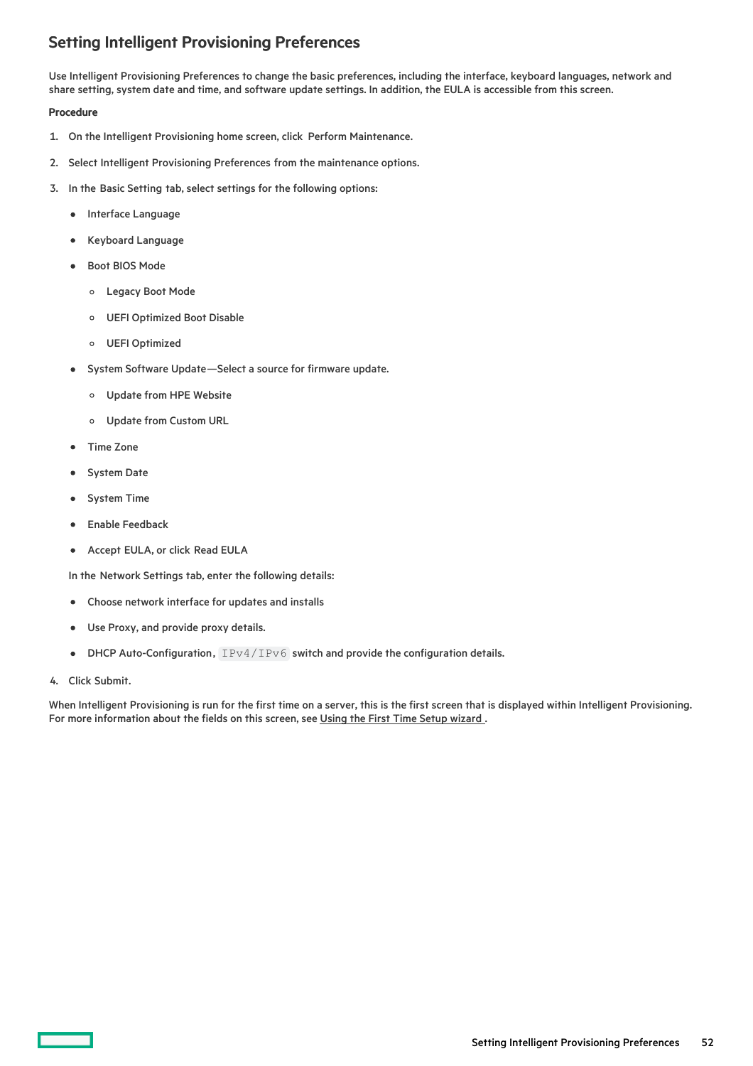## Setting Intelligent Provisioning Preferences

Use Intelligent Provisioning Preferences to change the basic preferences, including the interface, keyboard languages, network and share setting, system date and time, and software update settings. In addition, the EULA is accessible from this screen.

**Procedure**

1. On the Intelligent Provisioning home screen, click Perform Maintenance.
2. Select Intelligent Provisioning Preferences from the maintenance options.
3. In the Basic Setting tab, select settings for the following options:
   - Interface Language
   - Keyboard Language
   - Boot BIOS Mode
     - Legacy Boot Mode
     - UEFI Optimized Boot Disable
     - UEFI Optimized
   - System Software Update—Select a source for firmware update.
     - Update from HPE Website
     - Update from Custom URL
   - Time Zone
   - System Date
   - System Time
   - Enable Feedback
   - Accept EULA, or click Read EULA

   In the Network Settings tab, enter the following details:

   - Choose network interface for updates and installs
   - Use Proxy, and provide proxy details.
   - DHCP Auto-Configuration, `IPv4/IPv6` switch and provide the configuration details.
4. Click Submit.

When Intelligent Provisioning is run for the first time on a server, this is the first screen that is displayed within Intelligent Provisioning. For more information about the fields on this screen, see Using the First Time Setup wizard .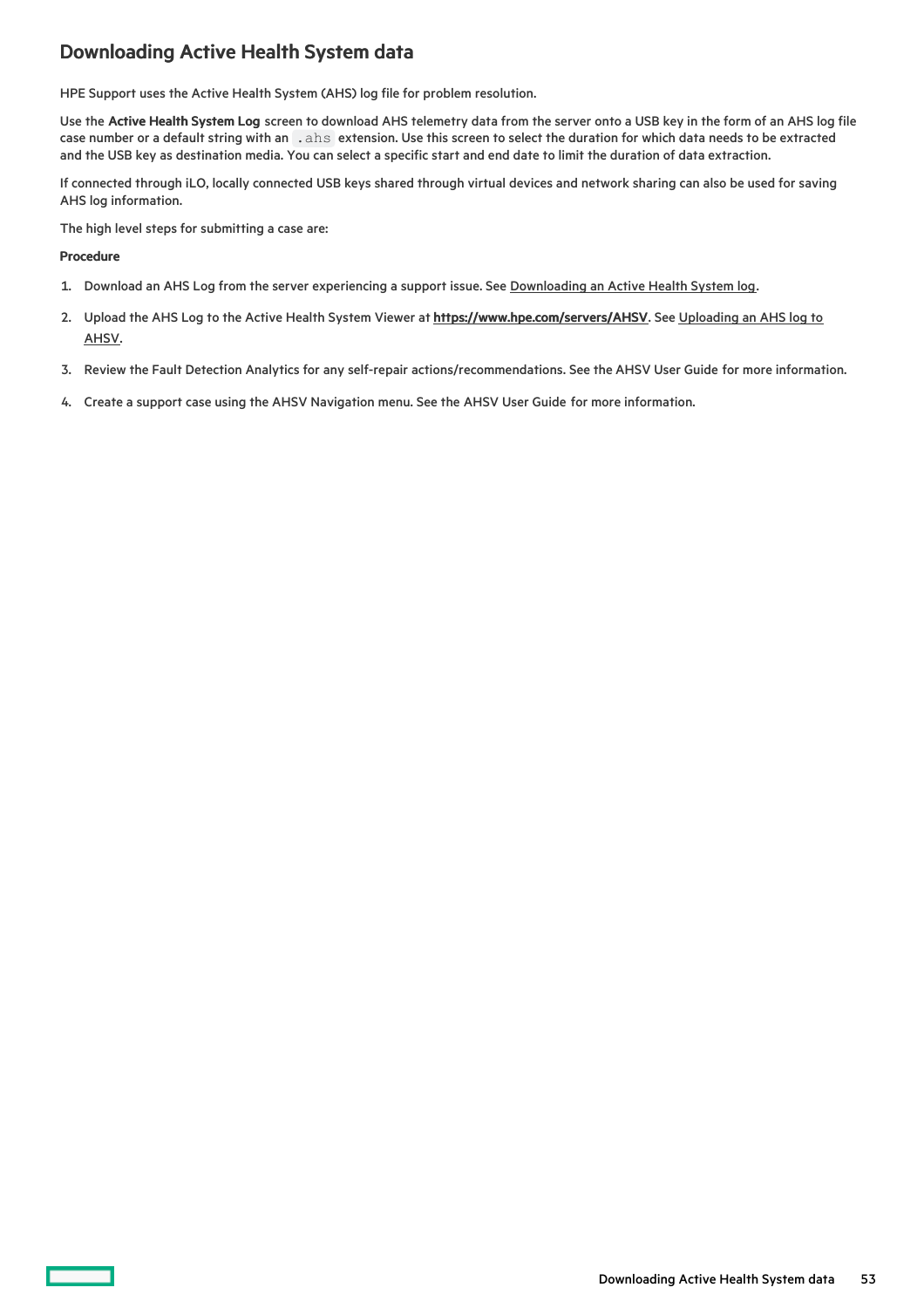## Downloading Active Health System data

HPE Support uses the Active Health System (AHS) log file for problem resolution.

Use the **Active Health System Log** screen to download AHS telemetry data from the server onto a USB key in the form of an AHS log file case number or a default string with an `.ahs` extension. Use this screen to select the duration for which data needs to be extracted and the USB key as destination media. You can select a specific start and end date to limit the duration of data extraction.

If connected through iLO, locally connected USB keys shared through virtual devices and network sharing can also be used for saving AHS log information.

The high level steps for submitting a case are:

**Procedure**

1. Download an AHS Log from the server experiencing a support issue. See Downloading an Active Health System log.
2. Upload the AHS Log to the Active Health System Viewer at **https://www.hpe.com/servers/AHSV**. See Uploading an AHS log to AHSV.
3. Review the Fault Detection Analytics for any self-repair actions/recommendations. See the AHSV User Guide for more information.
4. Create a support case using the AHSV Navigation menu. See the AHSV User Guide for more information.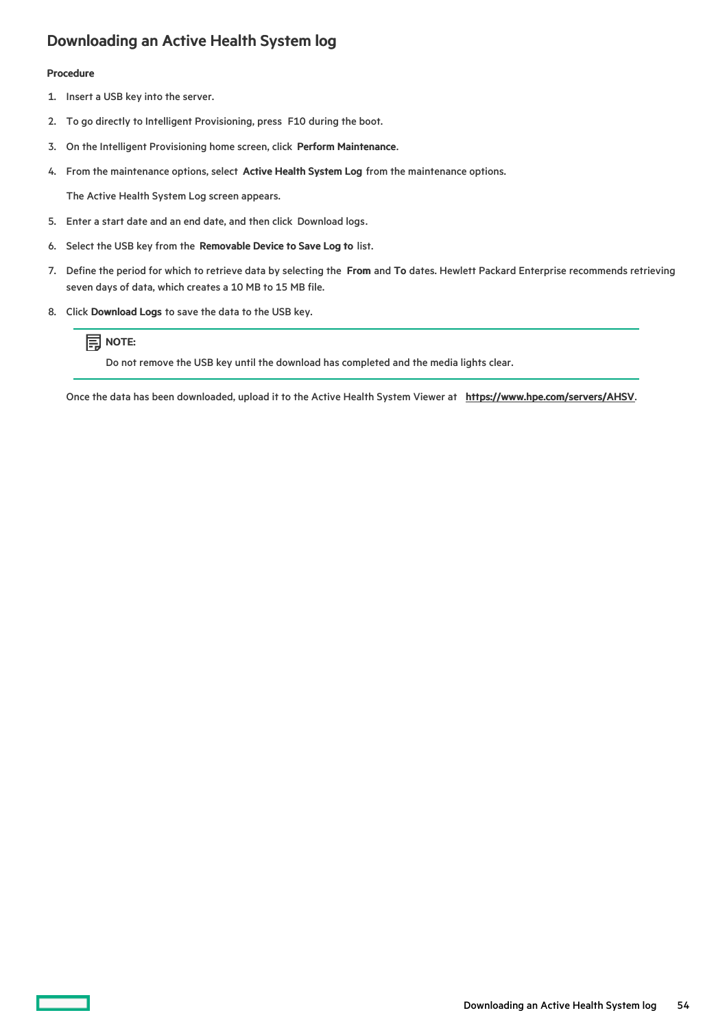## Downloading an Active Health System log

**Procedure**

1. Insert a USB key into the server.
2. To go directly to Intelligent Provisioning, press F10 during the boot.
3. On the Intelligent Provisioning home screen, click **Perform Maintenance**.
4. From the maintenance options, select **Active Health System Log** from the maintenance options.

   The Active Health System Log screen appears.
5. Enter a start date and an end date, and then click Download logs.
6. Select the USB key from the **Removable Device to Save Log to** list.
7. Define the period for which to retrieve data by selecting the **From** and **To** dates. Hewlett Packard Enterprise recommends retrieving seven days of data, which creates a 10 MB to 15 MB file.
8. Click **Download Logs** to save the data to the USB key.

   **NOTE:**

   Do not remove the USB key until the download has completed and the media lights clear.

   Once the data has been downloaded, upload it to the Active Health System Viewer at **https://www.hpe.com/servers/AHSV**.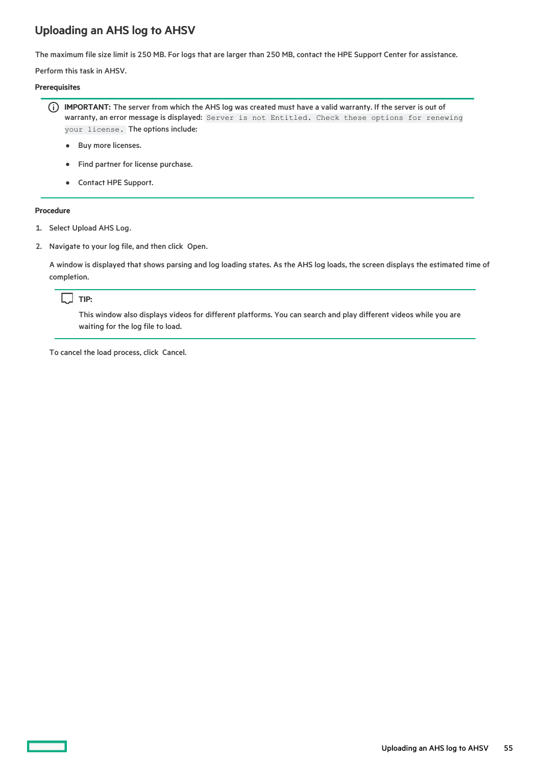## Uploading an AHS log to AHSV

The maximum file size limit is 250 MB. For logs that are larger than 250 MB, contact the HPE Support Center for assistance.

Perform this task in AHSV.

**Prerequisites**

> **IMPORTANT:** The server from which the AHS log was created must have a valid warranty. If the server is out of warranty, an error message is displayed: `Server is not Entitled. Check these options for renewing your license.` The options include:
>
> - Buy more licenses.
> - Find partner for license purchase.
> - Contact HPE Support.

**Procedure**

1. Select Upload AHS Log.
2. Navigate to your log file, and then click Open.

   A window is displayed that shows parsing and log loading states. As the AHS log loads, the screen displays the estimated time of completion.

   > **TIP:**
   >
   > This window also displays videos for different platforms. You can search and play different videos while you are waiting for the log file to load.

   To cancel the load process, click Cancel.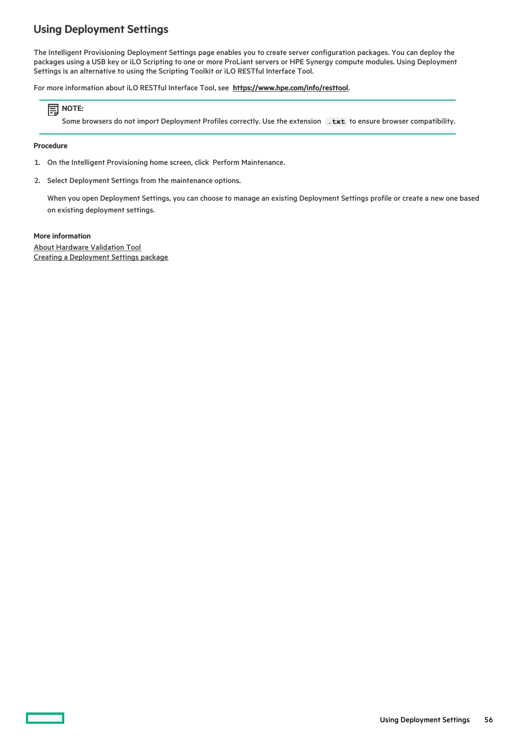## Using Deployment Settings

The Intelligent Provisioning Deployment Settings page enables you to create server configuration packages. You can deploy the packages using a USB key or iLO Scripting to one or more ProLiant servers or HPE Synergy compute modules. Using Deployment Settings is an alternative to using the Scripting Toolkit or iLO RESTful Interface Tool.

For more information about iLO RESTful Interface Tool, see **https://www.hpe.com/info/resttool**.

> **NOTE:**
> Some browsers do not import Deployment Profiles correctly. Use the extension `.txt` to ensure browser compatibility.

**Procedure**

1. On the Intelligent Provisioning home screen, click Perform Maintenance.
2. Select Deployment Settings from the maintenance options.

   When you open Deployment Settings, you can choose to manage an existing Deployment Settings profile or create a new one based on existing deployment settings.

**More information**

About Hardware Validation Tool
Creating a Deployment Settings package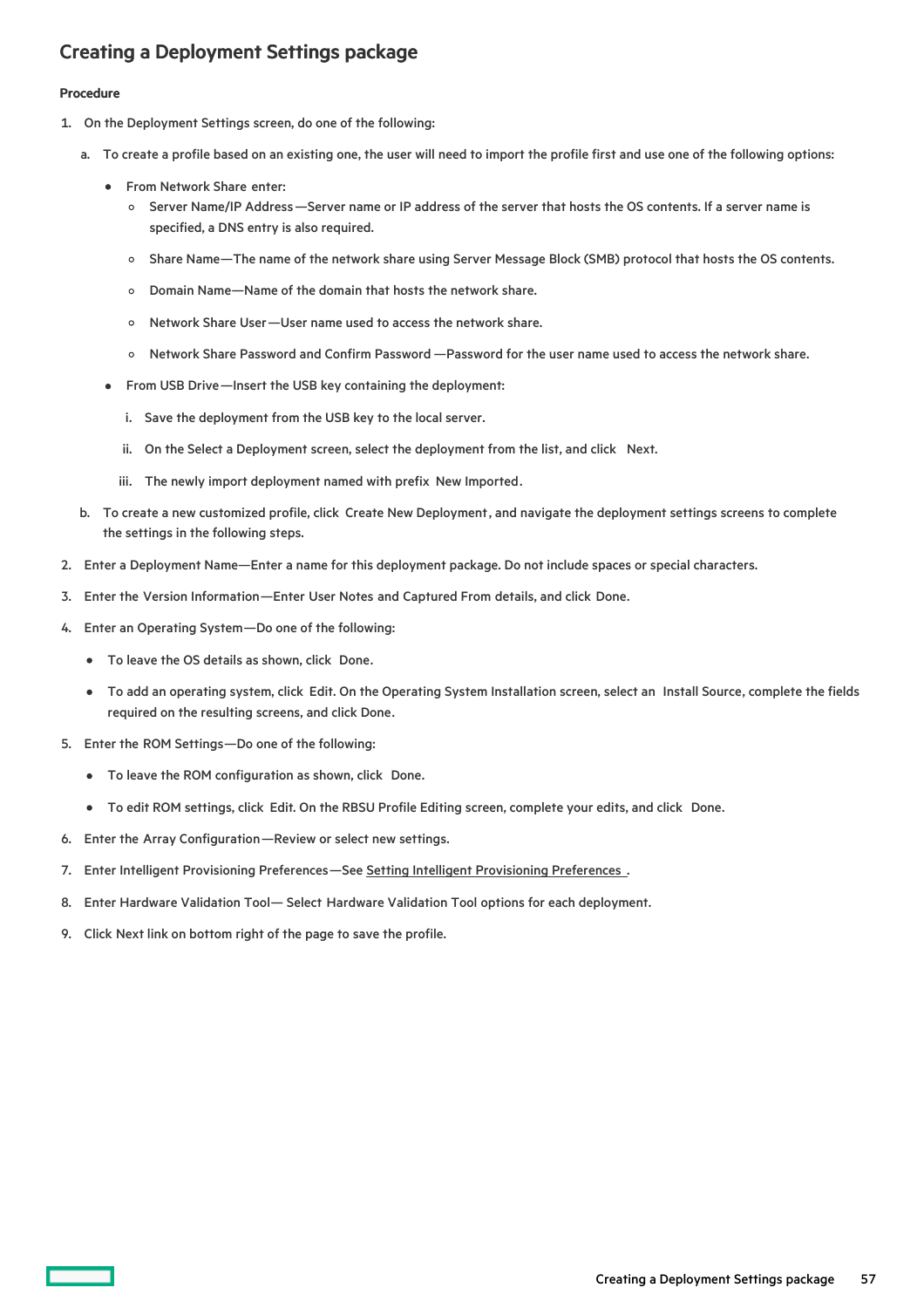## Creating a Deployment Settings package

**Procedure**

1. On the Deployment Settings screen, do one of the following:
   a. To create a profile based on an existing one, the user will need to import the profile first and use one of the following options:
      - From Network Share enter:
        - Server Name/IP Address—Server name or IP address of the server that hosts the OS contents. If a server name is specified, a DNS entry is also required.
        - Share Name—The name of the network share using Server Message Block (SMB) protocol that hosts the OS contents.
        - Domain Name—Name of the domain that hosts the network share.
        - Network Share User—User name used to access the network share.
        - Network Share Password and Confirm Password —Password for the user name used to access the network share.
      - From USB Drive—Insert the USB key containing the deployment:
        i. Save the deployment from the USB key to the local server.
        ii. On the Select a Deployment screen, select the deployment from the list, and click Next.
        iii. The newly import deployment named with prefix New Imported.
   b. To create a new customized profile, click Create New Deployment, and navigate the deployment settings screens to complete the settings in the following steps.
2. Enter a Deployment Name—Enter a name for this deployment package. Do not include spaces or special characters.
3. Enter the Version Information—Enter User Notes and Captured From details, and click Done.
4. Enter an Operating System—Do one of the following:
   - To leave the OS details as shown, click Done.
   - To add an operating system, click Edit. On the Operating System Installation screen, select an Install Source, complete the fields required on the resulting screens, and click Done.
5. Enter the ROM Settings—Do one of the following:
   - To leave the ROM configuration as shown, click Done.
   - To edit ROM settings, click Edit. On the RBSU Profile Editing screen, complete your edits, and click Done.
6. Enter the Array Configuration—Review or select new settings.
7. Enter Intelligent Provisioning Preferences—See Setting Intelligent Provisioning Preferences .
8. Enter Hardware Validation Tool— Select Hardware Validation Tool options for each deployment.
9. Click Next link on bottom right of the page to save the profile.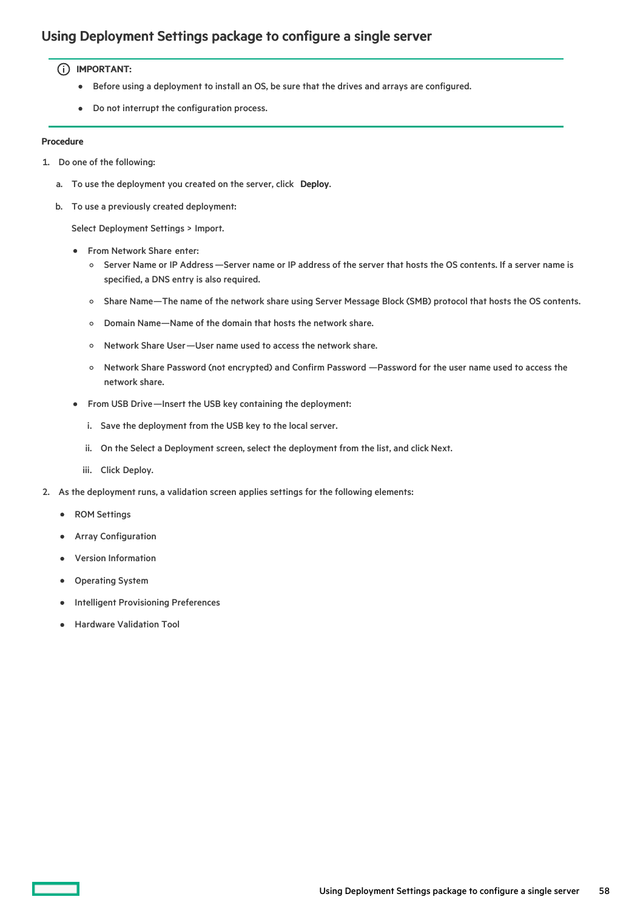## Using Deployment Settings package to configure a single server

**IMPORTANT:**

- Before using a deployment to install an OS, be sure that the drives and arrays are configured.
- Do not interrupt the configuration process.

**Procedure**

1. Do one of the following:
   a. To use the deployment you created on the server, click **Deploy**.
   b. To use a previously created deployment:

      Select Deployment Settings > Import.

      - From Network Share enter:
        - Server Name or IP Address—Server name or IP address of the server that hosts the OS contents. If a server name is specified, a DNS entry is also required.
        - Share Name—The name of the network share using Server Message Block (SMB) protocol that hosts the OS contents.
        - Domain Name—Name of the domain that hosts the network share.
        - Network Share User—User name used to access the network share.
        - Network Share Password (not encrypted) and Confirm Password —Password for the user name used to access the network share.
      - From USB Drive—Insert the USB key containing the deployment:
        i. Save the deployment from the USB key to the local server.
        ii. On the Select a Deployment screen, select the deployment from the list, and click Next.
        iii. Click Deploy.
2. As the deployment runs, a validation screen applies settings for the following elements:
   - ROM Settings
   - Array Configuration
   - Version Information
   - Operating System
   - Intelligent Provisioning Preferences
   - Hardware Validation Tool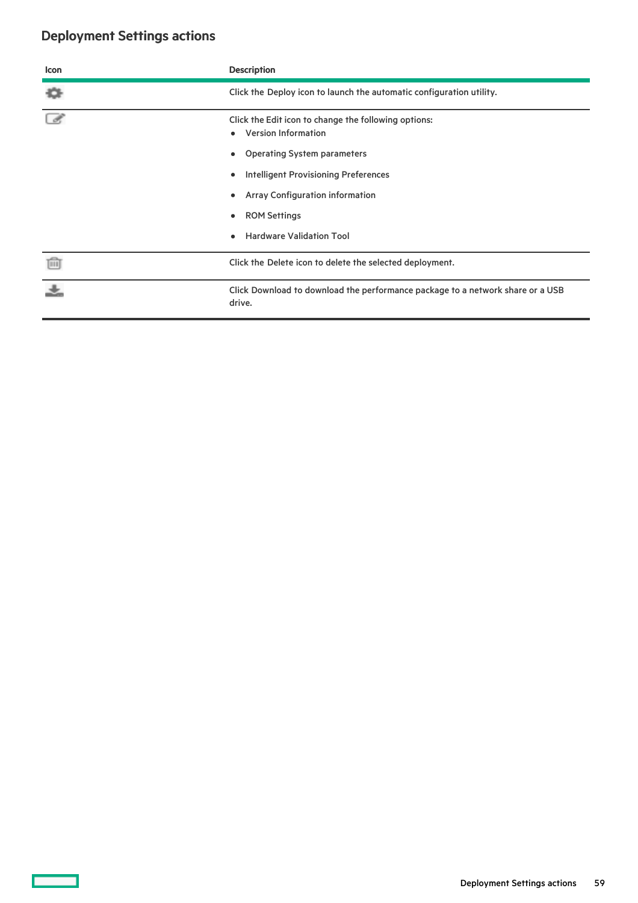## Deployment Settings actions

| Icon | Description |
| --- | --- |
| | Click the Deploy icon to launch the automatic configuration utility. |
| | Click the Edit icon to change the following options:<br>• Version Information<br>• Operating System parameters<br>• Intelligent Provisioning Preferences<br>• Array Configuration information<br>• ROM Settings<br>• Hardware Validation Tool |
| | Click the Delete icon to delete the selected deployment. |
| | Click Download to download the performance package to a network share or a USB drive. |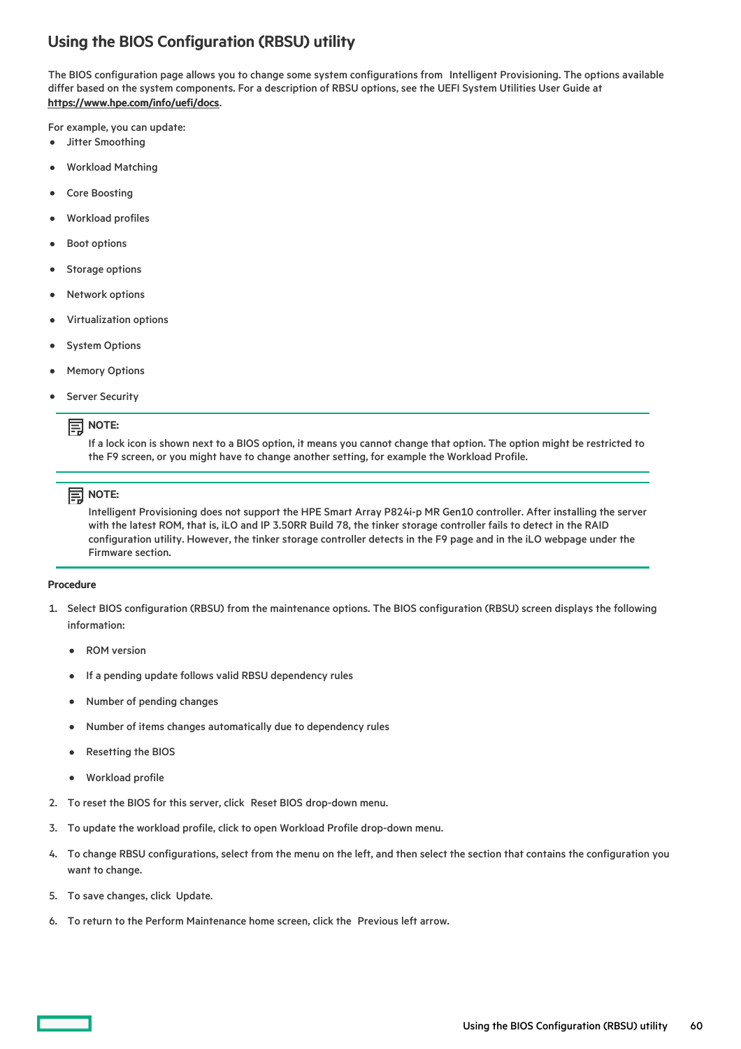## Using the BIOS Configuration (RBSU) utility

The BIOS configuration page allows you to change some system configurations from Intelligent Provisioning. The options available differ based on the system components. For a description of RBSU options, see the UEFI System Utilities User Guide at **https://www.hpe.com/info/uefi/docs**.

For example, you can update:

- Jitter Smoothing
- Workload Matching
- Core Boosting
- Workload profiles
- Boot options
- Storage options
- Network options
- Virtualization options
- System Options
- Memory Options
- Server Security

> **NOTE:**
> If a lock icon is shown next to a BIOS option, it means you cannot change that option. The option might be restricted to the F9 screen, or you might have to change another setting, for example the Workload Profile.

> **NOTE:**
> Intelligent Provisioning does not support the HPE Smart Array P824i-p MR Gen10 controller. After installing the server with the latest ROM, that is, iLO and IP 3.50RR Build 78, the tinker storage controller fails to detect in the RAID configuration utility. However, the tinker storage controller detects in the F9 page and in the iLO webpage under the Firmware section.

**Procedure**

1. Select BIOS configuration (RBSU) from the maintenance options. The BIOS configuration (RBSU) screen displays the following information:
   - ROM version
   - If a pending update follows valid RBSU dependency rules
   - Number of pending changes
   - Number of items changes automatically due to dependency rules
   - Resetting the BIOS
   - Workload profile
2. To reset the BIOS for this server, click Reset BIOS drop-down menu.
3. To update the workload profile, click to open Workload Profile drop-down menu.
4. To change RBSU configurations, select from the menu on the left, and then select the section that contains the configuration you want to change.
5. To save changes, click Update.
6. To return to the Perform Maintenance home screen, click the Previous left arrow.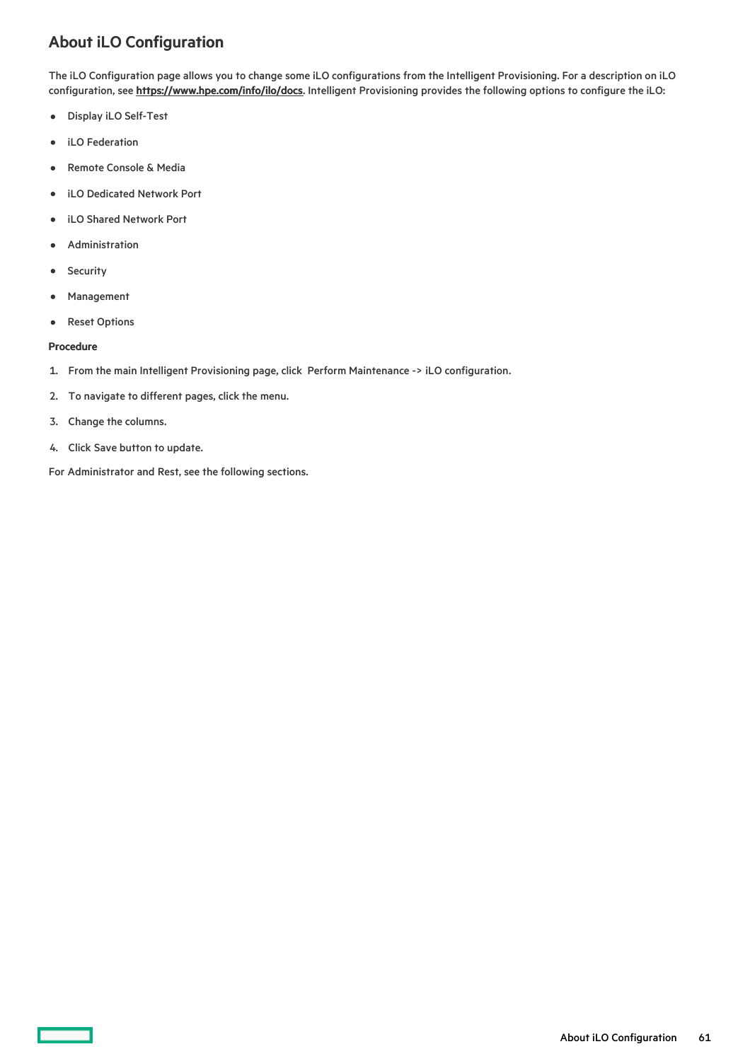## About iLO Configuration

The iLO Configuration page allows you to change some iLO configurations from the Intelligent Provisioning. For a description on iLO configuration, see **https://www.hpe.com/info/ilo/docs**. Intelligent Provisioning provides the following options to configure the iLO:

- Display iLO Self-Test
- iLO Federation
- Remote Console & Media
- iLO Dedicated Network Port
- iLO Shared Network Port
- Administration
- Security
- Management
- Reset Options

**Procedure**

1. From the main Intelligent Provisioning page, click Perform Maintenance -> iLO configuration.
2. To navigate to different pages, click the menu.
3. Change the columns.
4. Click Save button to update.

For Administrator and Rest, see the following sections.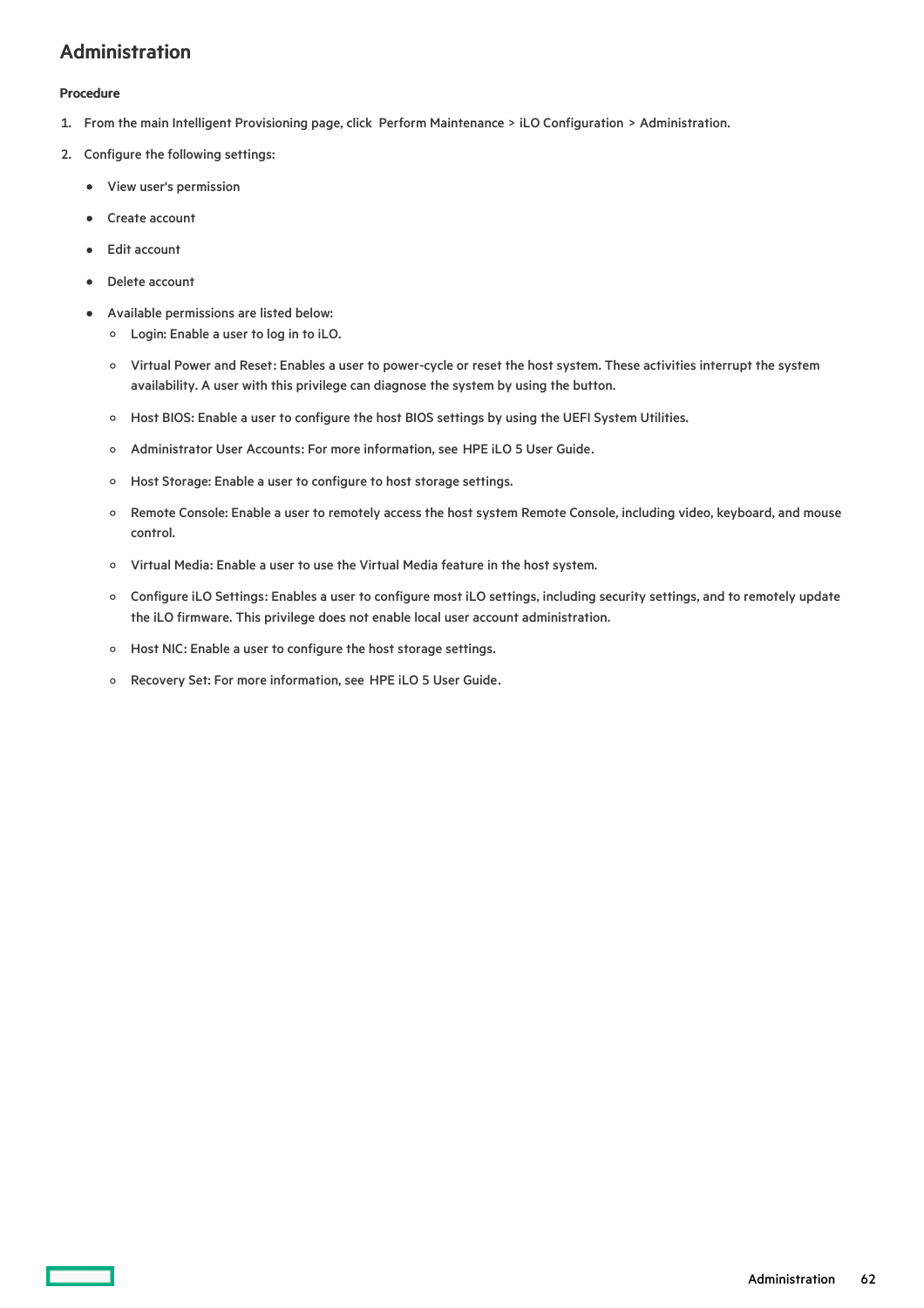## Administration

**Procedure**

1. From the main Intelligent Provisioning page, click Perform Maintenance > iLO Configuration > Administration.
2. Configure the following settings:
   - View user's permission
   - Create account
   - Edit account
   - Delete account
   - Available permissions are listed below:
     - Login: Enable a user to log in to iLO.
     - Virtual Power and Reset: Enables a user to power-cycle or reset the host system. These activities interrupt the system availability. A user with this privilege can diagnose the system by using the button.
     - Host BIOS: Enable a user to configure the host BIOS settings by using the UEFI System Utilities.
     - Administrator User Accounts: For more information, see HPE iLO 5 User Guide.
     - Host Storage: Enable a user to configure to host storage settings.
     - Remote Console: Enable a user to remotely access the host system Remote Console, including video, keyboard, and mouse control.
     - Virtual Media: Enable a user to use the Virtual Media feature in the host system.
     - Configure iLO Settings: Enables a user to configure most iLO settings, including security settings, and to remotely update the iLO firmware. This privilege does not enable local user account administration.
     - Host NIC: Enable a user to configure the host storage settings.
     - Recovery Set: For more information, see HPE iLO 5 User Guide.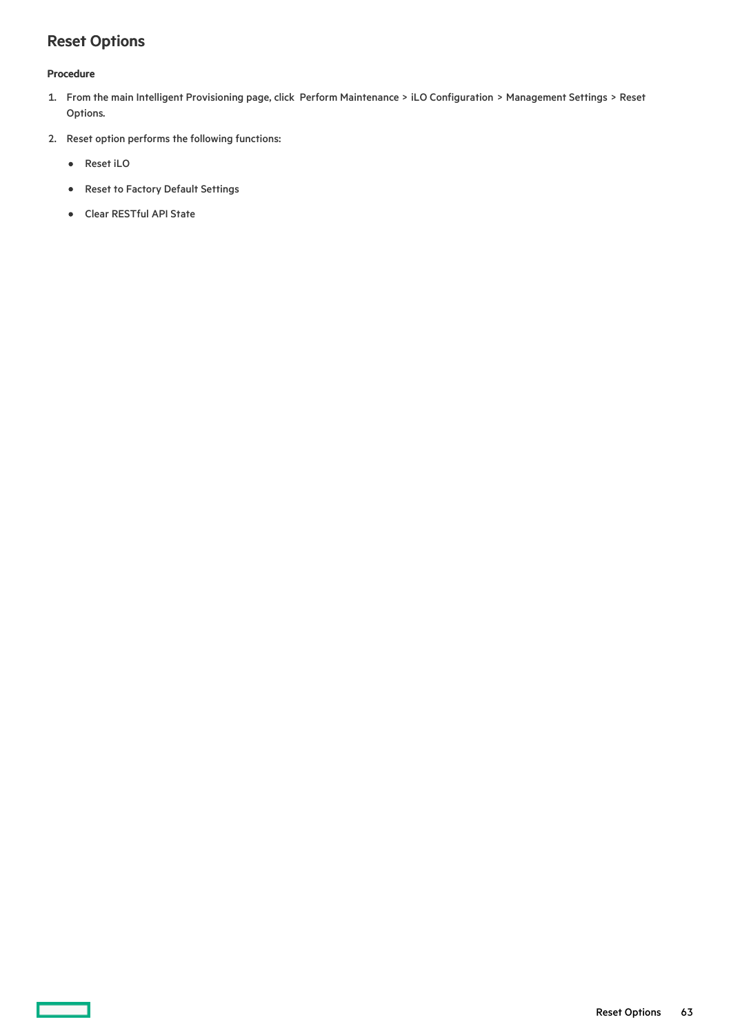## Reset Options

**Procedure**

1. From the main Intelligent Provisioning page, click Perform Maintenance > iLO Configuration > Management Settings > Reset Options.
2. Reset option performs the following functions:
   - Reset iLO
   - Reset to Factory Default Settings
   - Clear RESTful API State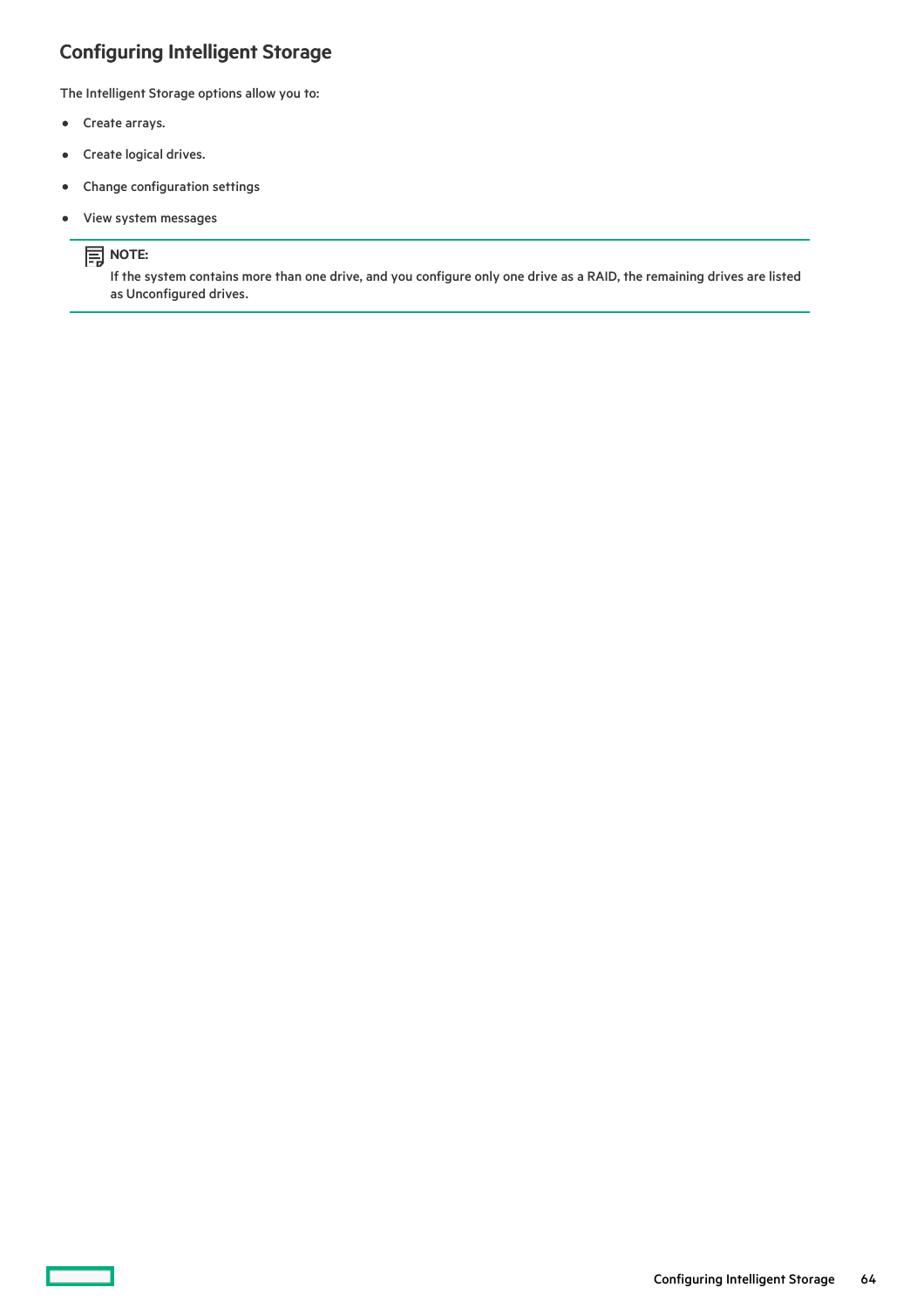## Configuring Intelligent Storage

The Intelligent Storage options allow you to:

- Create arrays.
- Create logical drives.
- Change configuration settings
- View system messages

> **NOTE:**
> If the system contains more than one drive, and you configure only one drive as a RAID, the remaining drives are listed as Unconfigured drives.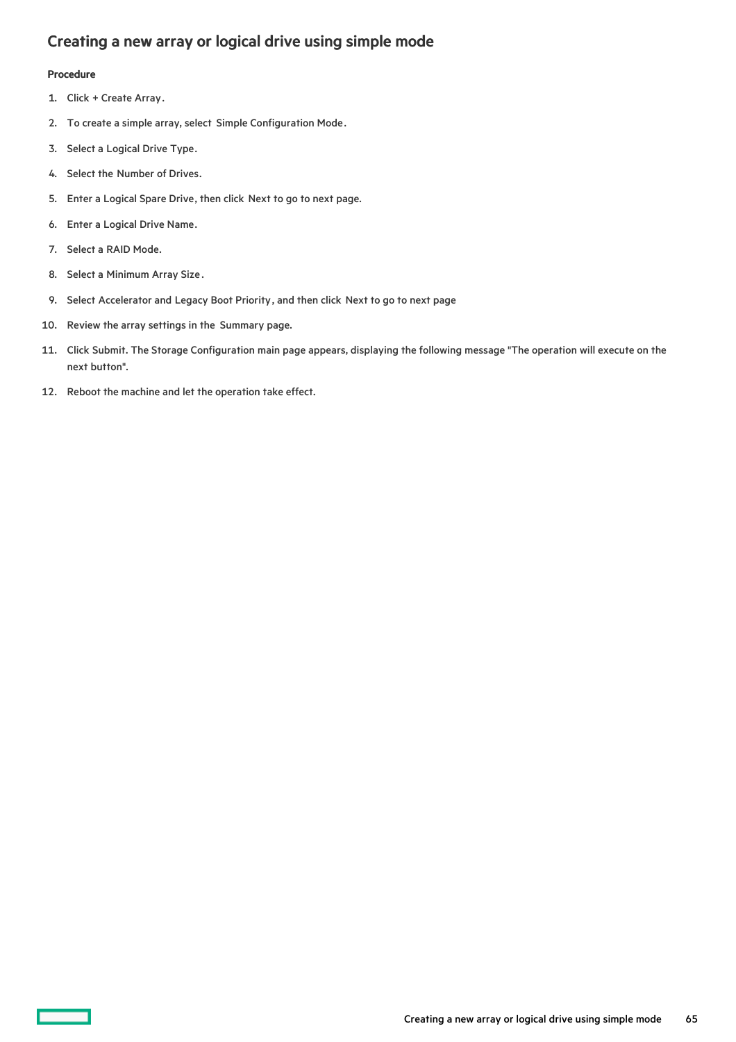## Creating a new array or logical drive using simple mode

**Procedure**

1. Click + Create Array.
2. To create a simple array, select Simple Configuration Mode.
3. Select a Logical Drive Type.
4. Select the Number of Drives.
5. Enter a Logical Spare Drive, then click Next to go to next page.
6. Enter a Logical Drive Name.
7. Select a RAID Mode.
8. Select a Minimum Array Size.
9. Select Accelerator and Legacy Boot Priority, and then click Next to go to next page
10. Review the array settings in the Summary page.
11. Click Submit. The Storage Configuration main page appears, displaying the following message "The operation will execute on the next button".
12. Reboot the machine and let the operation take effect.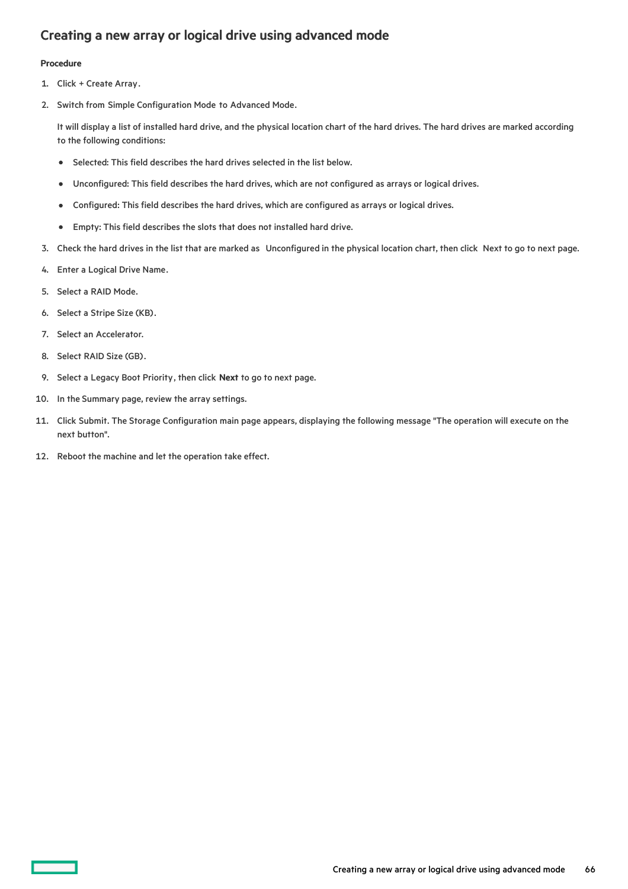## Creating a new array or logical drive using advanced mode

**Procedure**

1. Click + Create Array.
2. Switch from Simple Configuration Mode to Advanced Mode.

   It will display a list of installed hard drive, and the physical location chart of the hard drives. The hard drives are marked according to the following conditions:

   - Selected: This field describes the hard drives selected in the list below.
   - Unconfigured: This field describes the hard drives, which are not configured as arrays or logical drives.
   - Configured: This field describes the hard drives, which are configured as arrays or logical drives.
   - Empty: This field describes the slots that does not installed hard drive.
3. Check the hard drives in the list that are marked as Unconfigured in the physical location chart, then click Next to go to next page.
4. Enter a Logical Drive Name.
5. Select a RAID Mode.
6. Select a Stripe Size (KB).
7. Select an Accelerator.
8. Select RAID Size (GB).
9. Select a Legacy Boot Priority, then click **Next** to go to next page.
10. In the Summary page, review the array settings.
11. Click Submit. The Storage Configuration main page appears, displaying the following message "The operation will execute on the next button".
12. Reboot the machine and let the operation take effect.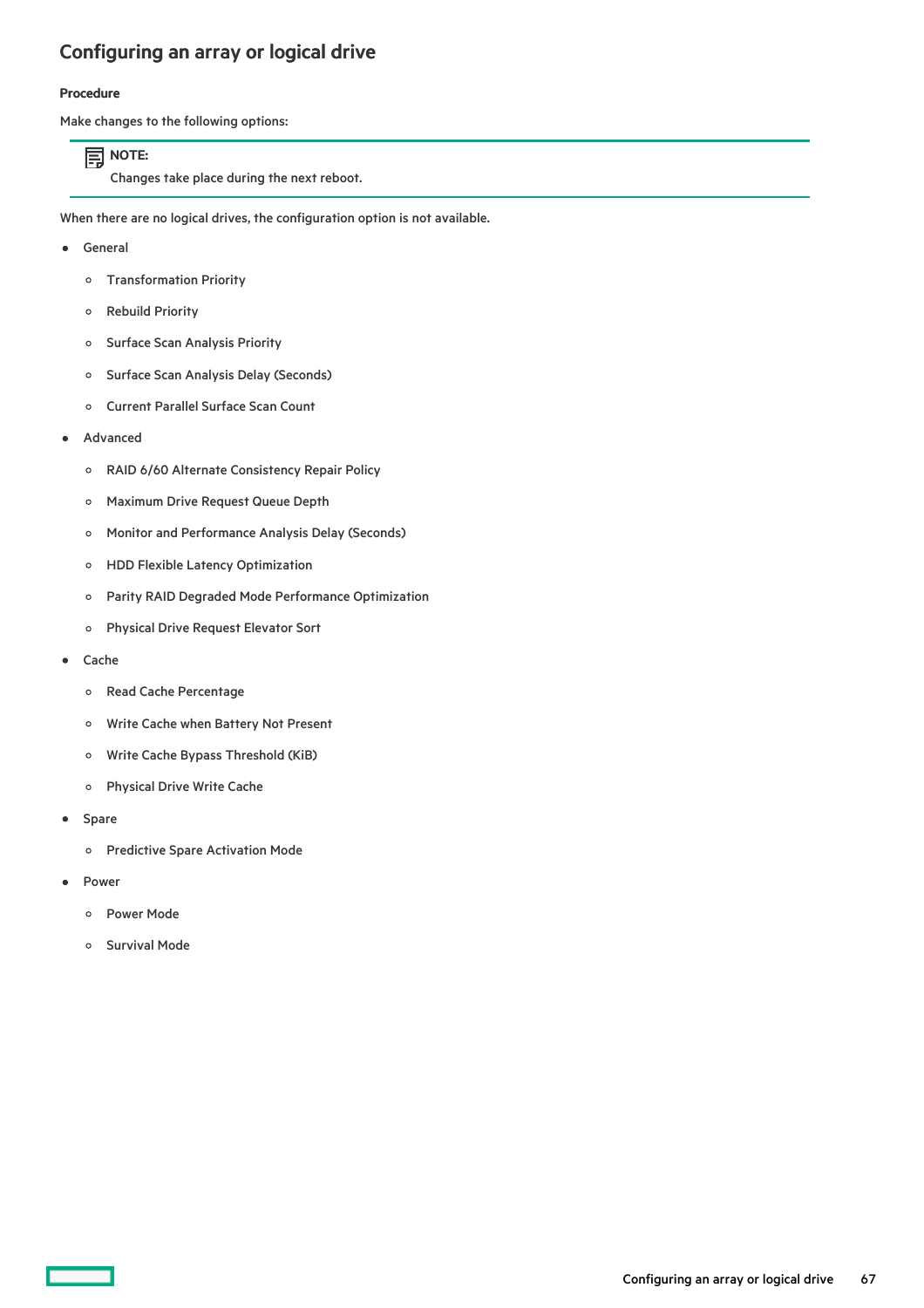## Configuring an array or logical drive

**Procedure**

Make changes to the following options:

> **NOTE:**
>
> Changes take place during the next reboot.

When there are no logical drives, the configuration option is not available.

- General
  - Transformation Priority
  - Rebuild Priority
  - Surface Scan Analysis Priority
  - Surface Scan Analysis Delay (Seconds)
  - Current Parallel Surface Scan Count
- Advanced
  - RAID 6/60 Alternate Consistency Repair Policy
  - Maximum Drive Request Queue Depth
  - Monitor and Performance Analysis Delay (Seconds)
  - HDD Flexible Latency Optimization
  - Parity RAID Degraded Mode Performance Optimization
  - Physical Drive Request Elevator Sort
- Cache
  - Read Cache Percentage
  - Write Cache when Battery Not Present
  - Write Cache Bypass Threshold (KiB)
  - Physical Drive Write Cache
- Spare
  - Predictive Spare Activation Mode
- Power
  - Power Mode
  - Survival Mode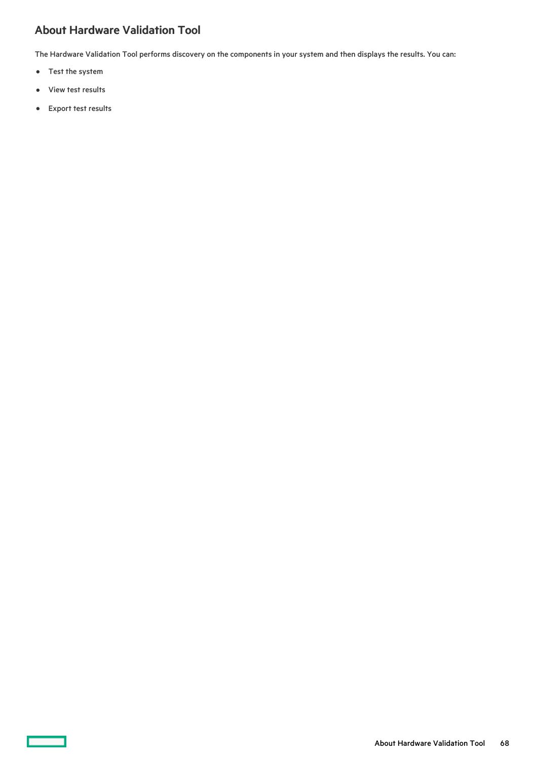## About Hardware Validation Tool

The Hardware Validation Tool performs discovery on the components in your system and then displays the results. You can:

- Test the system
- View test results
- Export test results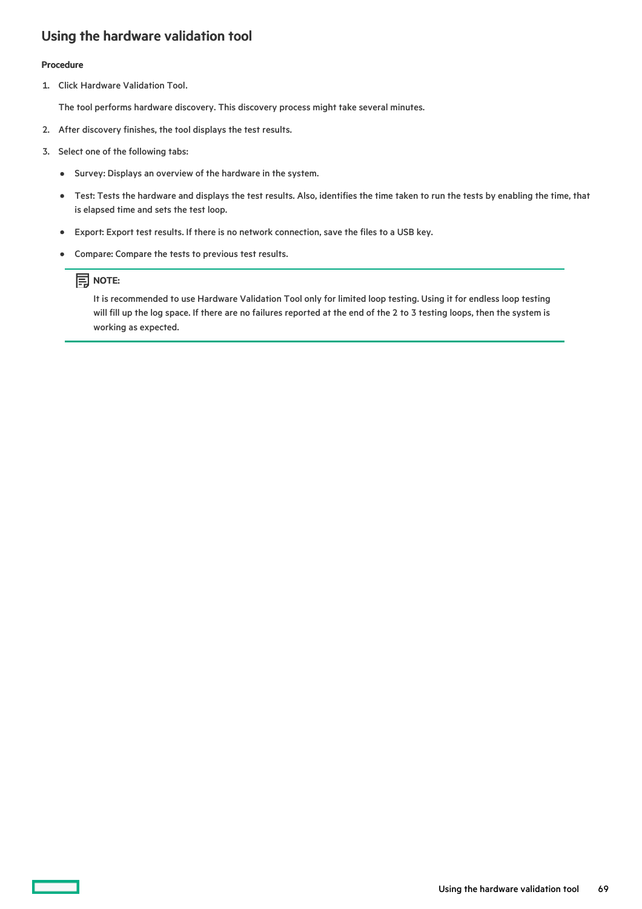## Using the hardware validation tool

**Procedure**

1. Click Hardware Validation Tool.

   The tool performs hardware discovery. This discovery process might take several minutes.

2. After discovery finishes, the tool displays the test results.

3. Select one of the following tabs:

   - Survey: Displays an overview of the hardware in the system.
   - Test: Tests the hardware and displays the test results. Also, identifies the time taken to run the tests by enabling the time, that is elapsed time and sets the test loop.
   - Export: Export test results. If there is no network connection, save the files to a USB key.
   - Compare: Compare the tests to previous test results.

   > **NOTE:**
   >
   > It is recommended to use Hardware Validation Tool only for limited loop testing. Using it for endless loop testing will fill up the log space. If there are no failures reported at the end of the 2 to 3 testing loops, then the system is working as expected.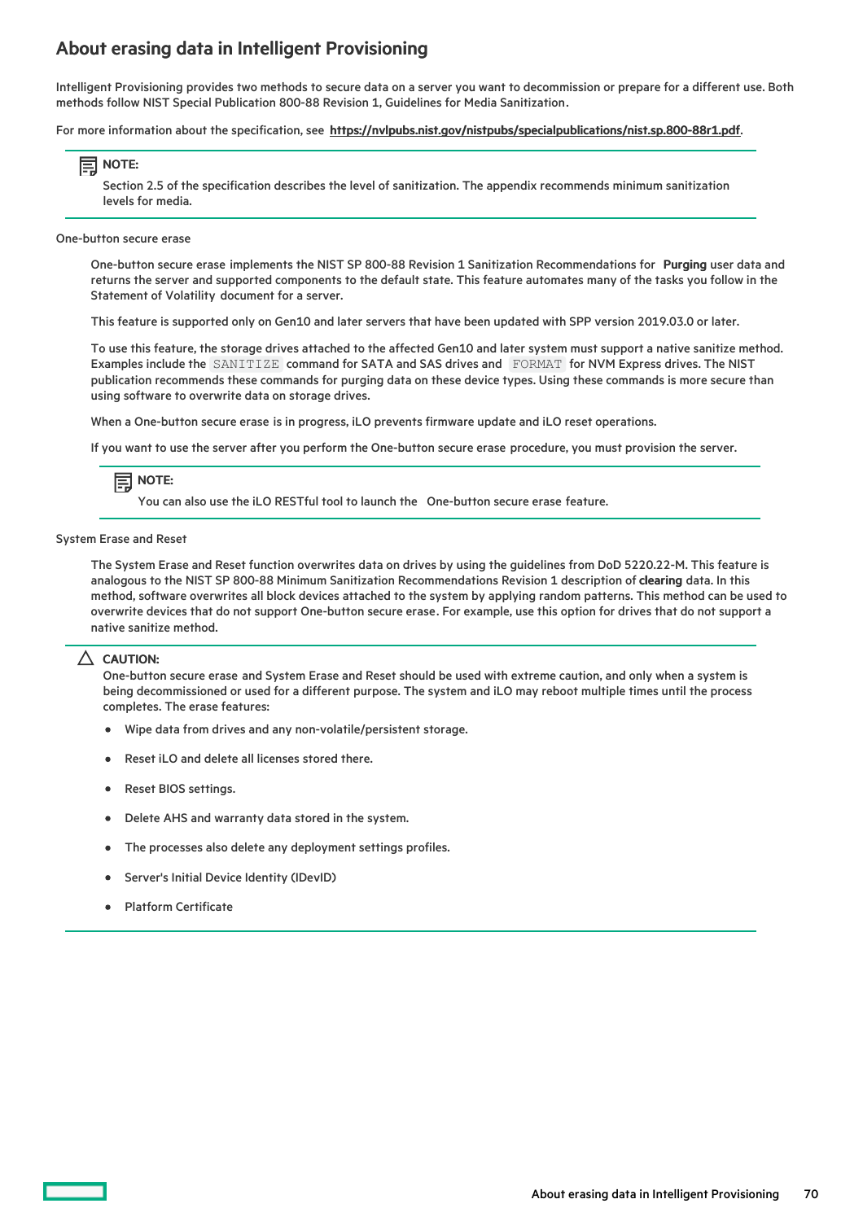## About erasing data in Intelligent Provisioning

Intelligent Provisioning provides two methods to secure data on a server you want to decommission or prepare for a different use. Both methods follow NIST Special Publication 800-88 Revision 1, Guidelines for Media Sanitization.

For more information about the specification, see **https://nvlpubs.nist.gov/nistpubs/specialpublications/nist.sp.800-88r1.pdf**.

> **NOTE:**
> Section 2.5 of the specification describes the level of sanitization. The appendix recommends minimum sanitization levels for media.

One-button secure erase

One-button secure erase implements the NIST SP 800-88 Revision 1 Sanitization Recommendations for **Purging** user data and returns the server and supported components to the default state. This feature automates many of the tasks you follow in the Statement of Volatility document for a server.

This feature is supported only on Gen10 and later servers that have been updated with SPP version 2019.03.0 or later.

To use this feature, the storage drives attached to the affected Gen10 and later system must support a native sanitize method. Examples include the `SANITIZE` command for SATA and SAS drives and `FORMAT` for NVM Express drives. The NIST publication recommends these commands for purging data on these device types. Using these commands is more secure than using software to overwrite data on storage drives.

When a One-button secure erase is in progress, iLO prevents firmware update and iLO reset operations.

If you want to use the server after you perform the One-button secure erase procedure, you must provision the server.

> **NOTE:**
> You can also use the iLO RESTful tool to launch the One-button secure erase feature.

System Erase and Reset

The System Erase and Reset function overwrites data on drives by using the guidelines from DoD 5220.22-M. This feature is analogous to the NIST SP 800-88 Minimum Sanitization Recommendations Revision 1 description of **clearing** data. In this method, software overwrites all block devices attached to the system by applying random patterns. This method can be used to overwrite devices that do not support One-button secure erase. For example, use this option for drives that do not support a native sanitize method.

> **CAUTION:**
> One-button secure erase and System Erase and Reset should be used with extreme caution, and only when a system is being decommissioned or used for a different purpose. The system and iLO may reboot multiple times until the process completes. The erase features:
>
> - Wipe data from drives and any non-volatile/persistent storage.
> - Reset iLO and delete all licenses stored there.
> - Reset BIOS settings.
> - Delete AHS and warranty data stored in the system.
> - The processes also delete any deployment settings profiles.
> - Server's Initial Device Identity (IDevID)
> - Platform Certificate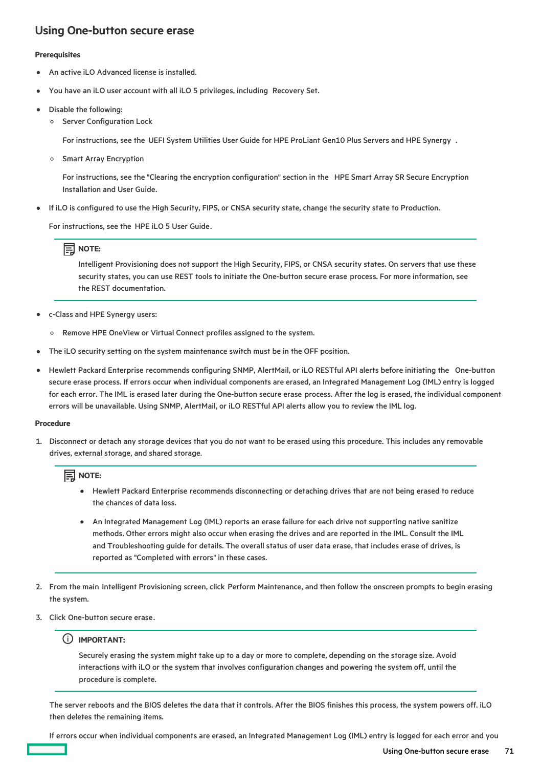## Using One-button secure erase

**Prerequisites**

- An active iLO Advanced license is installed.
- You have an iLO user account with all iLO 5 privileges, including Recovery Set.
- Disable the following:
  - Server Configuration Lock

    For instructions, see the UEFI System Utilities User Guide for HPE ProLiant Gen10 Plus Servers and HPE Synergy.
  - Smart Array Encryption

    For instructions, see the "Clearing the encryption configuration" section in the HPE Smart Array SR Secure Encryption Installation and User Guide.
- If iLO is configured to use the High Security, FIPS, or CNSA security state, change the security state to Production.

  For instructions, see the HPE iLO 5 User Guide.

  > **NOTE:**
  >
  > Intelligent Provisioning does not support the High Security, FIPS, or CNSA security states. On servers that use these security states, you can use REST tools to initiate the One-button secure erase process. For more information, see the REST documentation.

- c-Class and HPE Synergy users:
  - Remove HPE OneView or Virtual Connect profiles assigned to the system.
- The iLO security setting on the system maintenance switch must be in the OFF position.
- Hewlett Packard Enterprise recommends configuring SNMP, AlertMail, or iLO RESTful API alerts before initiating the One-button secure erase process. If errors occur when individual components are erased, an Integrated Management Log (IML) entry is logged for each error. The IML is erased later during the One-button secure erase process. After the log is erased, the individual component errors will be unavailable. Using SNMP, AlertMail, or iLO RESTful API alerts allow you to review the IML log.

**Procedure**

1. Disconnect or detach any storage devices that you do not want to be erased using this procedure. This includes any removable drives, external storage, and shared storage.

   > **NOTE:**
   >
   > - Hewlett Packard Enterprise recommends disconnecting or detaching drives that are not being erased to reduce the chances of data loss.
   > - An Integrated Management Log (IML) reports an erase failure for each drive not supporting native sanitize methods. Other errors might also occur when erasing the drives and are reported in the IML. Consult the IML and Troubleshooting guide for details. The overall status of user data erase, that includes erase of drives, is reported as "Completed with errors" in these cases.

2. From the main Intelligent Provisioning screen, click Perform Maintenance, and then follow the onscreen prompts to begin erasing the system.
3. Click One-button secure erase.

   > **IMPORTANT:**
   >
   > Securely erasing the system might take up to a day or more to complete, depending on the storage size. Avoid interactions with iLO or the system that involves configuration changes and powering the system off, until the procedure is complete.

   The server reboots and the BIOS deletes the data that it controls. After the BIOS finishes this process, the system powers off. iLO then deletes the remaining items.

   If errors occur when individual components are erased, an Integrated Management Log (IML) entry is logged for each error and you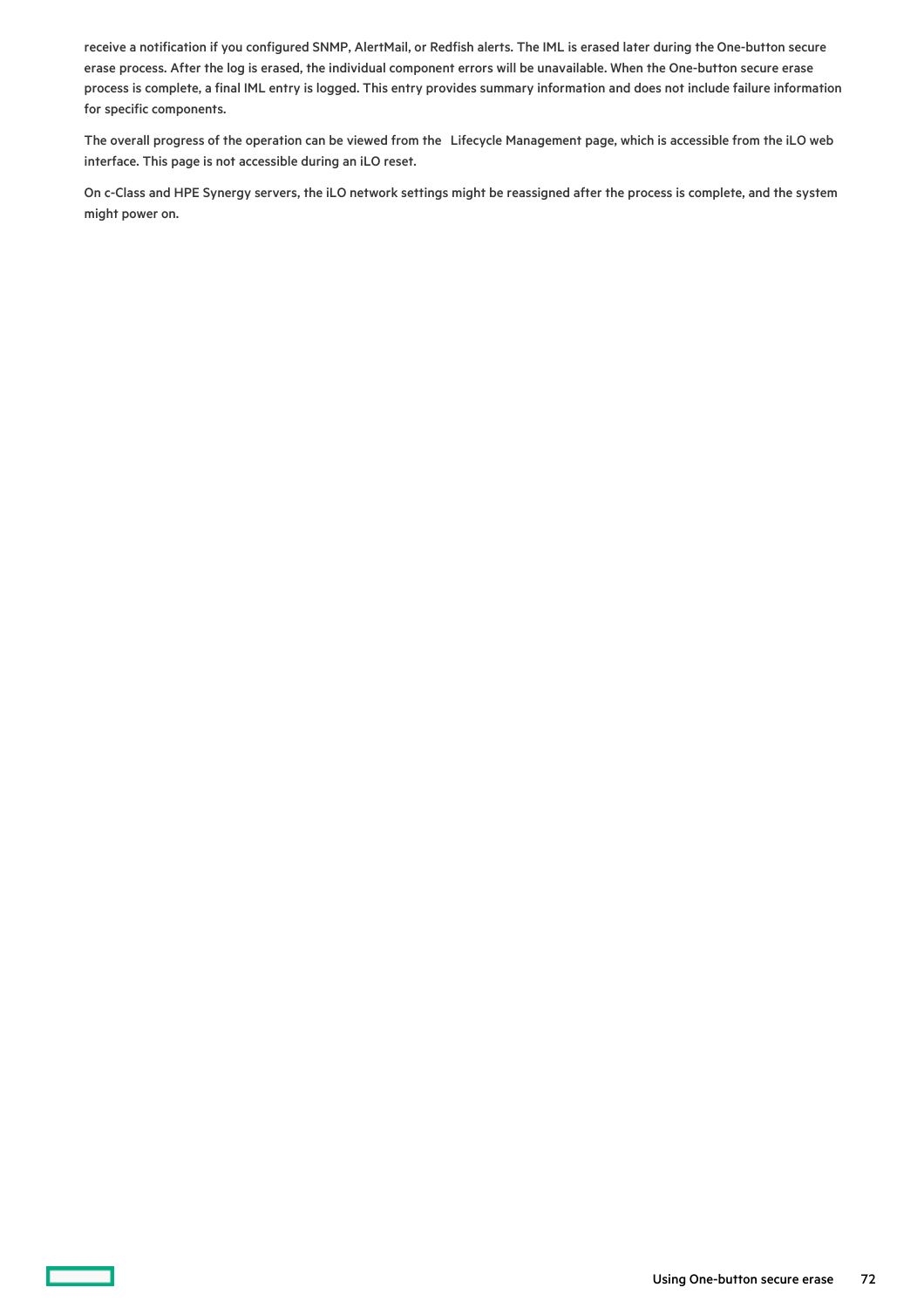receive a notification if you configured SNMP, AlertMail, or Redfish alerts. The IML is erased later during the One-button secure erase process. After the log is erased, the individual component errors will be unavailable. When the One-button secure erase process is complete, a final IML entry is logged. This entry provides summary information and does not include failure information for specific components.

The overall progress of the operation can be viewed from the Lifecycle Management page, which is accessible from the iLO web interface. This page is not accessible during an iLO reset.

On c-Class and HPE Synergy servers, the iLO network settings might be reassigned after the process is complete, and the system might power on.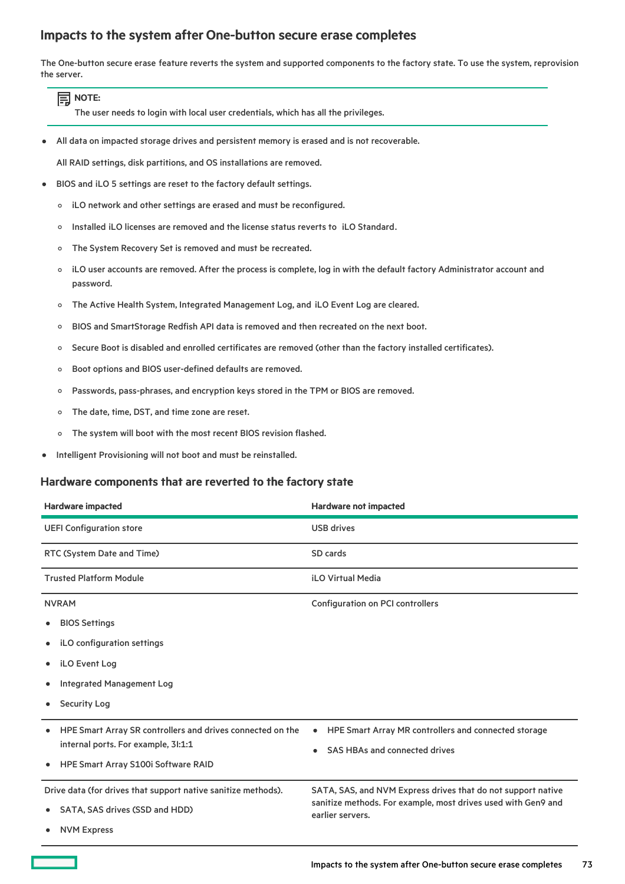## Impacts to the system after One-button secure erase completes

The One-button secure erase feature reverts the system and supported components to the factory state. To use the system, reprovision the server.

> **NOTE:**
> The user needs to login with local user credentials, which has all the privileges.

- All data on impacted storage drives and persistent memory is erased and is not recoverable.

  All RAID settings, disk partitions, and OS installations are removed.
- BIOS and iLO 5 settings are reset to the factory default settings.
  - iLO network and other settings are erased and must be reconfigured.
  - Installed iLO licenses are removed and the license status reverts to iLO Standard.
  - The System Recovery Set is removed and must be recreated.
  - iLO user accounts are removed. After the process is complete, log in with the default factory Administrator account and password.
  - The Active Health System, Integrated Management Log, and iLO Event Log are cleared.
  - BIOS and SmartStorage Redfish API data is removed and then recreated on the next boot.
  - Secure Boot is disabled and enrolled certificates are removed (other than the factory installed certificates).
  - Boot options and BIOS user-defined defaults are removed.
  - Passwords, pass-phrases, and encryption keys stored in the TPM or BIOS are removed.
  - The date, time, DST, and time zone are reset.
  - The system will boot with the most recent BIOS revision flashed.
- Intelligent Provisioning will not boot and must be reinstalled.

### Hardware components that are reverted to the factory state

| Hardware impacted | Hardware not impacted |
|---|---|
| UEFI Configuration store | USB drives |
| RTC (System Date and Time) | SD cards |
| Trusted Platform Module | iLO Virtual Media |
| NVRAM<br>• BIOS Settings<br>• iLO configuration settings<br>• iLO Event Log<br>• Integrated Management Log<br>• Security Log | Configuration on PCI controllers |
| • HPE Smart Array SR controllers and drives connected on the internal ports. For example, 3I:1:1<br>• HPE Smart Array S100i Software RAID | • HPE Smart Array MR controllers and connected storage<br>• SAS HBAs and connected drives |
| Drive data (for drives that support native sanitize methods).<br>• SATA, SAS drives (SSD and HDD)<br>• NVM Express | SATA, SAS, and NVM Express drives that do not support native sanitize methods. For example, most drives used with Gen9 and earlier servers. |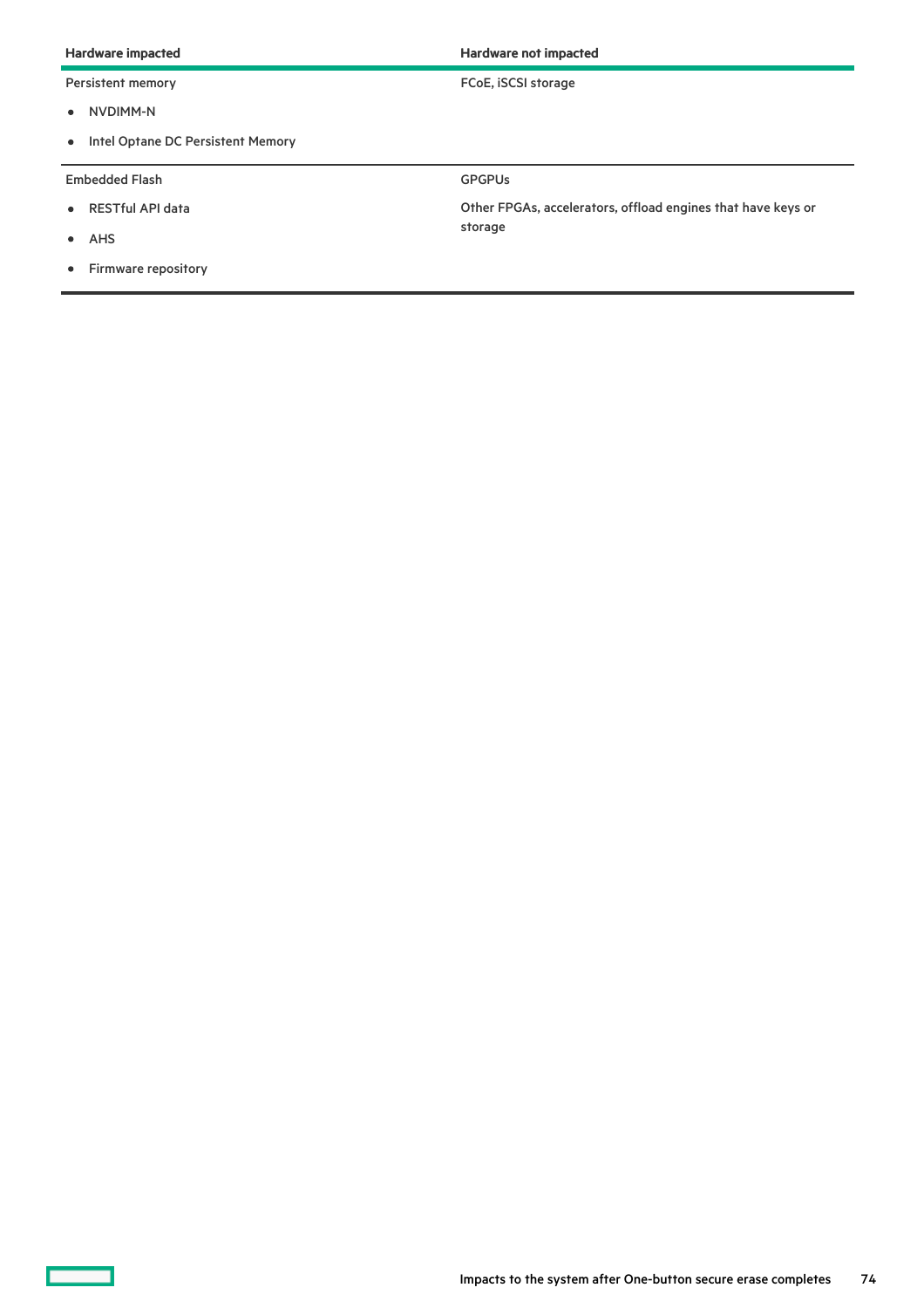| Hardware impacted | Hardware not impacted |
|---|---|
| Persistent memory<br>• NVDIMM-N<br>• Intel Optane DC Persistent Memory | FCoE, iSCSI storage |
| Embedded Flash<br>• RESTful API data<br>• AHS<br>• Firmware repository | GPGPUs<br><br>Other FPGAs, accelerators, offload engines that have keys or storage |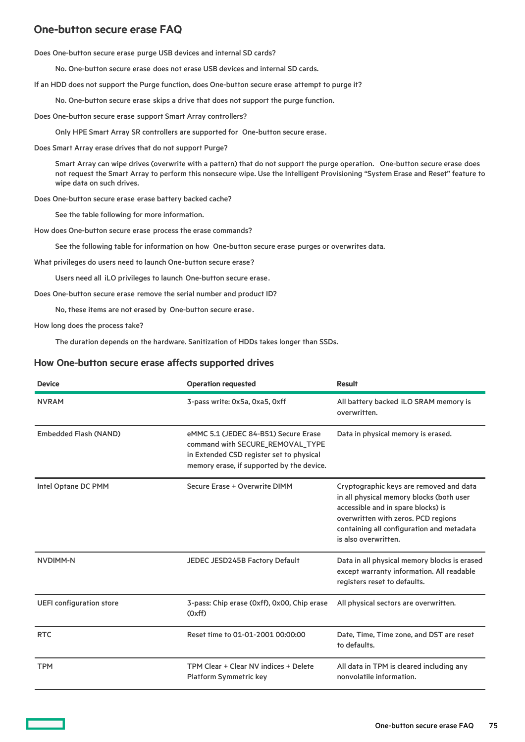## One-button secure erase FAQ

Does One-button secure erase purge USB devices and internal SD cards?

No. One-button secure erase does not erase USB devices and internal SD cards.

If an HDD does not support the Purge function, does One-button secure erase attempt to purge it?

No. One-button secure erase skips a drive that does not support the purge function.

Does One-button secure erase support Smart Array controllers?

Only HPE Smart Array SR controllers are supported for One-button secure erase.

Does Smart Array erase drives that do not support Purge?

Smart Array can wipe drives (overwrite with a pattern) that do not support the purge operation. One-button secure erase does not request the Smart Array to perform this nonsecure wipe. Use the Intelligent Provisioning “System Erase and Reset” feature to wipe data on such drives.

Does One-button secure erase erase battery backed cache?

See the table following for more information.

How does One-button secure erase process the erase commands?

See the following table for information on how One-button secure erase purges or overwrites data.

What privileges do users need to launch One-button secure erase?

Users need all iLO privileges to launch One-button secure erase.

Does One-button secure erase remove the serial number and product ID?

No, these items are not erased by One-button secure erase.

How long does the process take?

The duration depends on the hardware. Sanitization of HDDs takes longer than SSDs.

### How One-button secure erase affects supported drives

| Device | Operation requested | Result |
|---|---|---|
| NVRAM | 3-pass write: 0x5a, 0xa5, 0xff | All battery backed iLO SRAM memory is overwritten. |
| Embedded Flash (NAND) | eMMC 5.1 (JEDEC 84-B51) Secure Erase command with SECURE_REMOVAL_TYPE in Extended CSD register set to physical memory erase, if supported by the device. | Data in physical memory is erased. |
| Intel Optane DC PMM | Secure Erase + Overwrite DIMM | Cryptographic keys are removed and data in all physical memory blocks (both user accessible and in spare blocks) is overwritten with zeros. PCD regions containing all configuration and metadata is also overwritten. |
| NVDIMM-N | JEDEC JESD245B Factory Default | Data in all physical memory blocks is erased except warranty information. All readable registers reset to defaults. |
| UEFI configuration store | 3-pass: Chip erase (0xff), 0x00, Chip erase (0xff) | All physical sectors are overwritten. |
| RTC | Reset time to 01-01-2001 00:00:00 | Date, Time, Time zone, and DST are reset to defaults. |
| TPM | TPM Clear + Clear NV indices + Delete Platform Symmetric key | All data in TPM is cleared including any nonvolatile information. |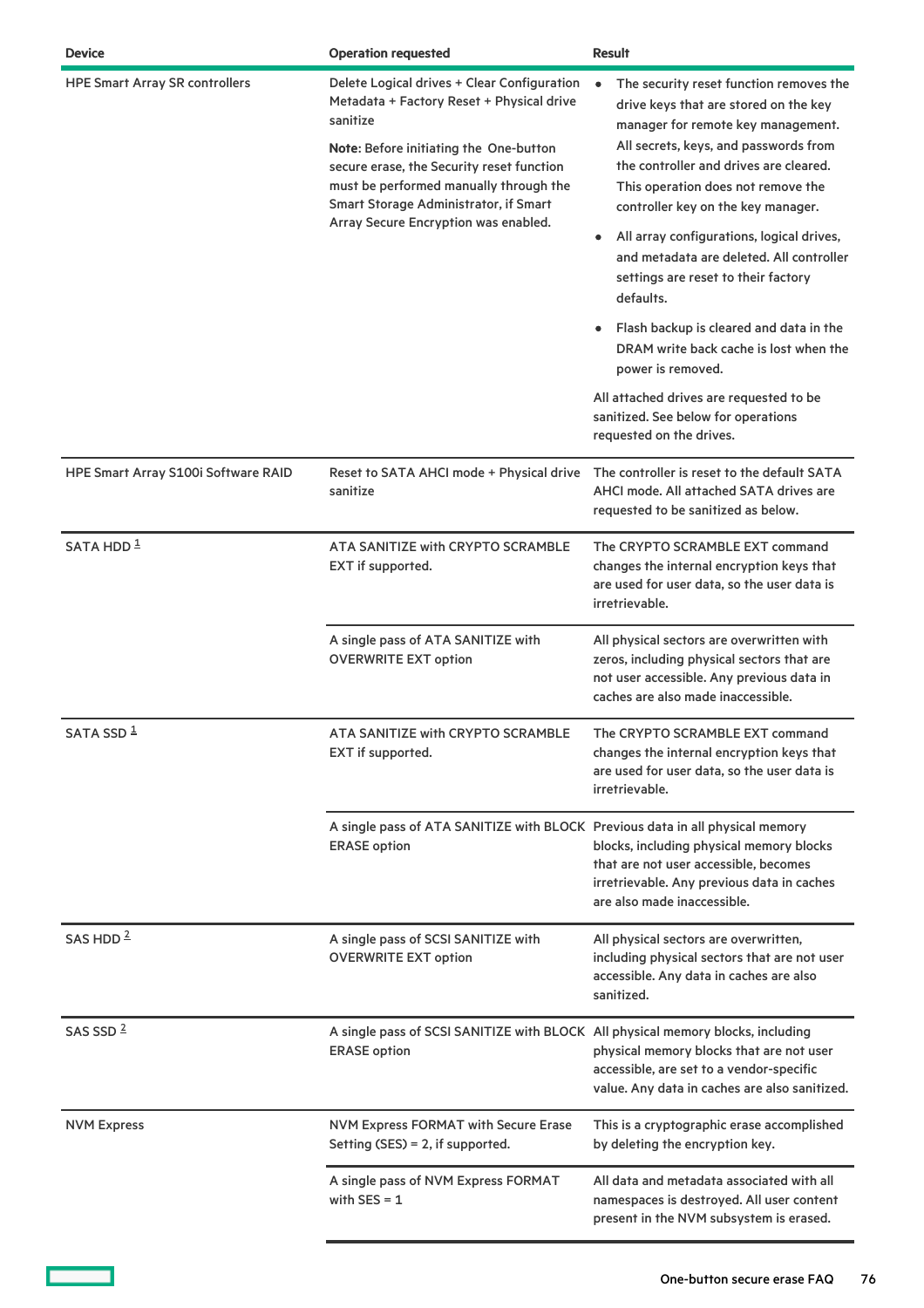| Device | Operation requested | Result |
|---|---|---|
| HPE Smart Array SR controllers | Delete Logical drives + Clear Configuration Metadata + Factory Reset + Physical drive sanitize<br><br>**Note**: Before initiating the One-button secure erase, the Security reset function must be performed manually through the Smart Storage Administrator, if Smart Array Secure Encryption was enabled. | • The security reset function removes the drive keys that are stored on the key manager for remote key management. All secrets, keys, and passwords from the controller and drives are cleared. This operation does not remove the controller key on the key manager.<br>• All array configurations, logical drives, and metadata are deleted. All controller settings are reset to their factory defaults.<br>• Flash backup is cleared and data in the DRAM write back cache is lost when the power is removed.<br><br>All attached drives are requested to be sanitized. See below for operations requested on the drives. |
| HPE Smart Array S100i Software RAID | Reset to SATA AHCI mode + Physical drive sanitize | The controller is reset to the default SATA AHCI mode. All attached SATA drives are requested to be sanitized as below. |
| SATA HDD [1] | ATA SANITIZE with CRYPTO SCRAMBLE EXT if supported. | The CRYPTO SCRAMBLE EXT command changes the internal encryption keys that are used for user data, so the user data is irretrievable. |
| | A single pass of ATA SANITIZE with OVERWRITE EXT option | All physical sectors are overwritten with zeros, including physical sectors that are not user accessible. Any previous data in caches are also made inaccessible. |
| SATA SSD [1] | ATA SANITIZE with CRYPTO SCRAMBLE EXT if supported. | The CRYPTO SCRAMBLE EXT command changes the internal encryption keys that are used for user data, so the user data is irretrievable. |
| | A single pass of ATA SANITIZE with BLOCK ERASE option | Previous data in all physical memory blocks, including physical memory blocks that are not user accessible, becomes irretrievable. Any previous data in caches are also made inaccessible. |
| SAS HDD [2] | A single pass of SCSI SANITIZE with OVERWRITE EXT option | All physical sectors are overwritten, including physical sectors that are not user accessible. Any data in caches are also sanitized. |
| SAS SSD [2] | A single pass of SCSI SANITIZE with BLOCK ERASE option | All physical memory blocks, including physical memory blocks that are not user accessible, are set to a vendor-specific value. Any data in caches are also sanitized. |
| NVM Express | NVM Express FORMAT with Secure Erase Setting (SES) = 2, if supported. | This is a cryptographic erase accomplished by deleting the encryption key. |
| | A single pass of NVM Express FORMAT with SES = 1 | All data and metadata associated with all namespaces is destroyed. All user content present in the NVM subsystem is erased. |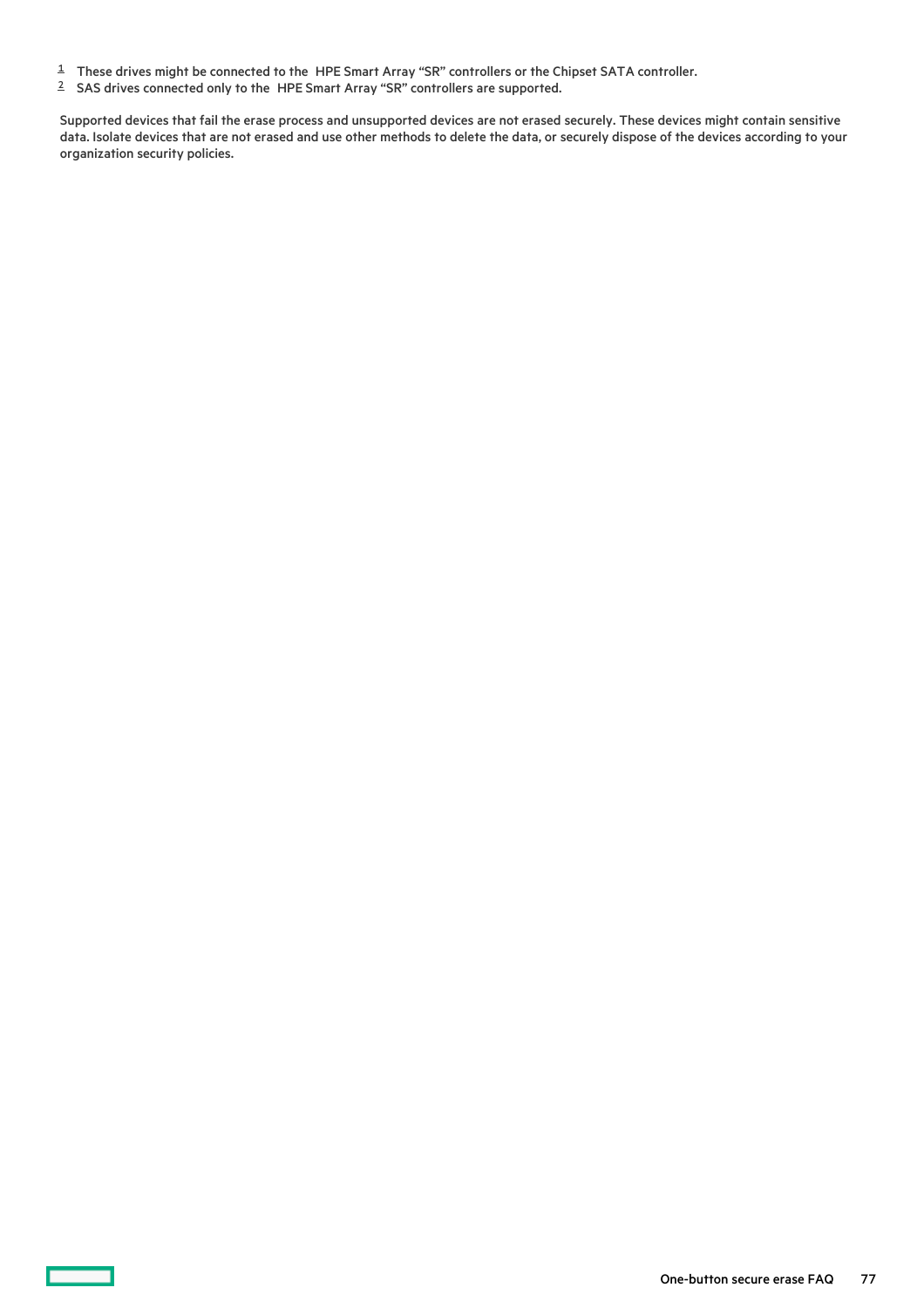[1] These drives might be connected to the HPE Smart Array “SR” controllers or the Chipset SATA controller.
[2] SAS drives connected only to the HPE Smart Array “SR” controllers are supported.

Supported devices that fail the erase process and unsupported devices are not erased securely. These devices might contain sensitive data. Isolate devices that are not erased and use other methods to delete the data, or securely dispose of the devices according to your organization security policies.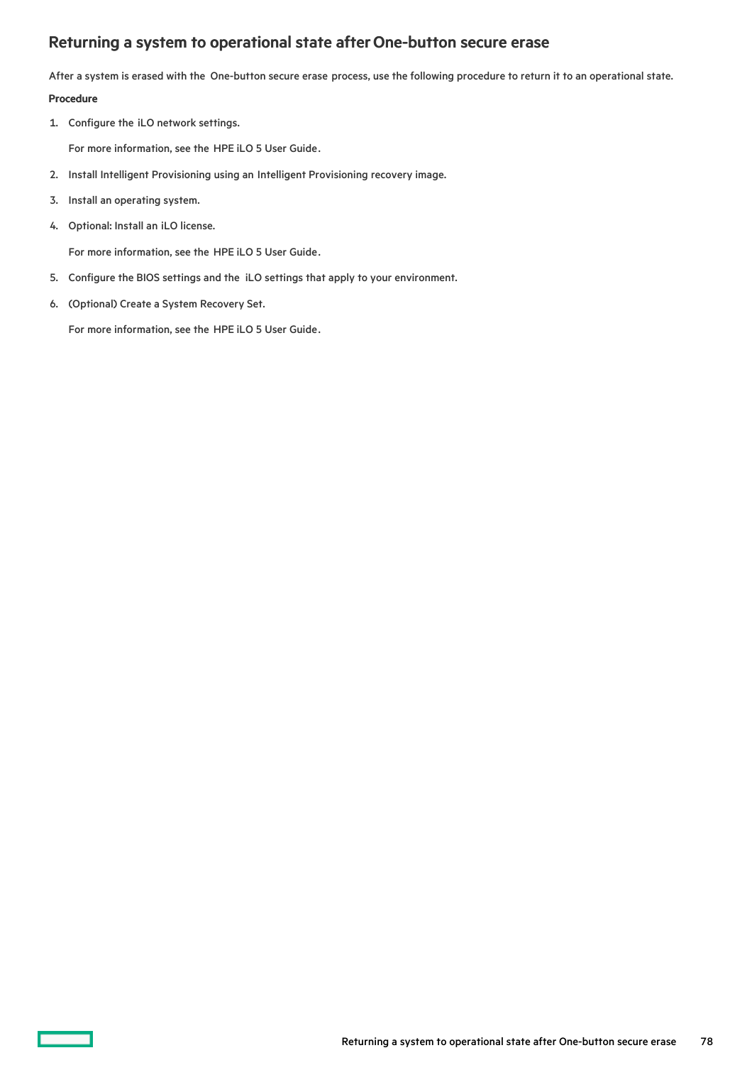## Returning a system to operational state after One-button secure erase

After a system is erased with the One-button secure erase process, use the following procedure to return it to an operational state.

**Procedure**

1. Configure the iLO network settings.

   For more information, see the HPE iLO 5 User Guide.

2. Install Intelligent Provisioning using an Intelligent Provisioning recovery image.
3. Install an operating system.
4. Optional: Install an iLO license.

   For more information, see the HPE iLO 5 User Guide.

5. Configure the BIOS settings and the iLO settings that apply to your environment.
6. (Optional) Create a System Recovery Set.

   For more information, see the HPE iLO 5 User Guide.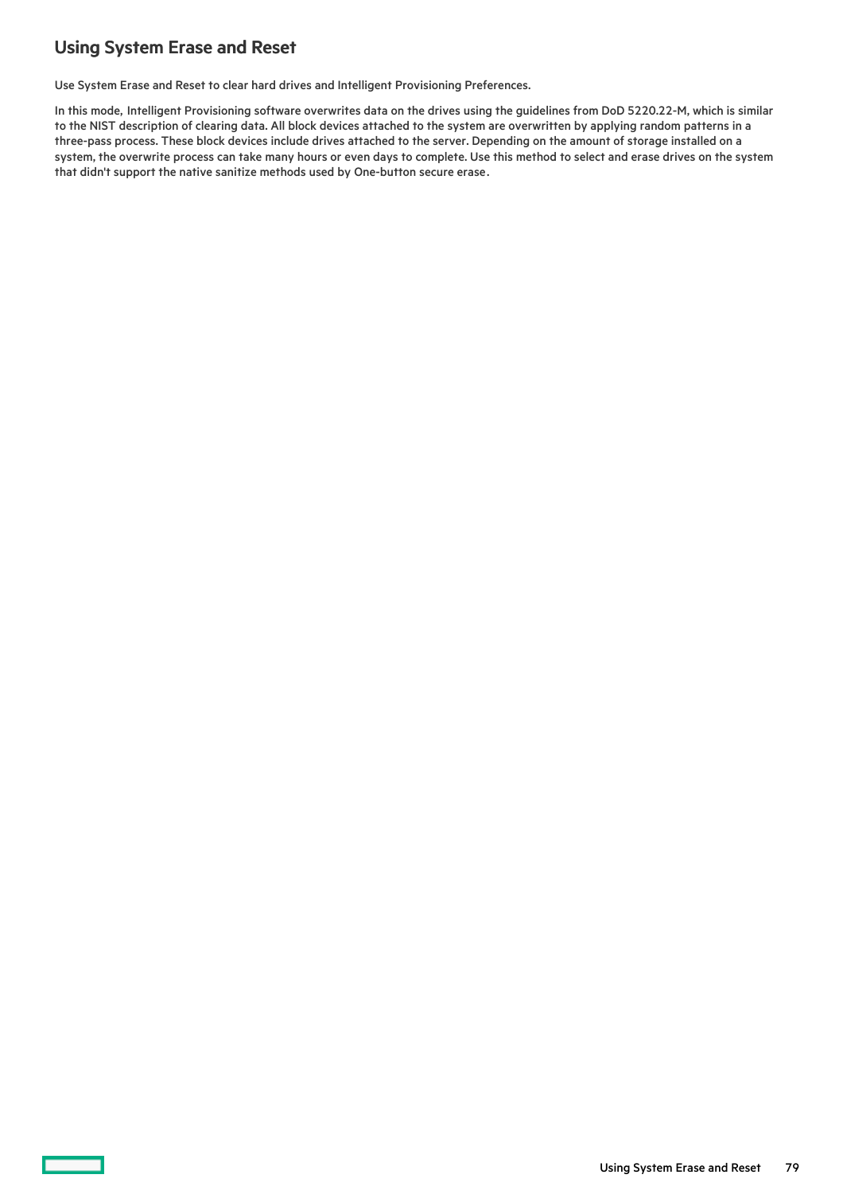## Using System Erase and Reset

Use System Erase and Reset to clear hard drives and Intelligent Provisioning Preferences.

In this mode, Intelligent Provisioning software overwrites data on the drives using the guidelines from DoD 5220.22-M, which is similar to the NIST description of clearing data. All block devices attached to the system are overwritten by applying random patterns in a three-pass process. These block devices include drives attached to the server. Depending on the amount of storage installed on a system, the overwrite process can take many hours or even days to complete. Use this method to select and erase drives on the system that didn't support the native sanitize methods used by One-button secure erase.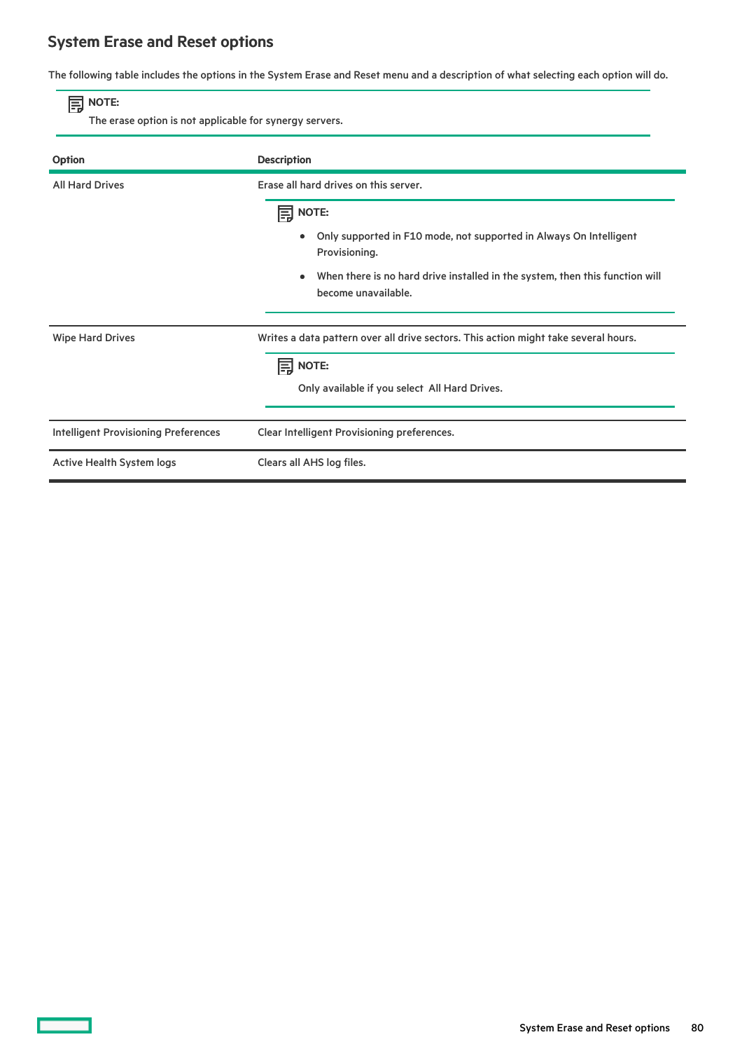## System Erase and Reset options

The following table includes the options in the System Erase and Reset menu and a description of what selecting each option will do.

> **NOTE:**
> The erase option is not applicable for synergy servers.

| Option | Description |
|---|---|
| All Hard Drives | Erase all hard drives on this server.<br><br>**NOTE:**<br>• Only supported in F10 mode, not supported in Always On Intelligent Provisioning.<br>• When there is no hard drive installed in the system, then this function will become unavailable. |
| Wipe Hard Drives | Writes a data pattern over all drive sectors. This action might take several hours.<br><br>**NOTE:**<br>Only available if you select All Hard Drives. |
| Intelligent Provisioning Preferences | Clear Intelligent Provisioning preferences. |
| Active Health System logs | Clears all AHS log files. |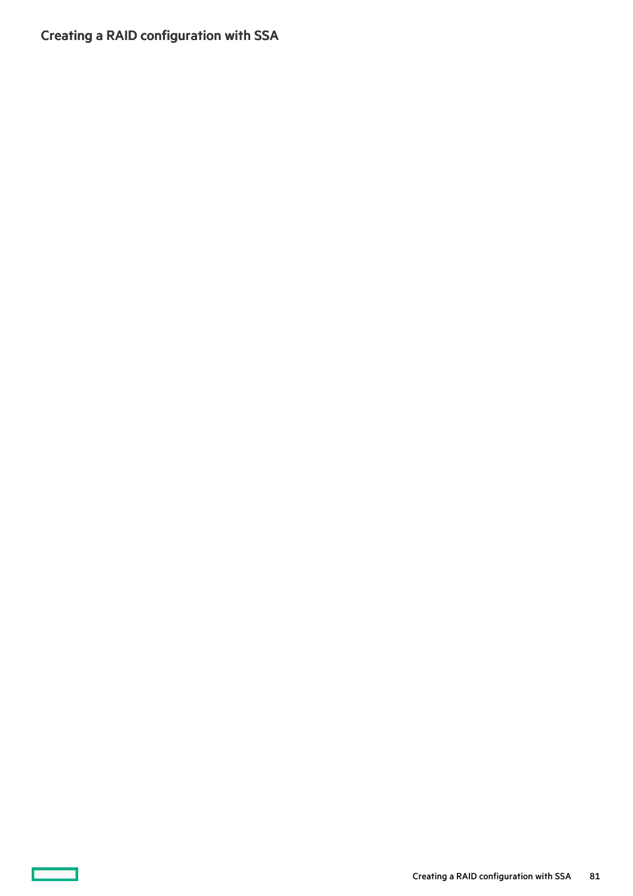# Creating a RAID configuration with SSA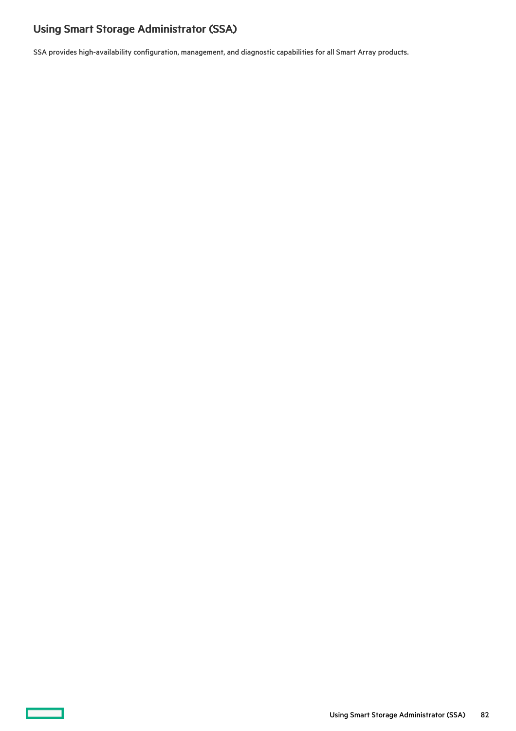# Using Smart Storage Administrator (SSA)

SSA provides high-availability configuration, management, and diagnostic capabilities for all Smart Array products.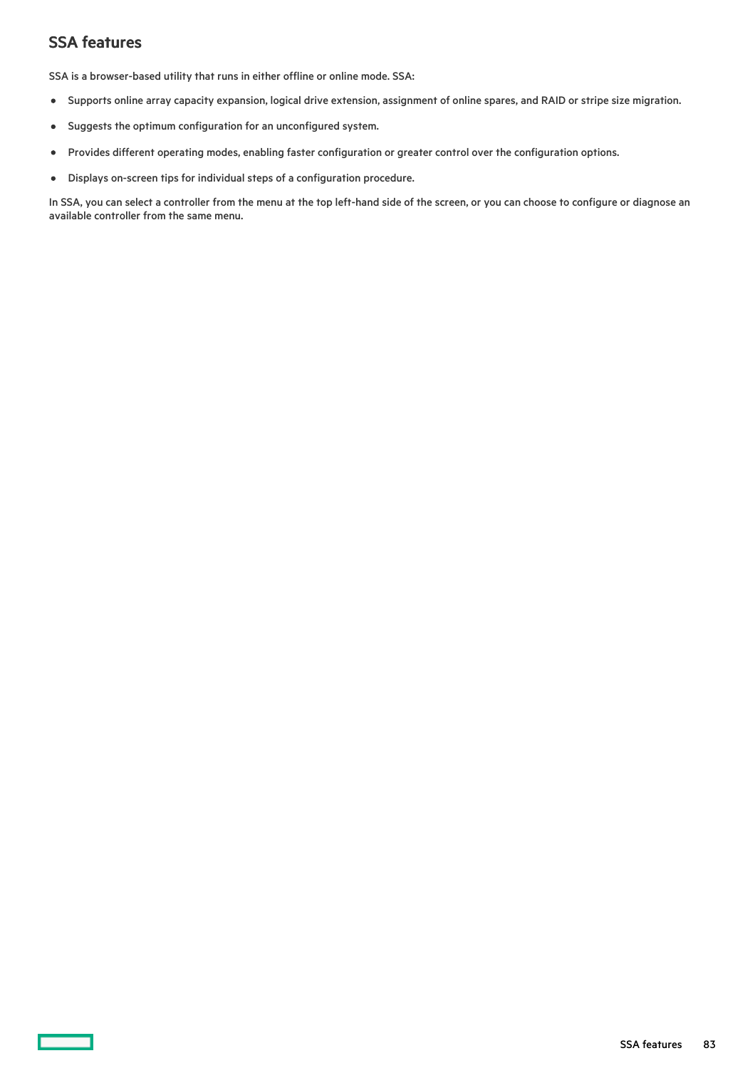## SSA features

SSA is a browser-based utility that runs in either offline or online mode. SSA:

- Supports online array capacity expansion, logical drive extension, assignment of online spares, and RAID or stripe size migration.
- Suggests the optimum configuration for an unconfigured system.
- Provides different operating modes, enabling faster configuration or greater control over the configuration options.
- Displays on-screen tips for individual steps of a configuration procedure.

In SSA, you can select a controller from the menu at the top left-hand side of the screen, or you can choose to configure or diagnose an available controller from the same menu.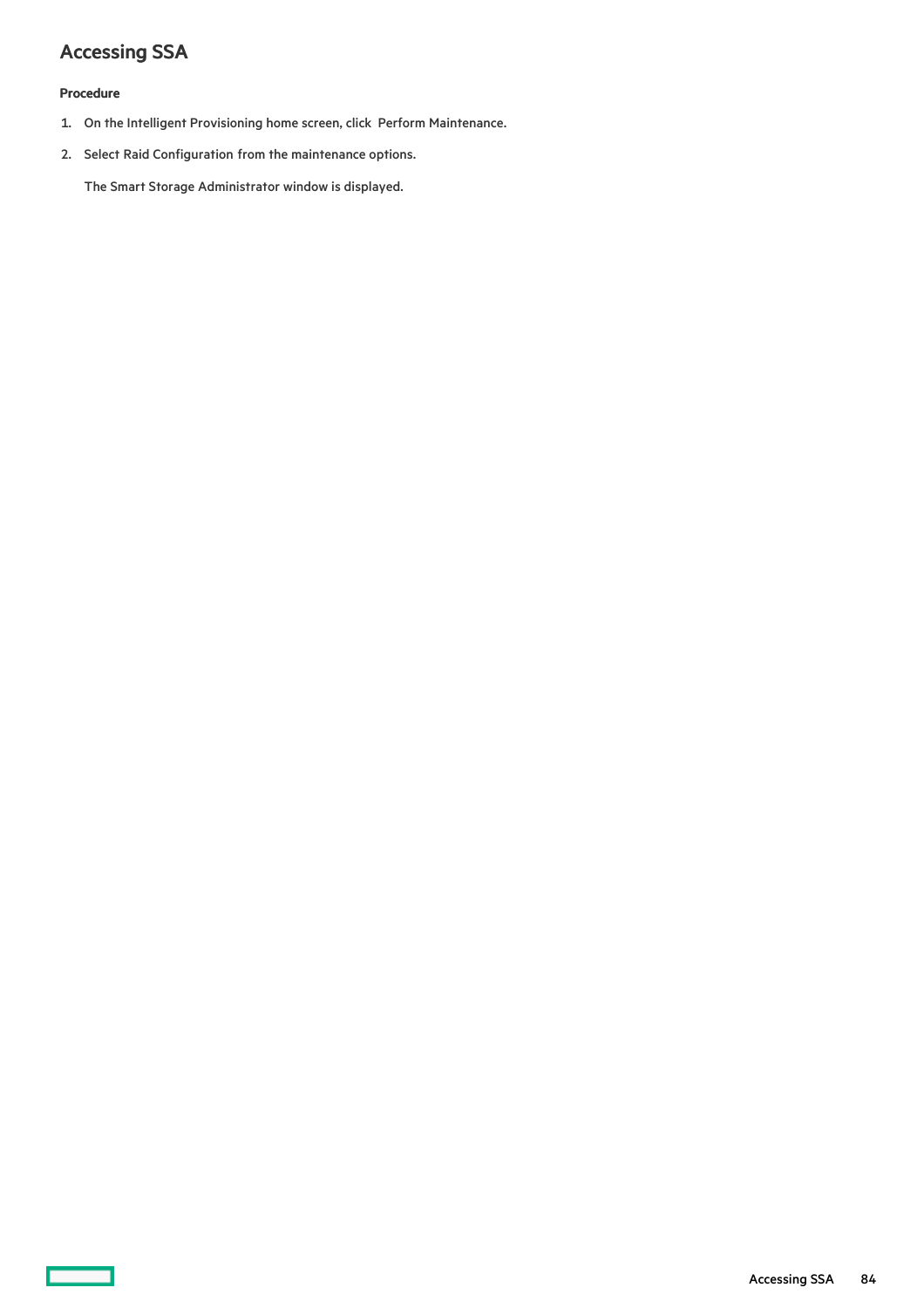## Accessing SSA

**Procedure**

1. On the Intelligent Provisioning home screen, click  Perform Maintenance.
2. Select Raid Configuration from the maintenance options.

   The Smart Storage Administrator window is displayed.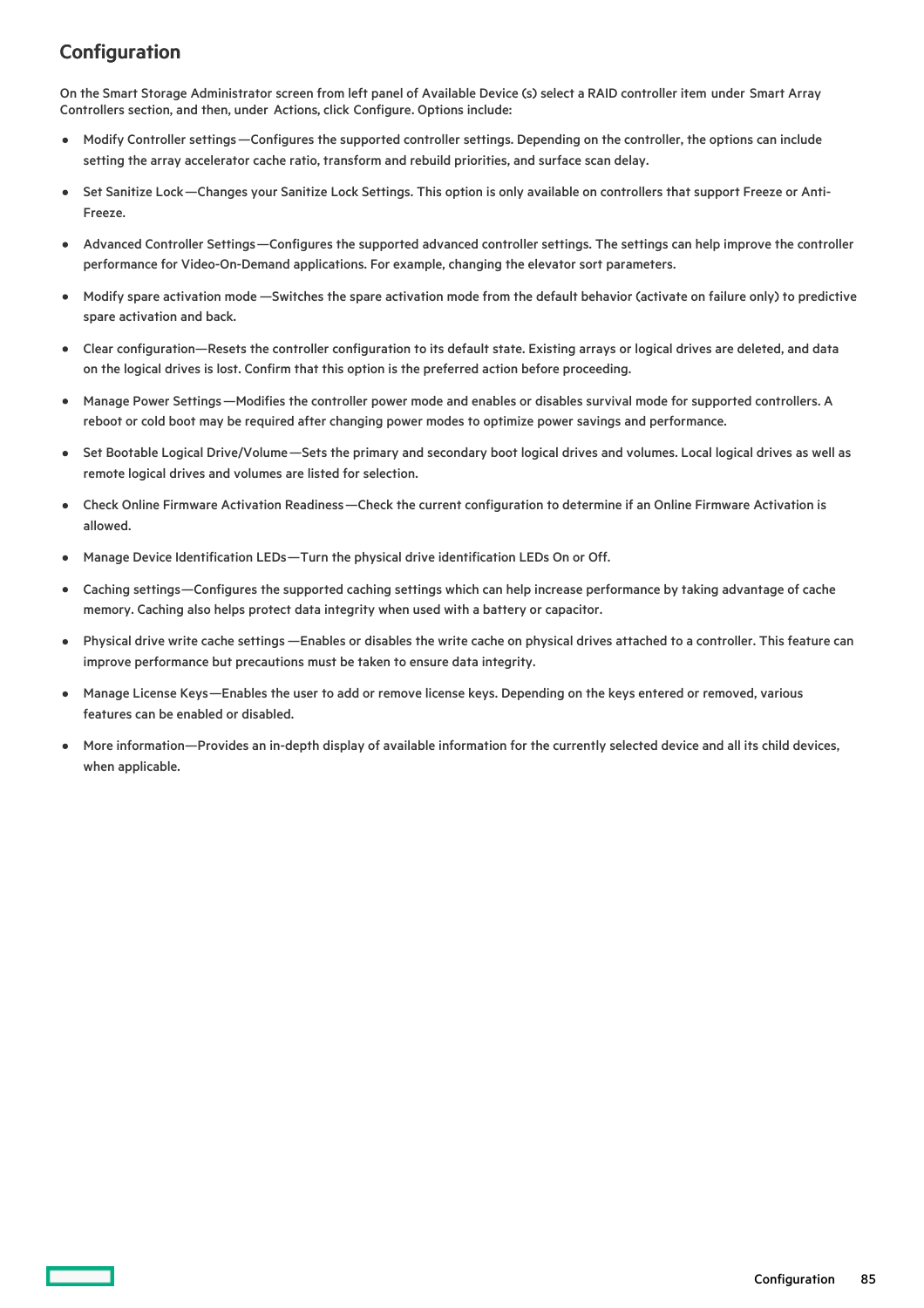## Configuration

On the Smart Storage Administrator screen from left panel of Available Device (s) select a RAID controller item under Smart Array Controllers section, and then, under Actions, click Configure. Options include:

- Modify Controller settings—Configures the supported controller settings. Depending on the controller, the options can include setting the array accelerator cache ratio, transform and rebuild priorities, and surface scan delay.
- Set Sanitize Lock—Changes your Sanitize Lock Settings. This option is only available on controllers that support Freeze or Anti-Freeze.
- Advanced Controller Settings—Configures the supported advanced controller settings. The settings can help improve the controller performance for Video-On-Demand applications. For example, changing the elevator sort parameters.
- Modify spare activation mode —Switches the spare activation mode from the default behavior (activate on failure only) to predictive spare activation and back.
- Clear configuration—Resets the controller configuration to its default state. Existing arrays or logical drives are deleted, and data on the logical drives is lost. Confirm that this option is the preferred action before proceeding.
- Manage Power Settings—Modifies the controller power mode and enables or disables survival mode for supported controllers. A reboot or cold boot may be required after changing power modes to optimize power savings and performance.
- Set Bootable Logical Drive/Volume—Sets the primary and secondary boot logical drives and volumes. Local logical drives as well as remote logical drives and volumes are listed for selection.
- Check Online Firmware Activation Readiness—Check the current configuration to determine if an Online Firmware Activation is allowed.
- Manage Device Identification LEDs—Turn the physical drive identification LEDs On or Off.
- Caching settings—Configures the supported caching settings which can help increase performance by taking advantage of cache memory. Caching also helps protect data integrity when used with a battery or capacitor.
- Physical drive write cache settings —Enables or disables the write cache on physical drives attached to a controller. This feature can improve performance but precautions must be taken to ensure data integrity.
- Manage License Keys—Enables the user to add or remove license keys. Depending on the keys entered or removed, various features can be enabled or disabled.
- More information—Provides an in-depth display of available information for the currently selected device and all its child devices, when applicable.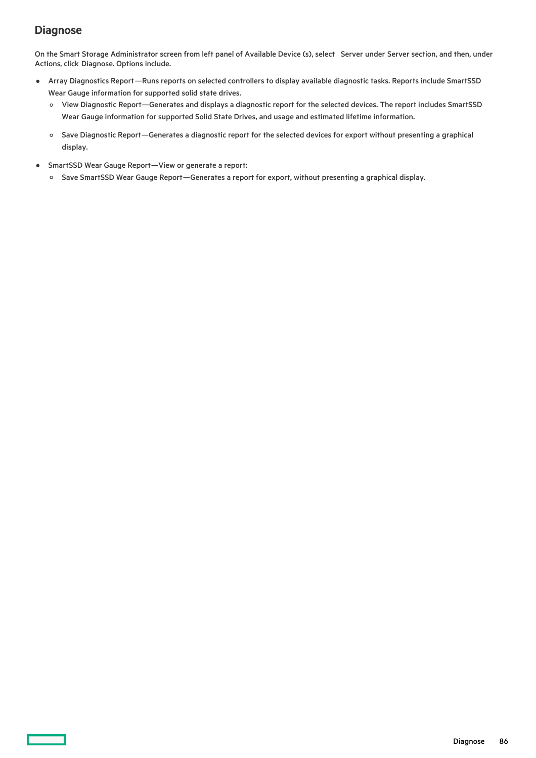## Diagnose

On the Smart Storage Administrator screen from left panel of Available Device (s), select Server under Server section, and then, under Actions, click Diagnose. Options include.

- Array Diagnostics Report—Runs reports on selected controllers to display available diagnostic tasks. Reports include SmartSSD Wear Gauge information for supported solid state drives.
  - View Diagnostic Report—Generates and displays a diagnostic report for the selected devices. The report includes SmartSSD Wear Gauge information for supported Solid State Drives, and usage and estimated lifetime information.
  - Save Diagnostic Report—Generates a diagnostic report for the selected devices for export without presenting a graphical display.
- SmartSSD Wear Gauge Report—View or generate a report:
  - Save SmartSSD Wear Gauge Report—Generates a report for export, without presenting a graphical display.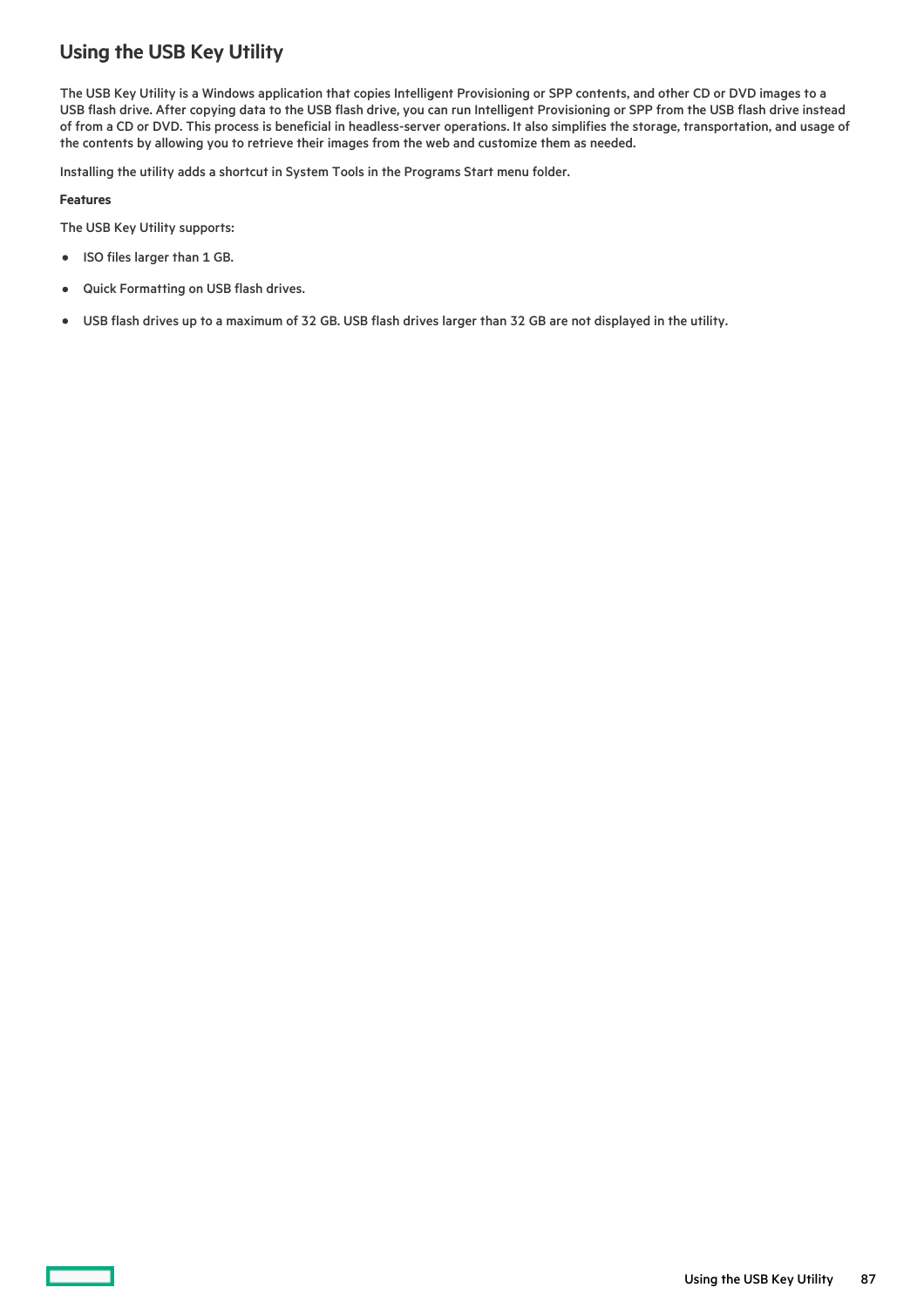# Using the USB Key Utility

The USB Key Utility is a Windows application that copies Intelligent Provisioning or SPP contents, and other CD or DVD images to a USB flash drive. After copying data to the USB flash drive, you can run Intelligent Provisioning or SPP from the USB flash drive instead of from a CD or DVD. This process is beneficial in headless-server operations. It also simplifies the storage, transportation, and usage of the contents by allowing you to retrieve their images from the web and customize them as needed.

Installing the utility adds a shortcut in System Tools in the Programs Start menu folder.

**Features**

The USB Key Utility supports:

- ISO files larger than 1 GB.
- Quick Formatting on USB flash drives.
- USB flash drives up to a maximum of 32 GB. USB flash drives larger than 32 GB are not displayed in the utility.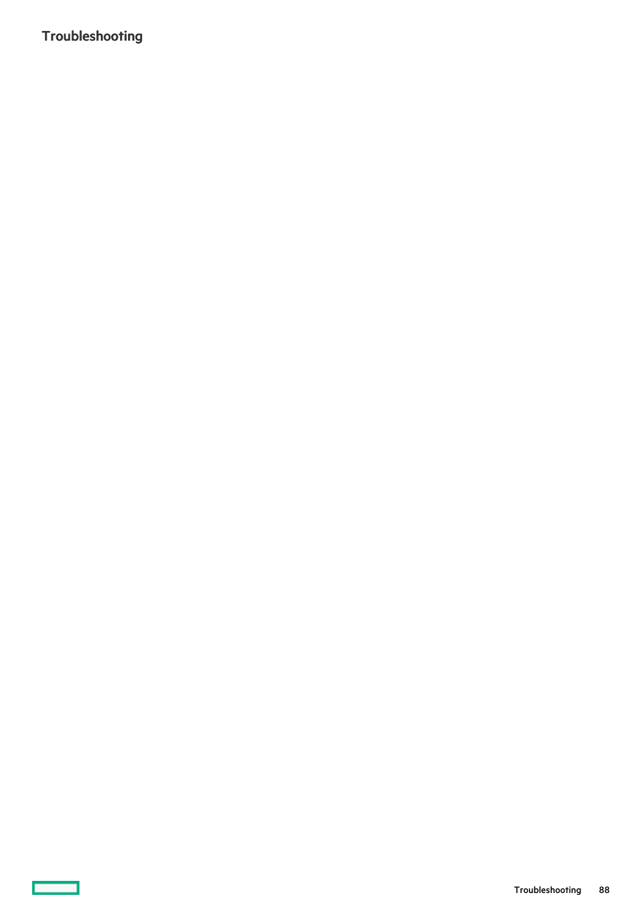# Troubleshooting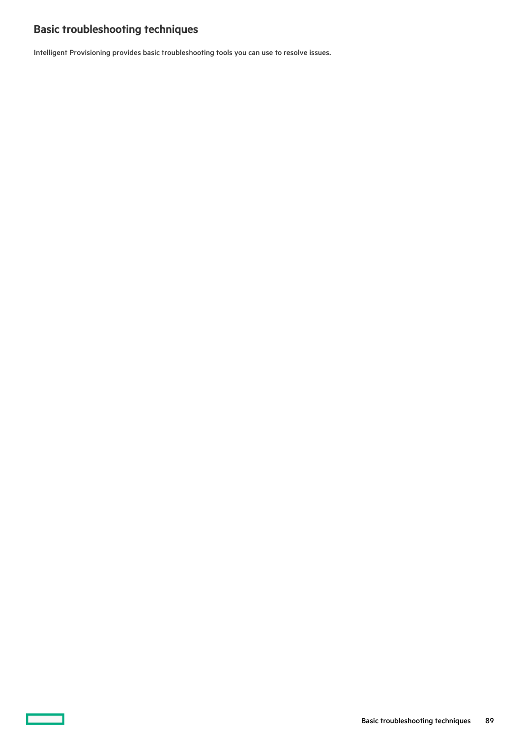# Basic troubleshooting techniques

Intelligent Provisioning provides basic troubleshooting tools you can use to resolve issues.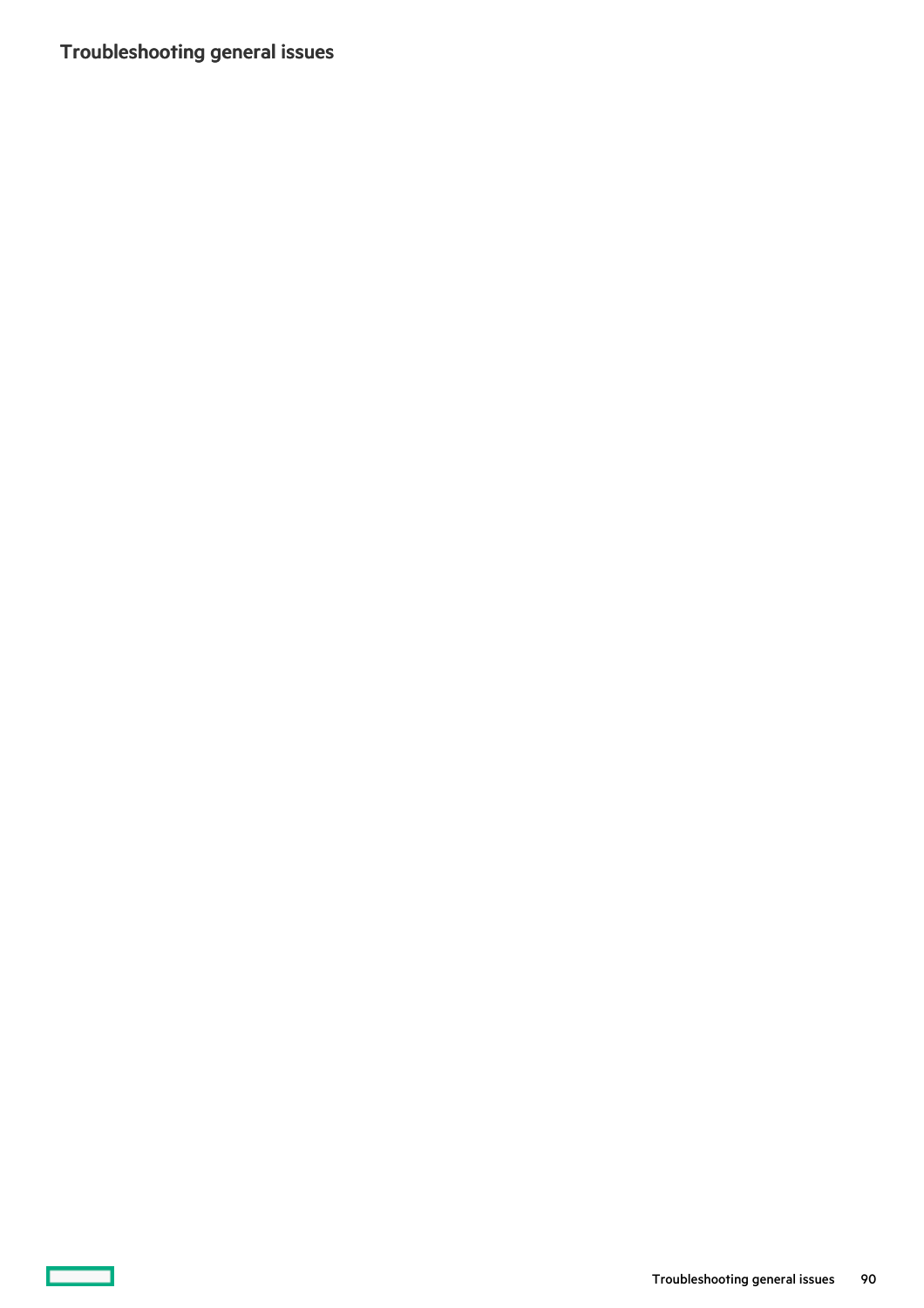# Troubleshooting general issues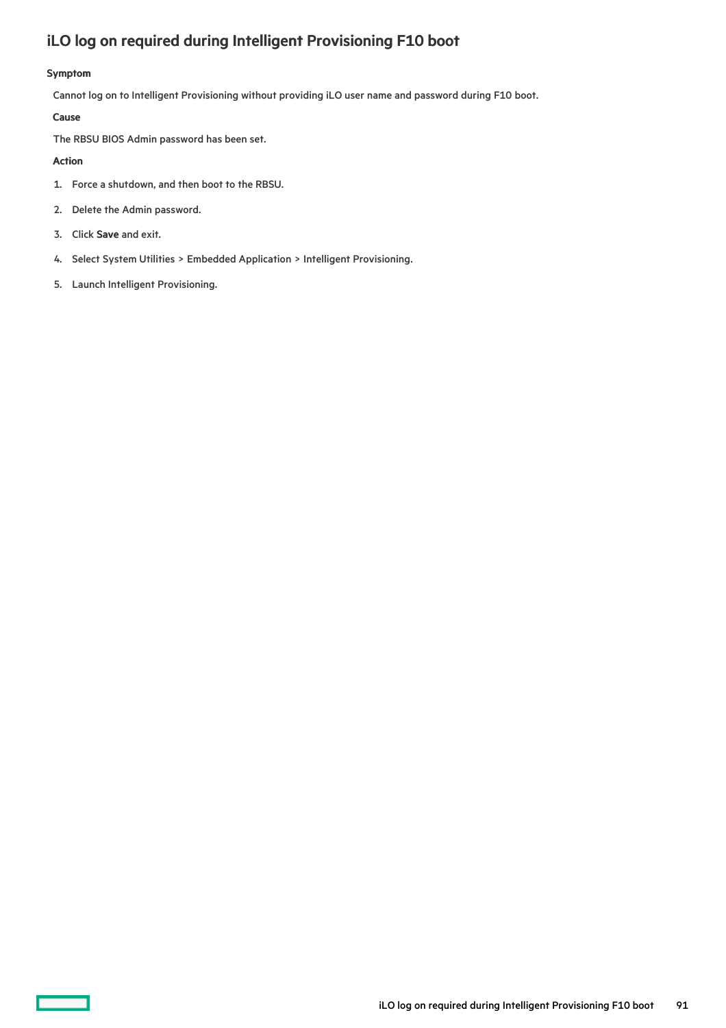## iLO log on required during Intelligent Provisioning F10 boot

#### Symptom

Cannot log on to Intelligent Provisioning without providing iLO user name and password during F10 boot.

#### Cause

The RBSU BIOS Admin password has been set.

#### Action

1. Force a shutdown, and then boot to the RBSU.
2. Delete the Admin password.
3. Click **Save** and exit.
4. Select System Utilities > Embedded Application > Intelligent Provisioning.
5. Launch Intelligent Provisioning.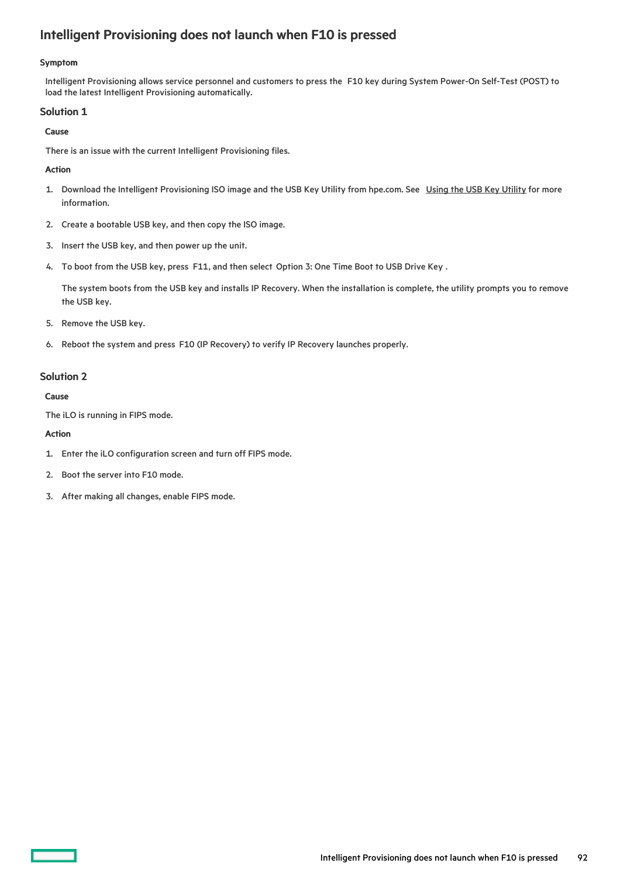# Intelligent Provisioning does not launch when F10 is pressed

#### Symptom

Intelligent Provisioning allows service personnel and customers to press the F10 key during System Power-On Self-Test (POST) to load the latest Intelligent Provisioning automatically.

## Solution 1

#### Cause

There is an issue with the current Intelligent Provisioning files.

#### Action

1. Download the Intelligent Provisioning ISO image and the USB Key Utility from hpe.com. See Using the USB Key Utility for more information.
2. Create a bootable USB key, and then copy the ISO image.
3. Insert the USB key, and then power up the unit.
4. To boot from the USB key, press F11, and then select Option 3: One Time Boot to USB Drive Key .

   The system boots from the USB key and installs IP Recovery. When the installation is complete, the utility prompts you to remove the USB key.
5. Remove the USB key.
6. Reboot the system and press F10 (IP Recovery) to verify IP Recovery launches properly.

## Solution 2

#### Cause

The iLO is running in FIPS mode.

#### Action

1. Enter the iLO configuration screen and turn off FIPS mode.
2. Boot the server into F10 mode.
3. After making all changes, enable FIPS mode.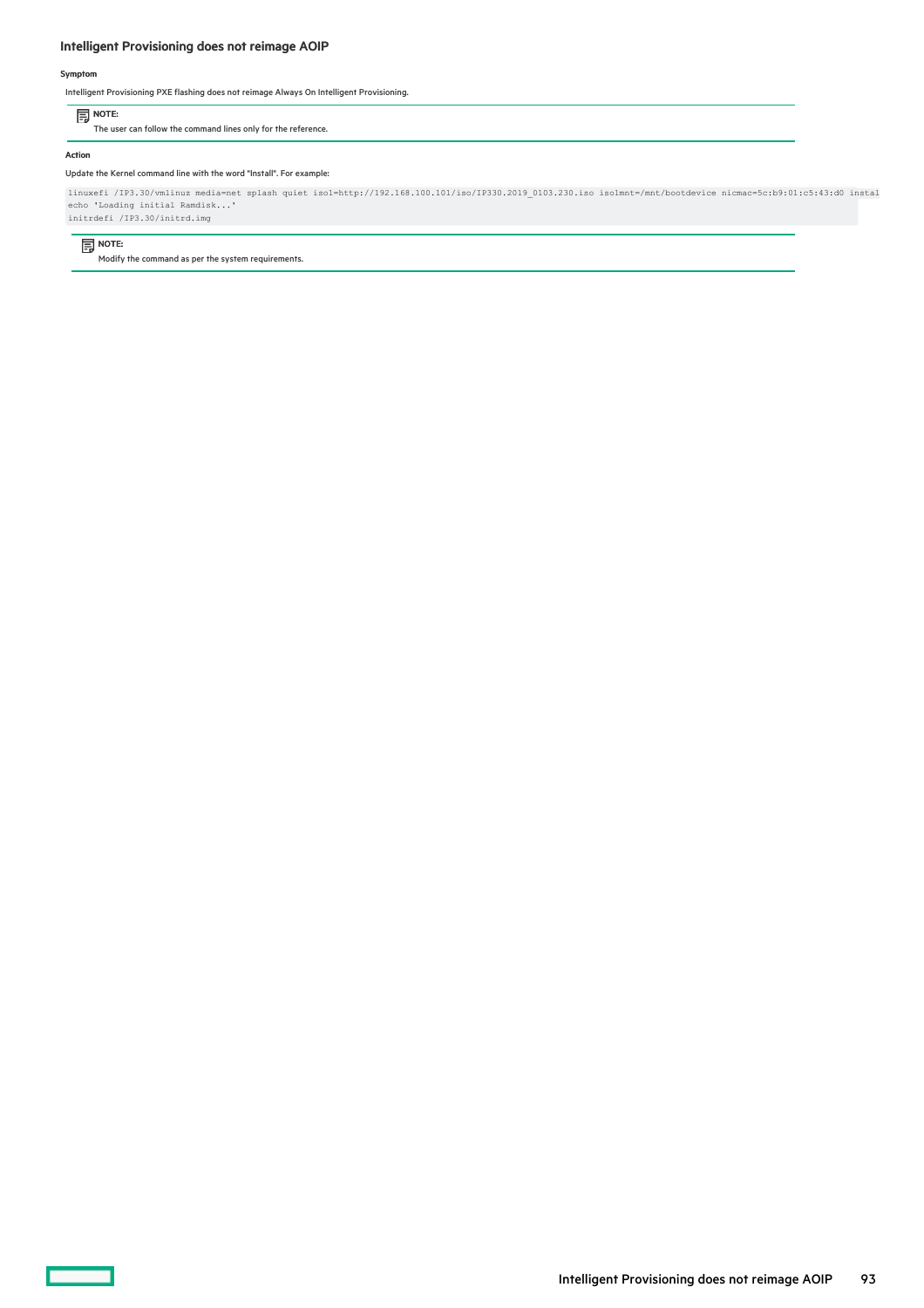## Intelligent Provisioning does not reimage AOIP

#### Symptom

Intelligent Provisioning PXE flashing does not reimage Always On Intelligent Provisioning.

> **NOTE:**
> The user can follow the command lines only for the reference.

#### Action

Update the Kernel command line with the word "Install". For example:

```
linuxefi /IP3.30/vmlinuz media=net splash quiet iso1=http://192.168.100.101/iso/IP330.2019_0103.230.iso iso1mnt=/mnt/bootdevice nicmac=5c:b9:01:c5:43:d0 instal
echo 'Loading initial Ramdisk...'
initrdefi /IP3.30/initrd.img
```

> **NOTE:**
> Modify the command as per the system requirements.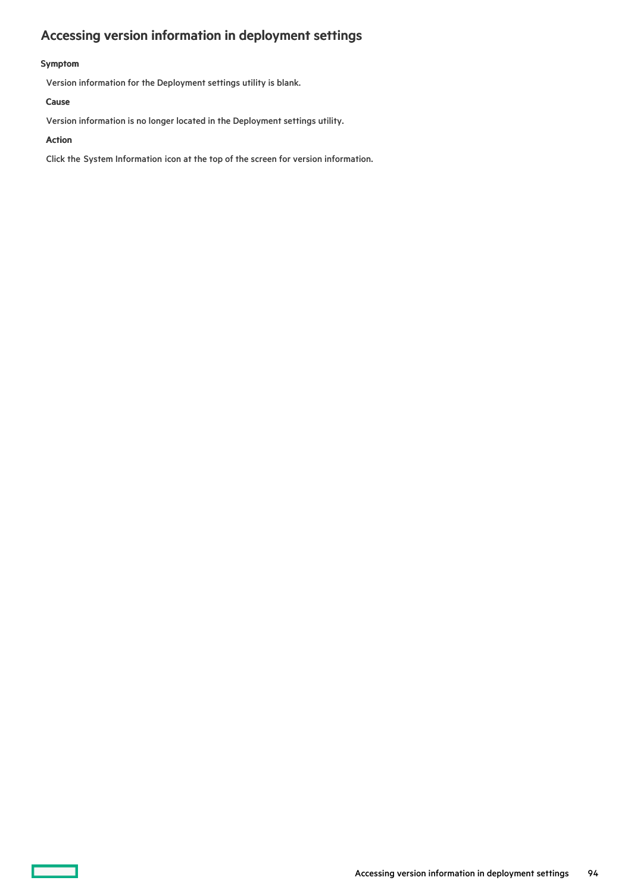## Accessing version information in deployment settings

#### Symptom

Version information for the Deployment settings utility is blank.

#### Cause

Version information is no longer located in the Deployment settings utility.

#### Action

Click the System Information icon at the top of the screen for version information.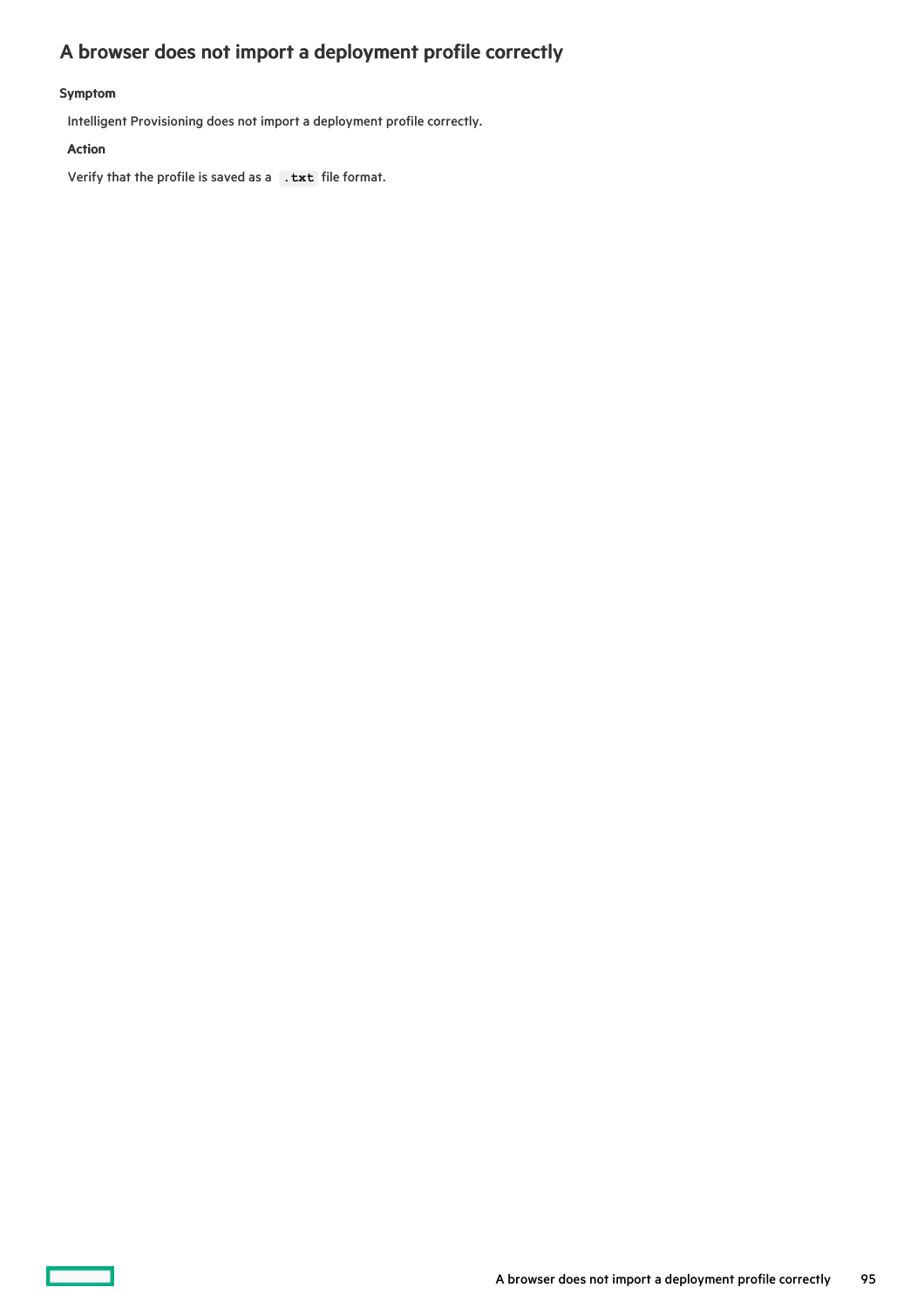# A browser does not import a deployment profile correctly

#### Symptom

Intelligent Provisioning does not import a deployment profile correctly.

#### Action

Verify that the profile is saved as a `.txt` file format.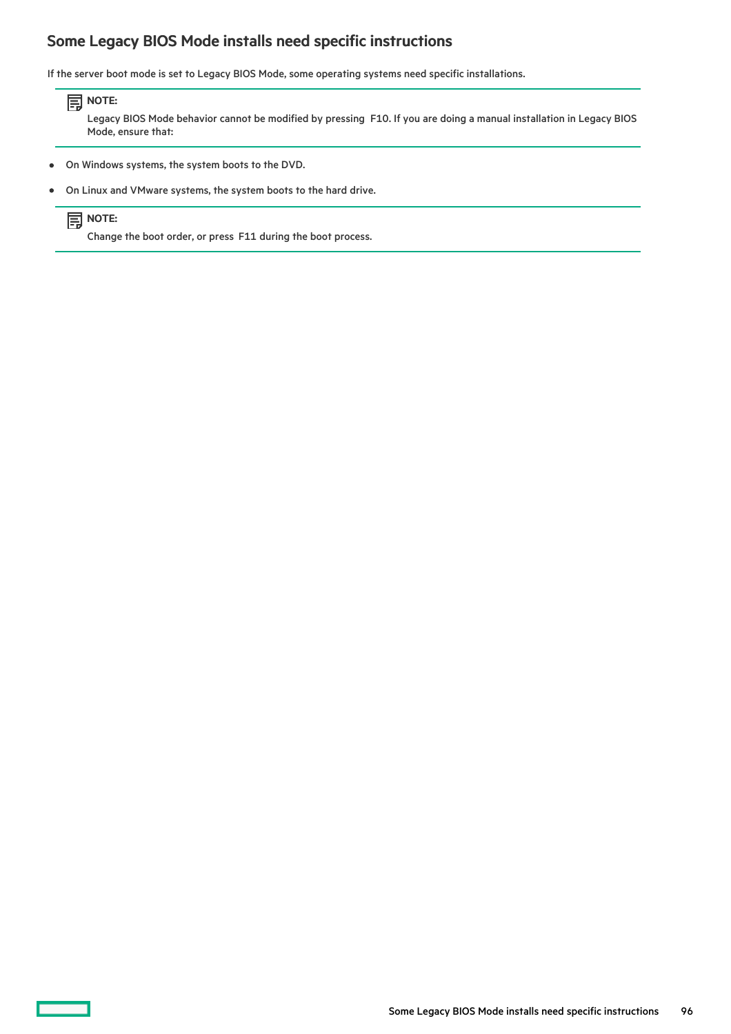## Some Legacy BIOS Mode installs need specific instructions

If the server boot mode is set to Legacy BIOS Mode, some operating systems need specific installations.

> **NOTE:**
>
> Legacy BIOS Mode behavior cannot be modified by pressing F10. If you are doing a manual installation in Legacy BIOS Mode, ensure that:

- On Windows systems, the system boots to the DVD.
- On Linux and VMware systems, the system boots to the hard drive.

> **NOTE:**
>
> Change the boot order, or press F11 during the boot process.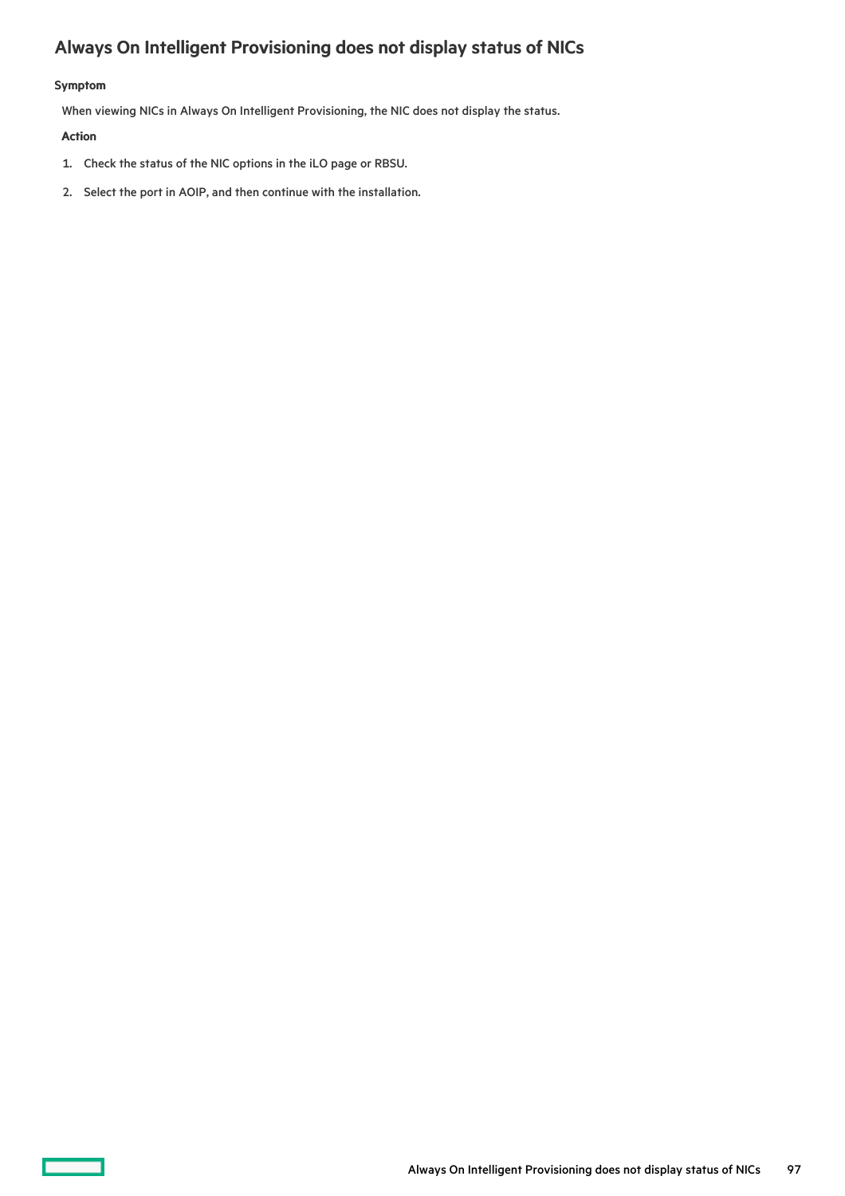## Always On Intelligent Provisioning does not display status of NICs

#### Symptom

When viewing NICs in Always On Intelligent Provisioning, the NIC does not display the status.

#### Action

1. Check the status of the NIC options in the iLO page or RBSU.
2. Select the port in AOIP, and then continue with the installation.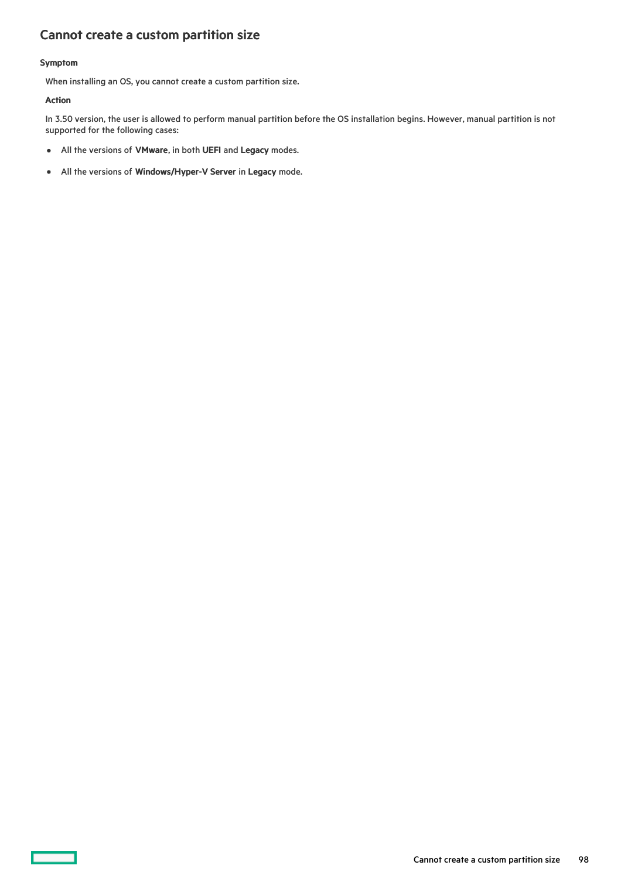## Cannot create a custom partition size

#### Symptom

When installing an OS, you cannot create a custom partition size.

#### Action

In 3.50 version, the user is allowed to perform manual partition before the OS installation begins. However, manual partition is not supported for the following cases:

- All the versions of **VMware**, in both **UEFI** and **Legacy** modes.
- All the versions of **Windows/Hyper-V Server** in **Legacy** mode.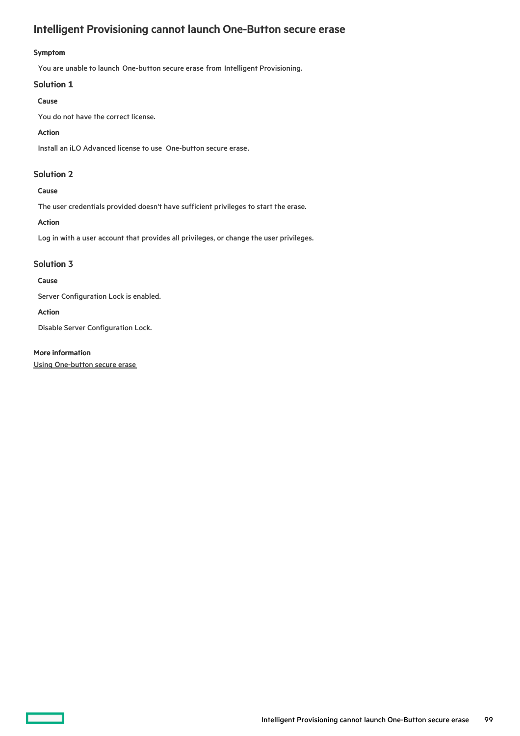# Intelligent Provisioning cannot launch One-Button secure erase

#### Symptom

You are unable to launch One-button secure erase from Intelligent Provisioning.

## Solution 1

#### Cause

You do not have the correct license.

#### Action

Install an iLO Advanced license to use One-button secure erase.

## Solution 2

#### Cause

The user credentials provided doesn't have sufficient privileges to start the erase.

#### Action

Log in with a user account that provides all privileges, or change the user privileges.

## Solution 3

#### Cause

Server Configuration Lock is enabled.

#### Action

Disable Server Configuration Lock.

#### More information

Using One-button secure erase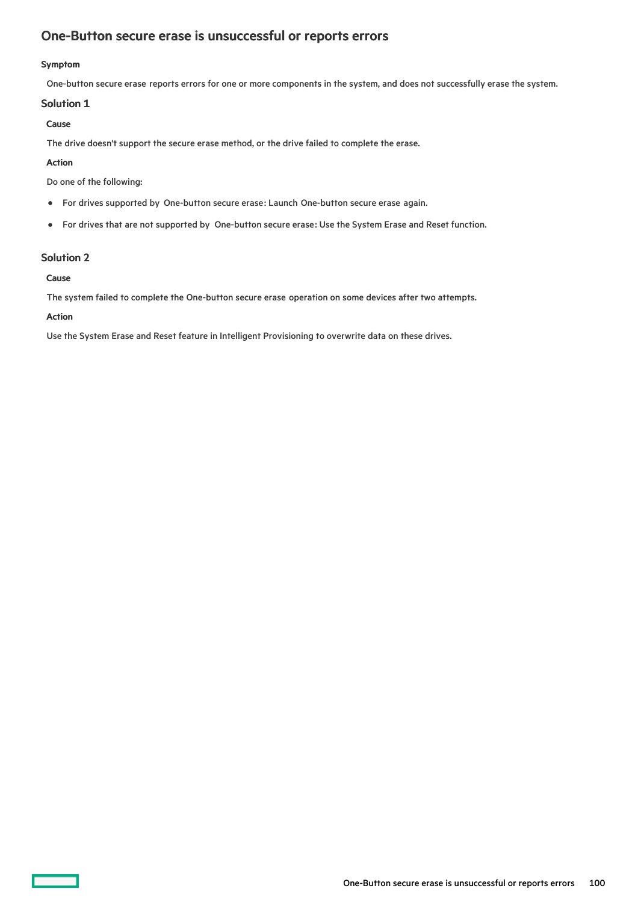## One-Button secure erase is unsuccessful or reports errors

#### Symptom

One-button secure erase reports errors for one or more components in the system, and does not successfully erase the system.

### Solution 1

#### Cause

The drive doesn't support the secure erase method, or the drive failed to complete the erase.

#### Action

Do one of the following:

- For drives supported by One-button secure erase: Launch One-button secure erase again.
- For drives that are not supported by One-button secure erase: Use the System Erase and Reset function.

### Solution 2

#### Cause

The system failed to complete the One-button secure erase operation on some devices after two attempts.

#### Action

Use the System Erase and Reset feature in Intelligent Provisioning to overwrite data on these drives.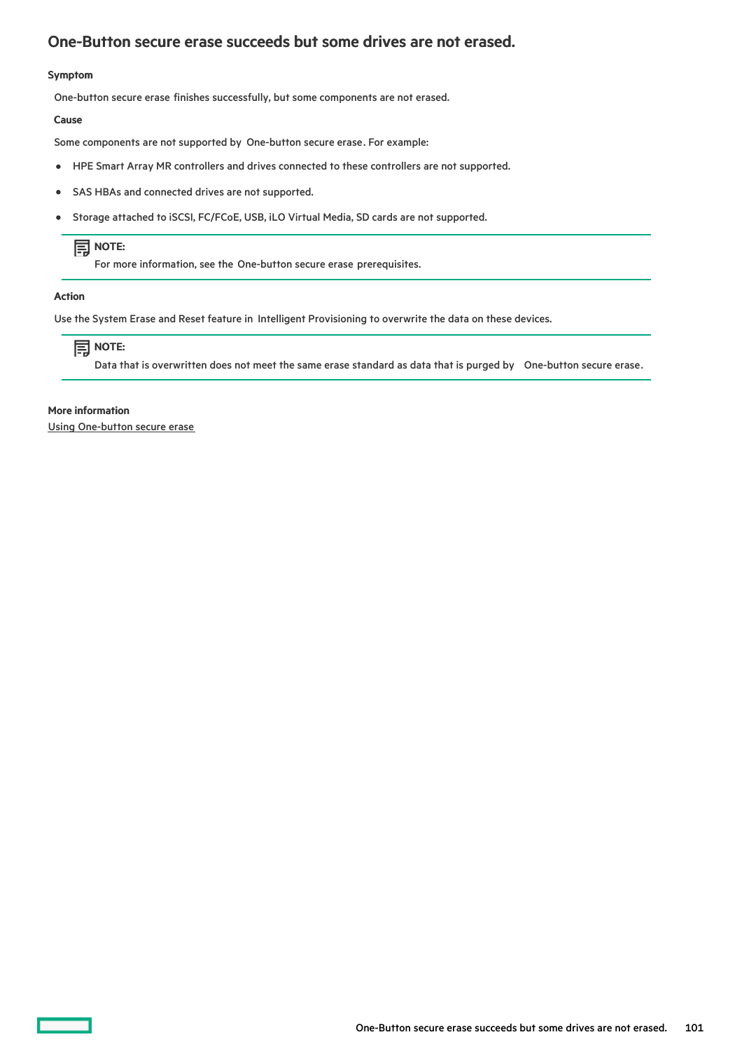## One-Button secure erase succeeds but some drives are not erased.

**Symptom**

One-button secure erase finishes successfully, but some components are not erased.

**Cause**

Some components are not supported by One-button secure erase. For example:

- HPE Smart Array MR controllers and drives connected to these controllers are not supported.
- SAS HBAs and connected drives are not supported.
- Storage attached to iSCSI, FC/FCoE, USB, iLO Virtual Media, SD cards are not supported.

> **NOTE:**
> For more information, see the One-button secure erase prerequisites.

**Action**

Use the System Erase and Reset feature in Intelligent Provisioning to overwrite the data on these devices.

> **NOTE:**
> Data that is overwritten does not meet the same erase standard as data that is purged by One-button secure erase.

**More information**

Using One-button secure erase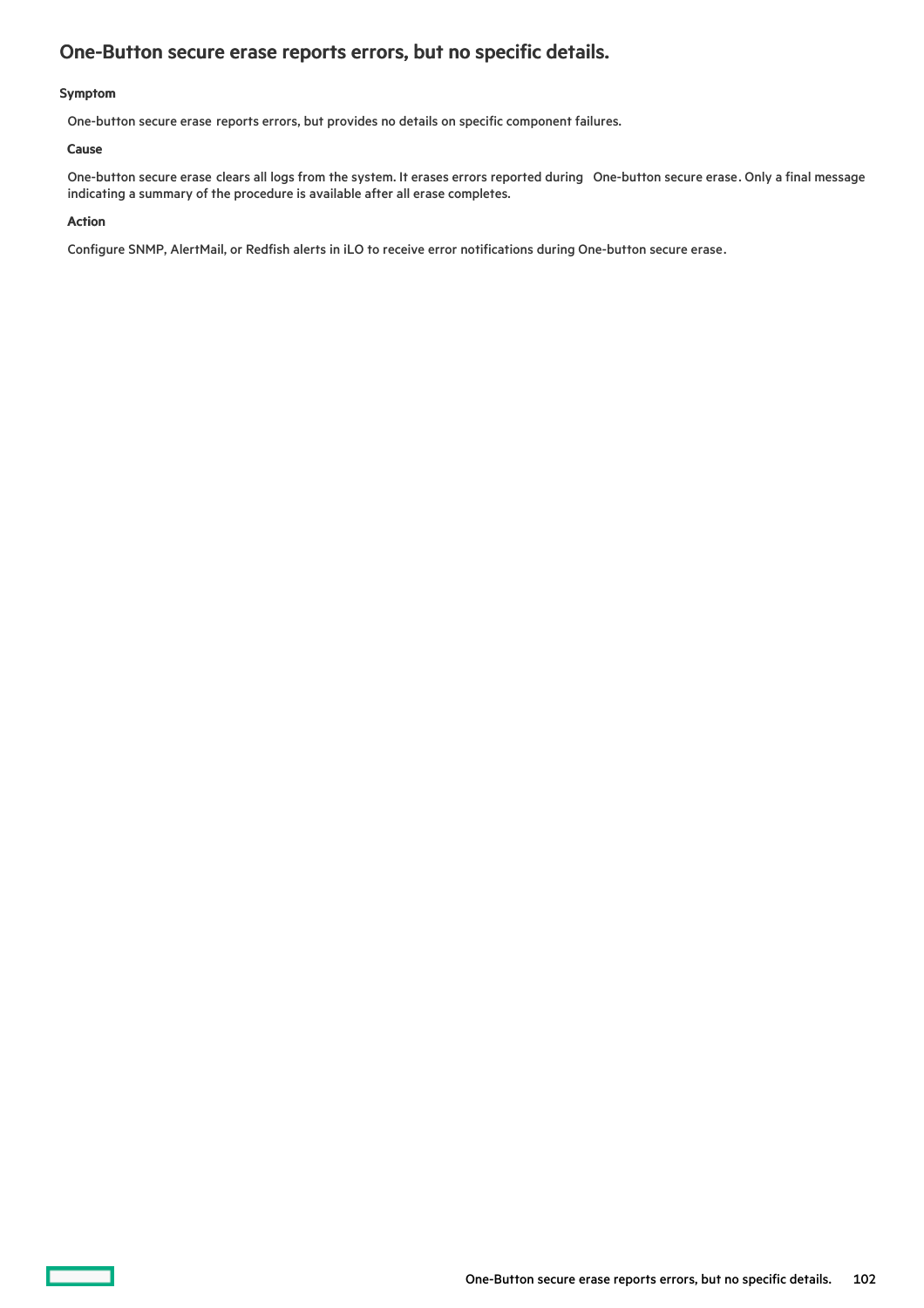## One-Button secure erase reports errors, but no specific details.

**Symptom**

One-button secure erase reports errors, but provides no details on specific component failures.

**Cause**

One-button secure erase clears all logs from the system. It erases errors reported during One-button secure erase. Only a final message indicating a summary of the procedure is available after all erase completes.

**Action**

Configure SNMP, AlertMail, or Redfish alerts in iLO to receive error notifications during One-button secure erase.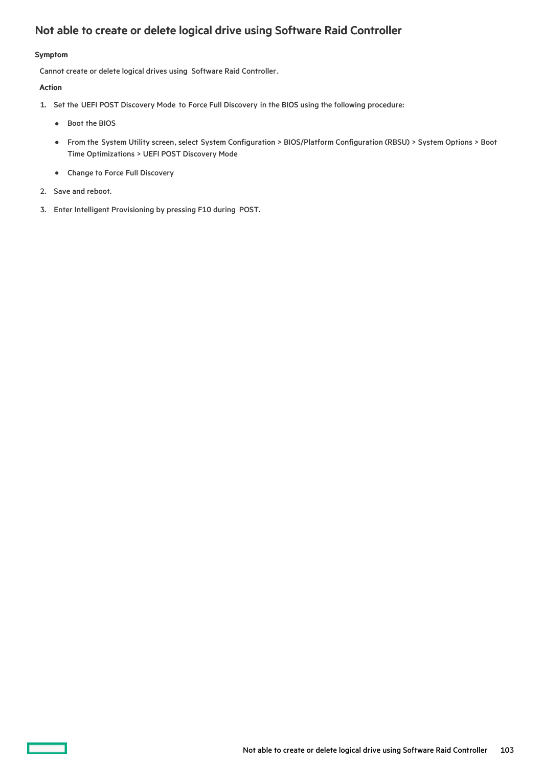## Not able to create or delete logical drive using Software Raid Controller

**Symptom**

Cannot create or delete logical drives using Software Raid Controller.

**Action**

1. Set the UEFI POST Discovery Mode to Force Full Discovery in the BIOS using the following procedure:
   - Boot the BIOS
   - From the System Utility screen, select System Configuration > BIOS/Platform Configuration (RBSU) > System Options > Boot Time Optimizations > UEFI POST Discovery Mode
   - Change to Force Full Discovery
2. Save and reboot.
3. Enter Intelligent Provisioning by pressing F10 during POST.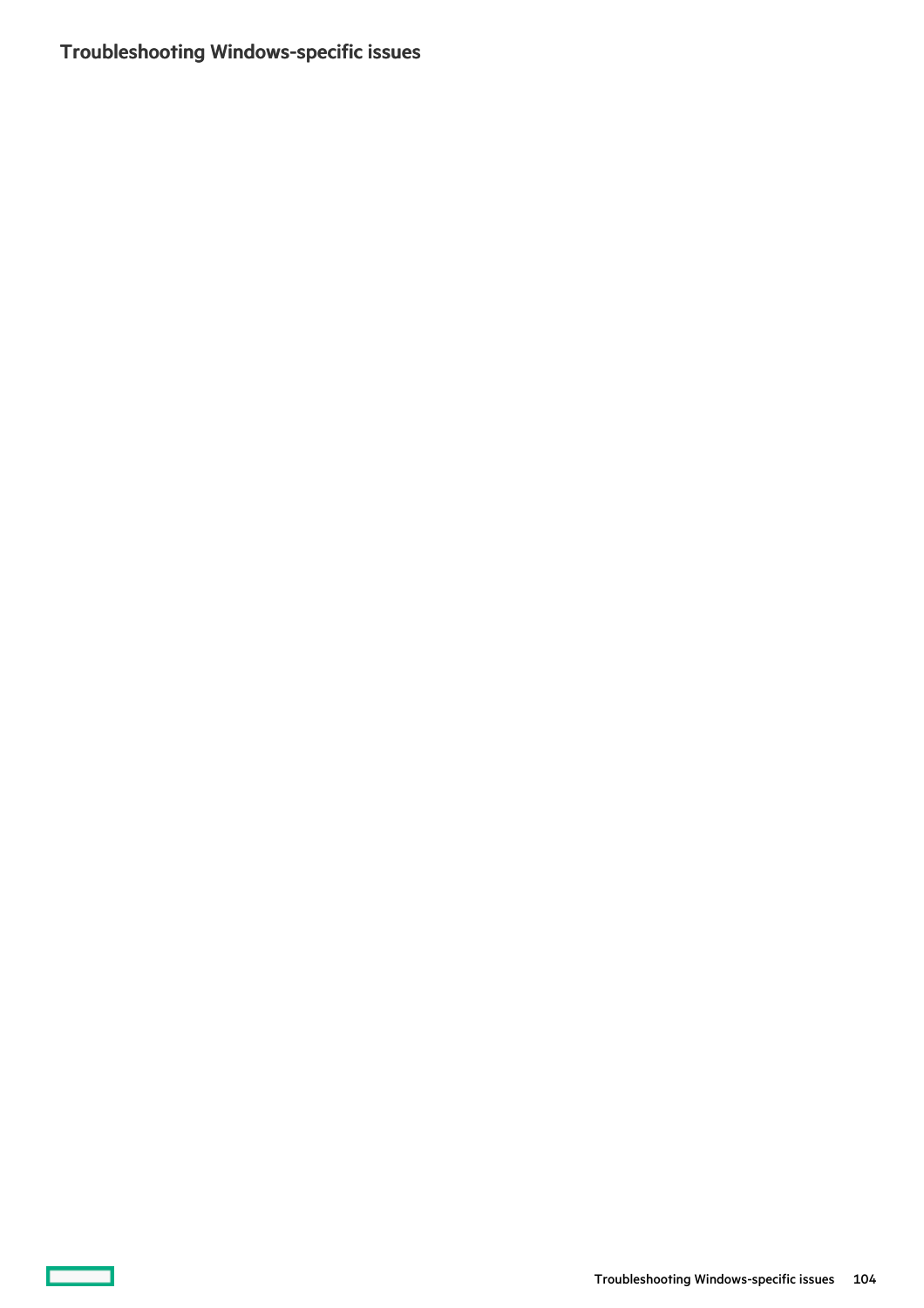## Troubleshooting Windows-specific issues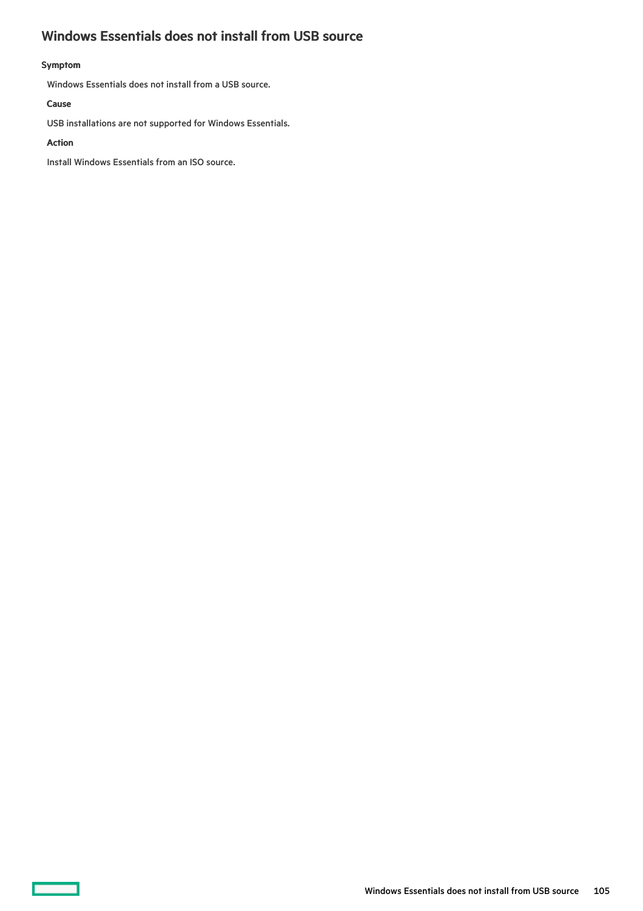## Windows Essentials does not install from USB source

### Symptom

Windows Essentials does not install from a USB source.

#### Cause

USB installations are not supported for Windows Essentials.

#### Action

Install Windows Essentials from an ISO source.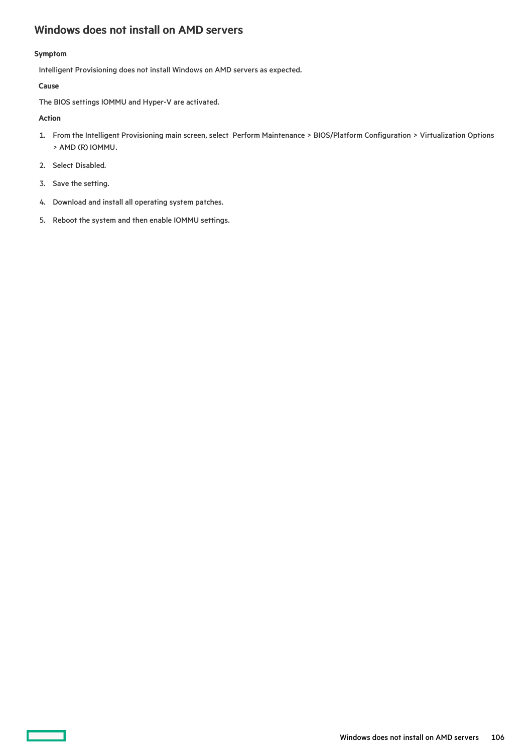## Windows does not install on AMD servers

#### Symptom

Intelligent Provisioning does not install Windows on AMD servers as expected.

#### Cause

The BIOS settings IOMMU and Hyper-V are activated.

#### Action

1. From the Intelligent Provisioning main screen, select Perform Maintenance > BIOS/Platform Configuration > Virtualization Options > AMD (R) IOMMU.
2. Select Disabled.
3. Save the setting.
4. Download and install all operating system patches.
5. Reboot the system and then enable IOMMU settings.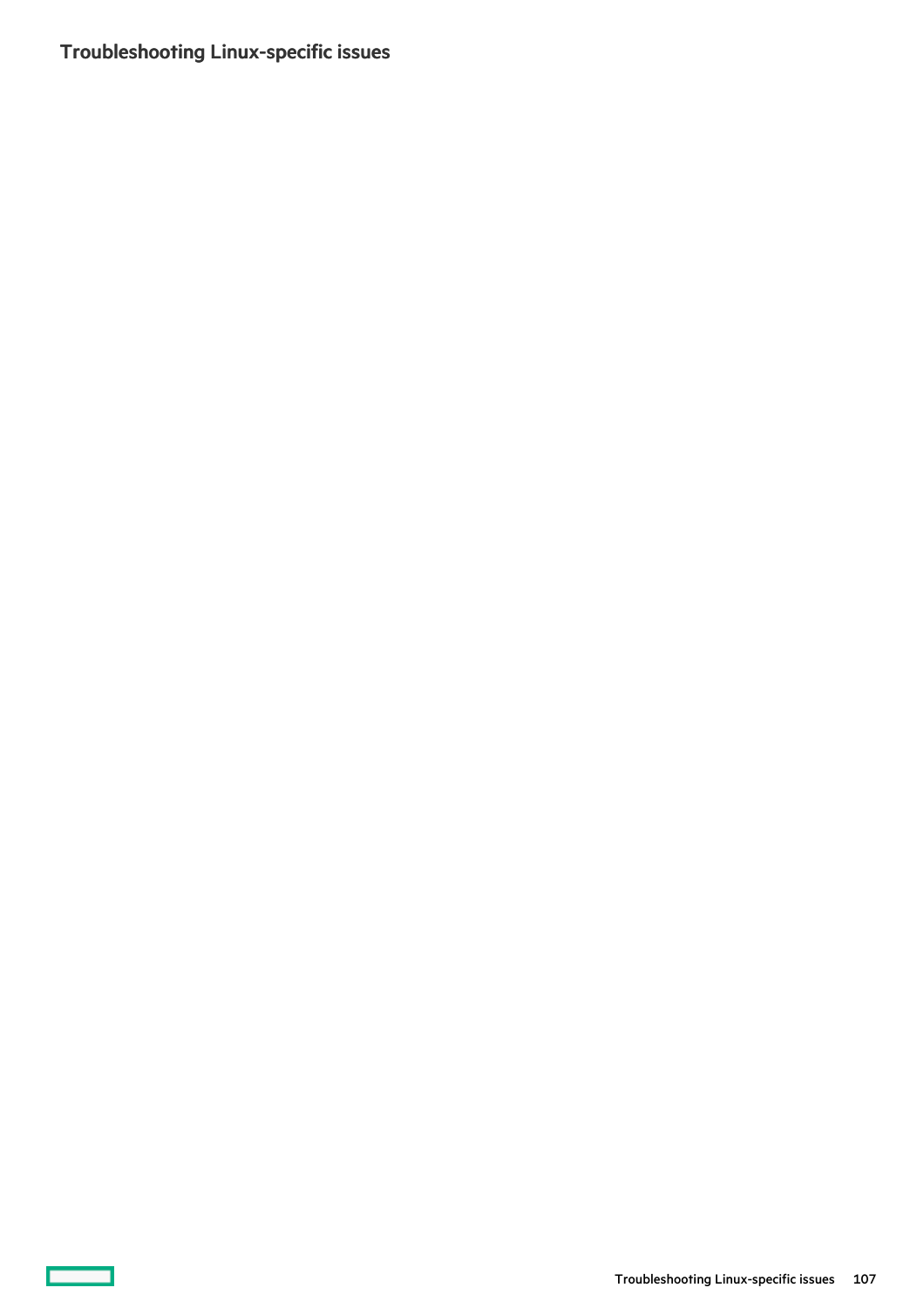## Troubleshooting Linux-specific issues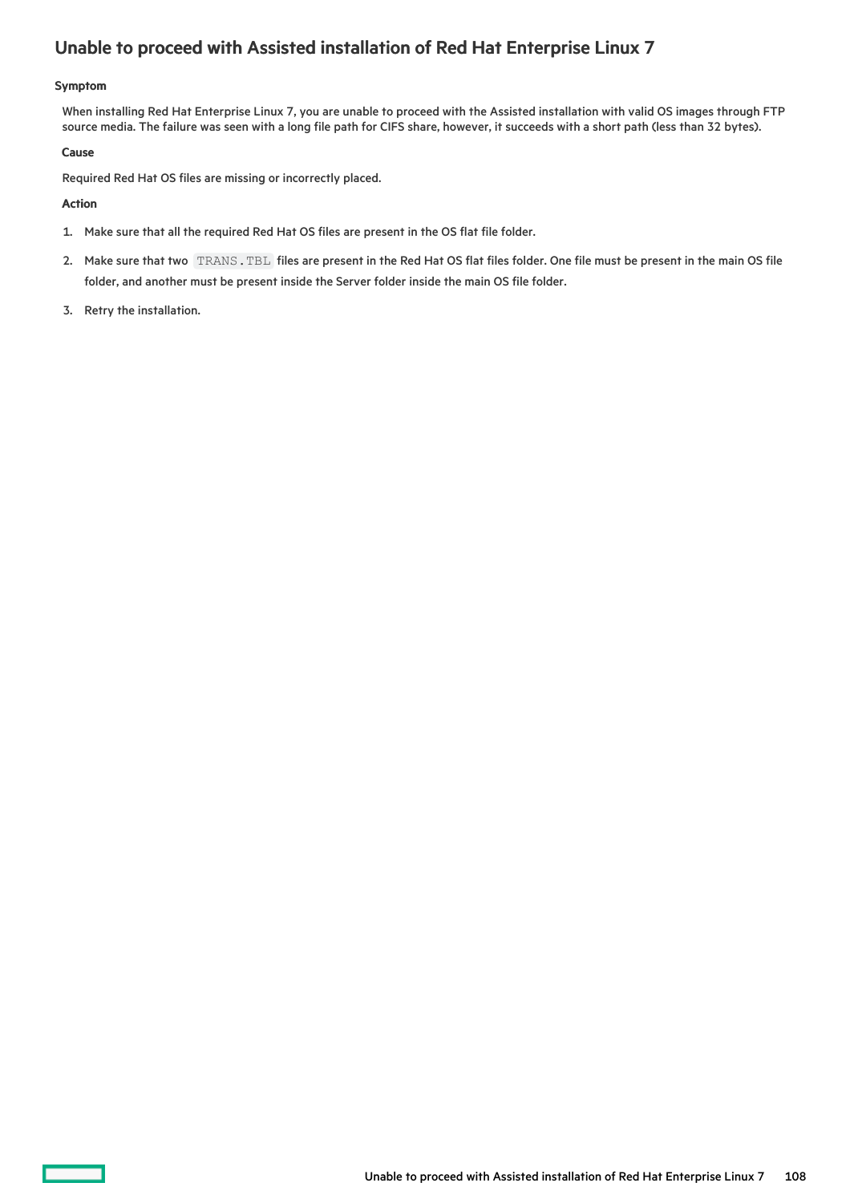## Unable to proceed with Assisted installation of Red Hat Enterprise Linux 7

**Symptom**

When installing Red Hat Enterprise Linux 7, you are unable to proceed with the Assisted installation with valid OS images through FTP source media. The failure was seen with a long file path for CIFS share, however, it succeeds with a short path (less than 32 bytes).

**Cause**

Required Red Hat OS files are missing or incorrectly placed.

**Action**

1. Make sure that all the required Red Hat OS files are present in the OS flat file folder.
2. Make sure that two `TRANS.TBL` files are present in the Red Hat OS flat files folder. One file must be present in the main OS file folder, and another must be present inside the Server folder inside the main OS file folder.
3. Retry the installation.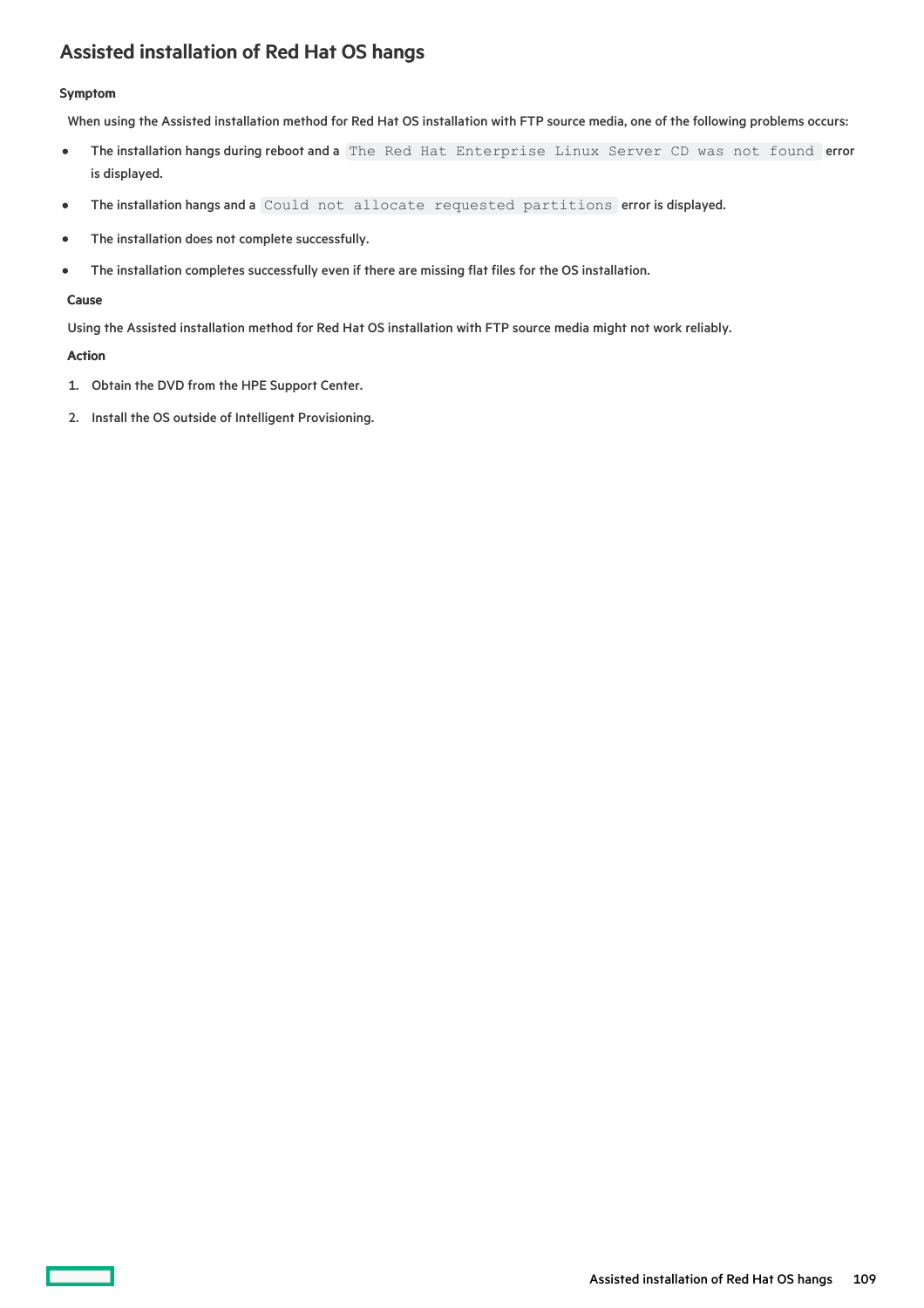## Assisted installation of Red Hat OS hangs

**Symptom**

When using the Assisted installation method for Red Hat OS installation with FTP source media, one of the following problems occurs:

- The installation hangs during reboot and a `The Red Hat Enterprise Linux Server CD was not found` error is displayed.
- The installation hangs and a `Could not allocate requested partitions` error is displayed.
- The installation does not complete successfully.
- The installation completes successfully even if there are missing flat files for the OS installation.

**Cause**

Using the Assisted installation method for Red Hat OS installation with FTP source media might not work reliably.

**Action**

1. Obtain the DVD from the HPE Support Center.
2. Install the OS outside of Intelligent Provisioning.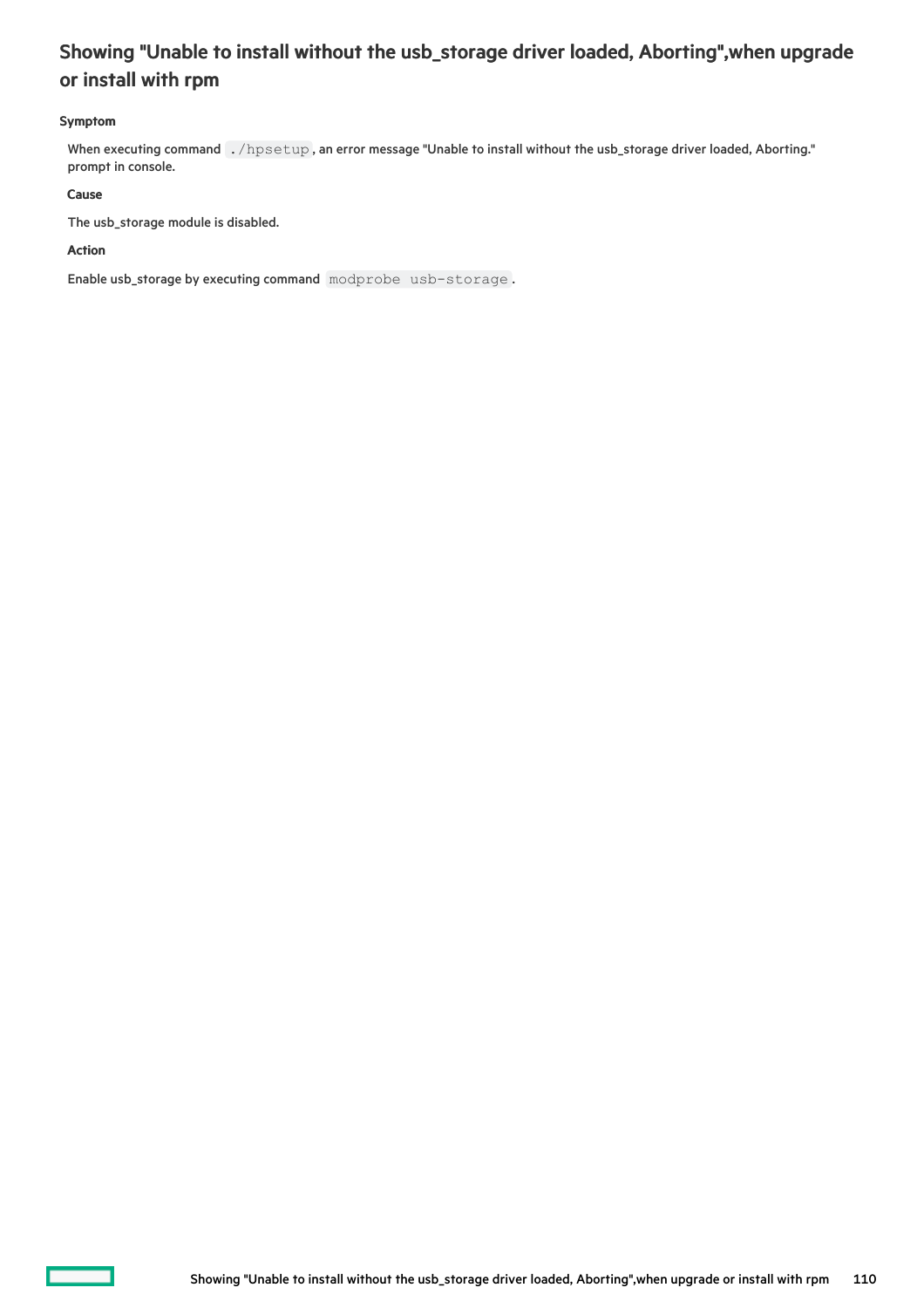## Showing "Unable to install without the usb_storage driver loaded, Aborting",when upgrade or install with rpm

**Symptom**

When executing command `./hpsetup`, an error message "Unable to install without the usb_storage driver loaded, Aborting." prompt in console.

**Cause**

The usb_storage module is disabled.

**Action**

Enable usb_storage by executing command `modprobe usb-storage`.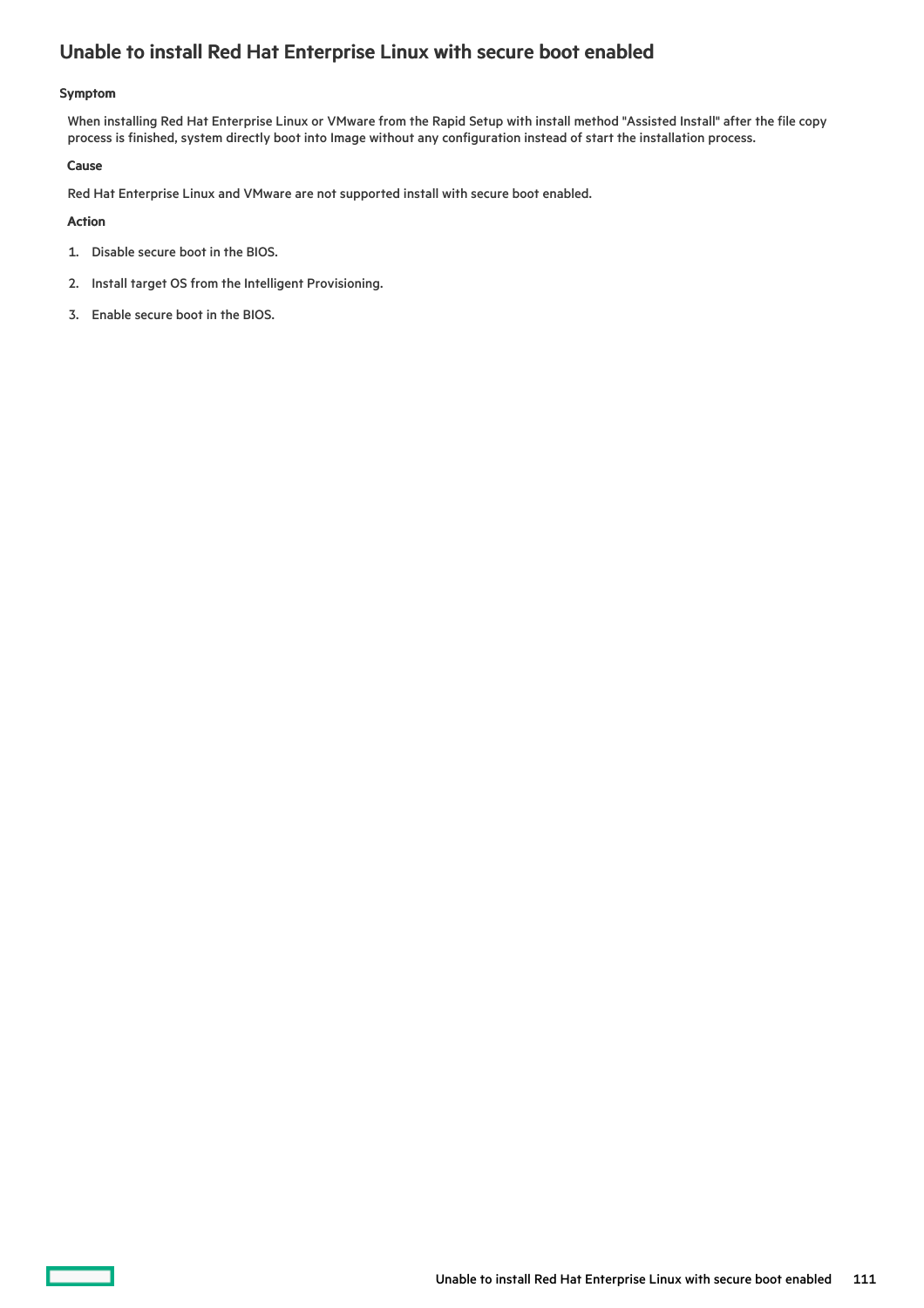## Unable to install Red Hat Enterprise Linux with secure boot enabled

#### Symptom

When installing Red Hat Enterprise Linux or VMware from the Rapid Setup with install method "Assisted Install" after the file copy process is finished, system directly boot into Image without any configuration instead of start the installation process.

#### Cause

Red Hat Enterprise Linux and VMware are not supported install with secure boot enabled.

#### Action

1. Disable secure boot in the BIOS.
2. Install target OS from the Intelligent Provisioning.
3. Enable secure boot in the BIOS.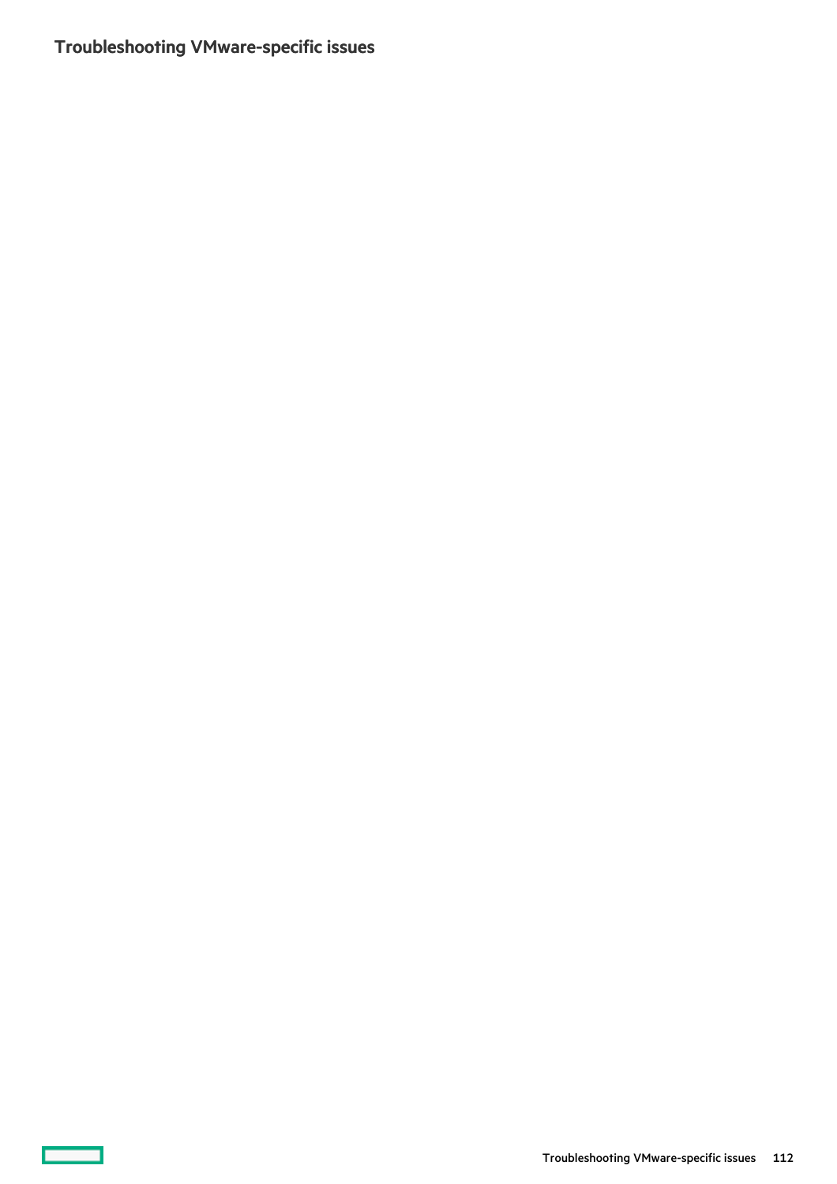## Troubleshooting VMware-specific issues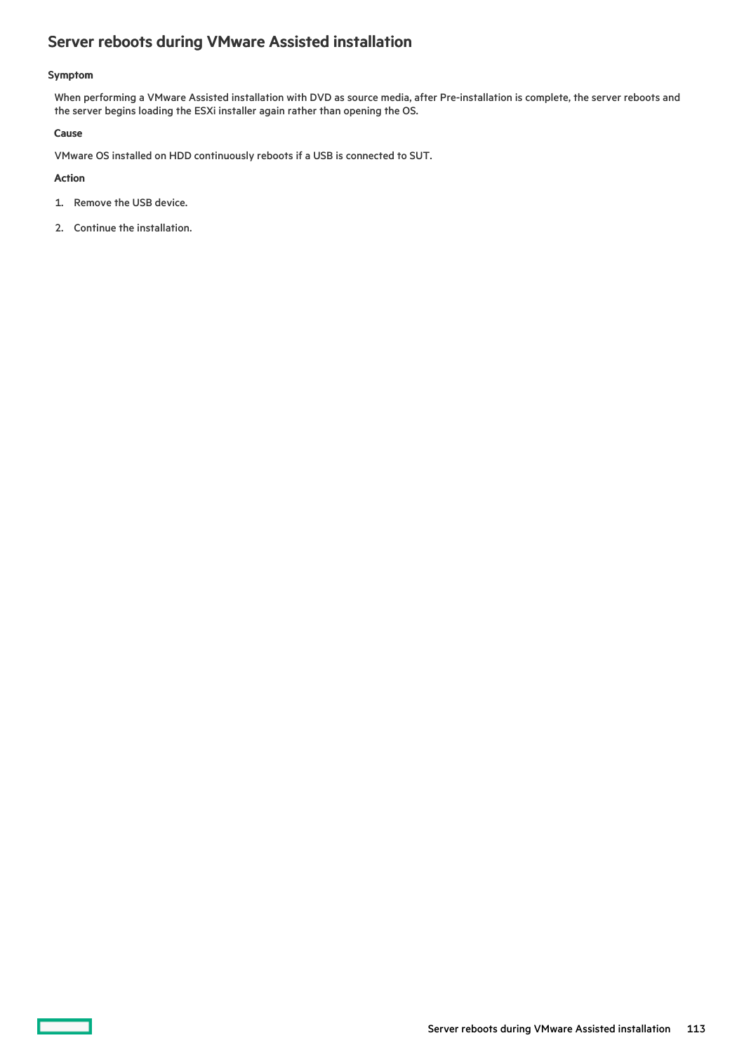## Server reboots during VMware Assisted installation

#### Symptom

When performing a VMware Assisted installation with DVD as source media, after Pre-installation is complete, the server reboots and the server begins loading the ESXi installer again rather than opening the OS.

#### Cause

VMware OS installed on HDD continuously reboots if a USB is connected to SUT.

#### Action

1. Remove the USB device.
2. Continue the installation.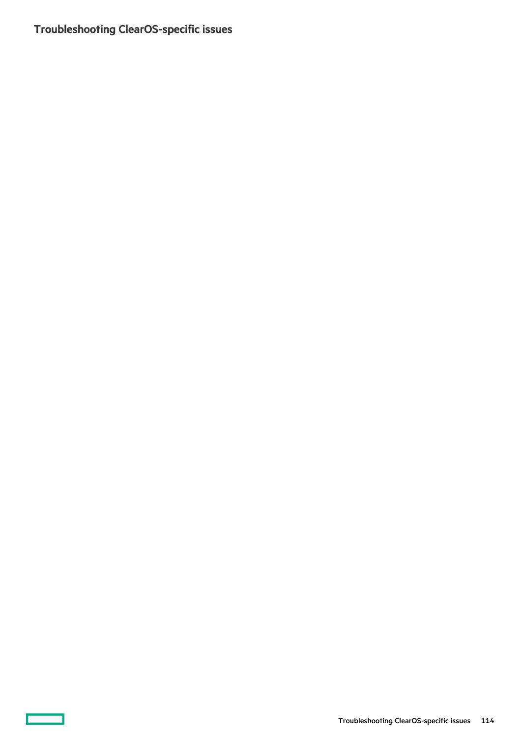## Troubleshooting ClearOS-specific issues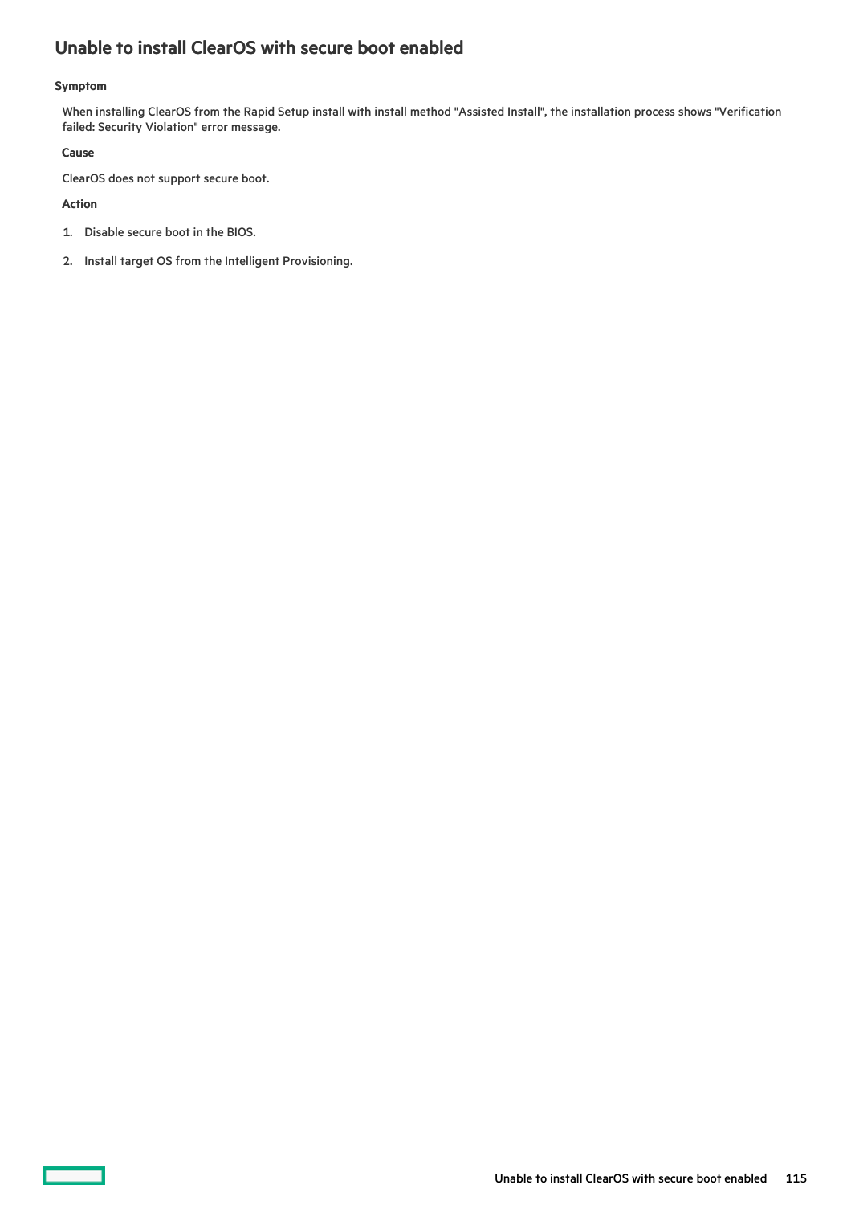## Unable to install ClearOS with secure boot enabled

#### Symptom

When installing ClearOS from the Rapid Setup install with install method "Assisted Install", the installation process shows "Verification failed: Security Violation" error message.

#### Cause

ClearOS does not support secure boot.

#### Action

1. Disable secure boot in the BIOS.
2. Install target OS from the Intelligent Provisioning.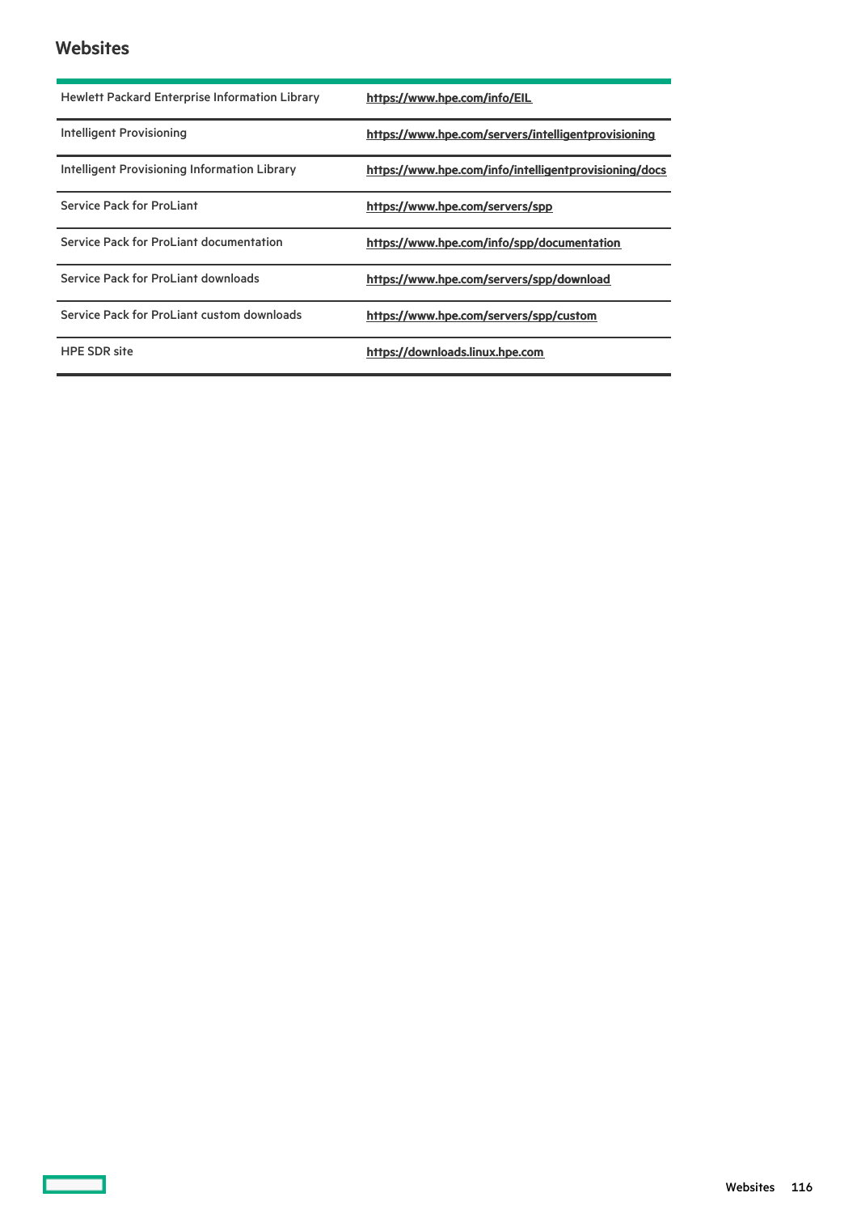## Websites

| | |
|---|---|
| Hewlett Packard Enterprise Information Library | **https://www.hpe.com/info/EIL** |
| Intelligent Provisioning | **https://www.hpe.com/servers/intelligentprovisioning** |
| Intelligent Provisioning Information Library | **https://www.hpe.com/info/intelligentprovisioning/docs** |
| Service Pack for ProLiant | **https://www.hpe.com/servers/spp** |
| Service Pack for ProLiant documentation | **https://www.hpe.com/info/spp/documentation** |
| Service Pack for ProLiant downloads | **https://www.hpe.com/servers/spp/download** |
| Service Pack for ProLiant custom downloads | **https://www.hpe.com/servers/spp/custom** |
| HPE SDR site | **https://downloads.linux.hpe.com** |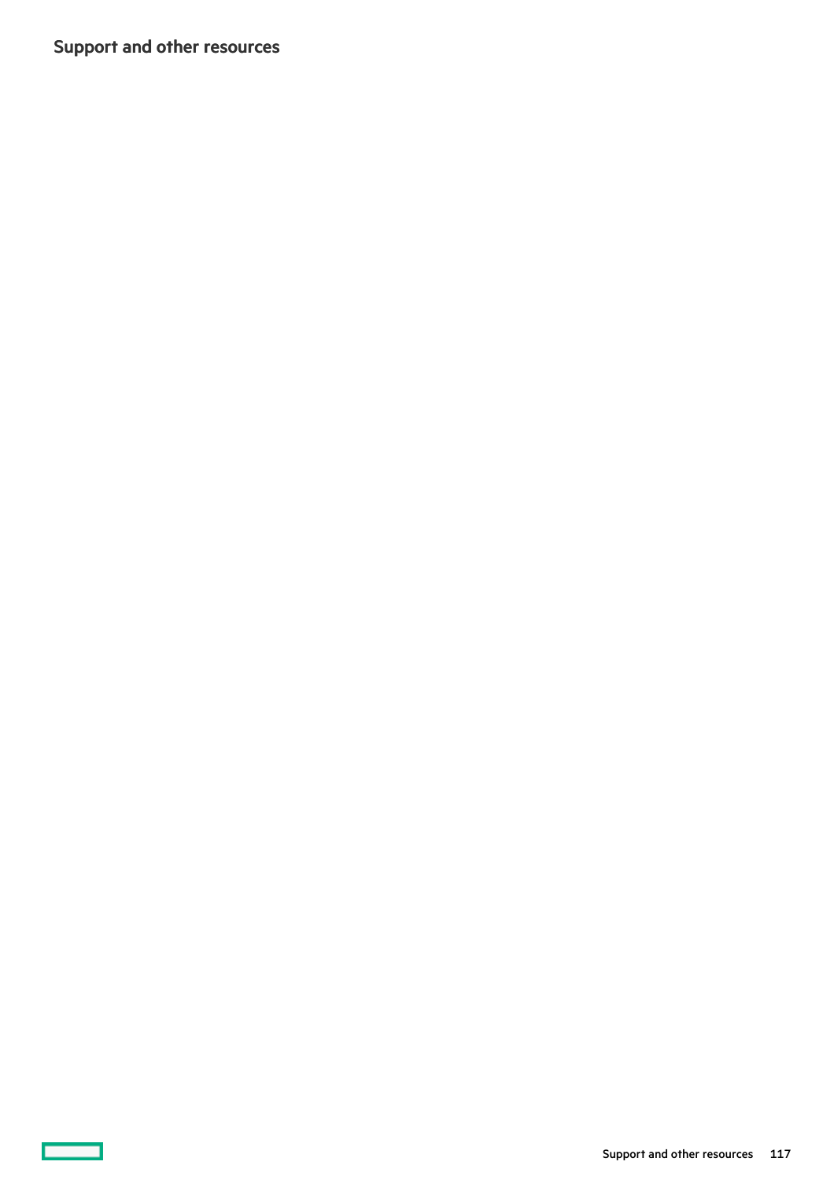# Support and other resources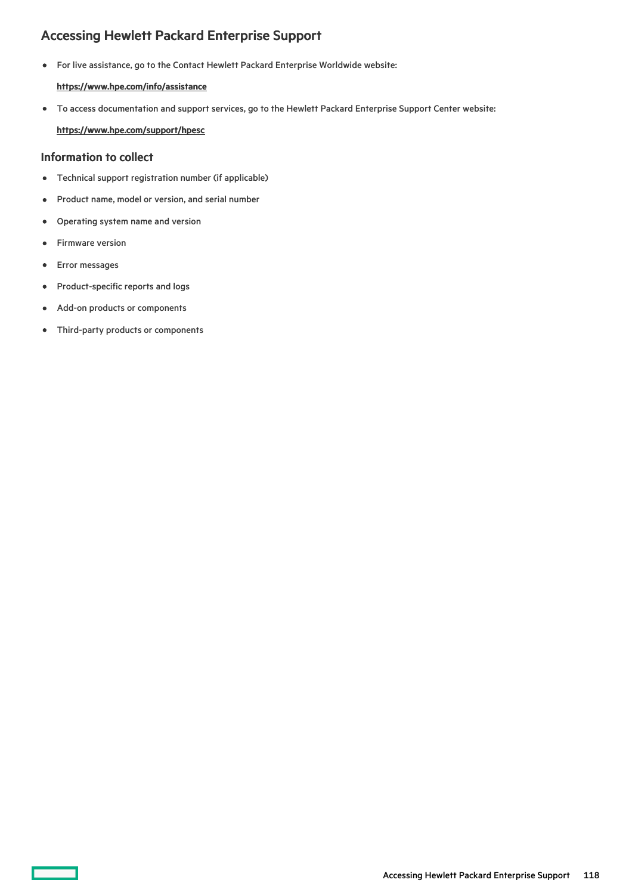## Accessing Hewlett Packard Enterprise Support

- For live assistance, go to the Contact Hewlett Packard Enterprise Worldwide website:

  **https://www.hpe.com/info/assistance**

- To access documentation and support services, go to the Hewlett Packard Enterprise Support Center website:

  **https://www.hpe.com/support/hpesc**

### Information to collect

- Technical support registration number (if applicable)
- Product name, model or version, and serial number
- Operating system name and version
- Firmware version
- Error messages
- Product-specific reports and logs
- Add-on products or components
- Third-party products or components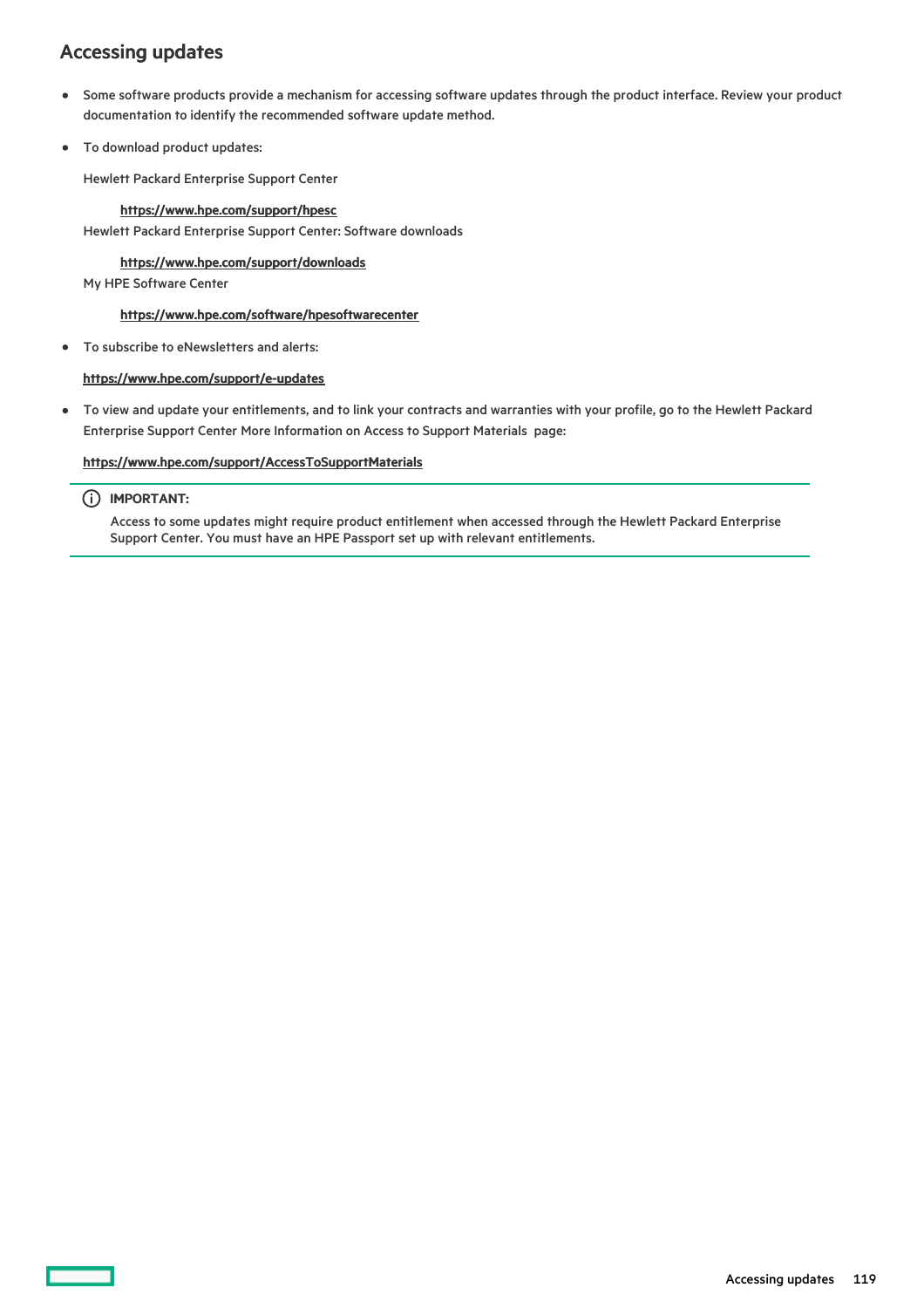## Accessing updates

- Some software products provide a mechanism for accessing software updates through the product interface. Review your product documentation to identify the recommended software update method.
- To download product updates:

  Hewlett Packard Enterprise Support Center

  **https://www.hpe.com/support/hpesc**

  Hewlett Packard Enterprise Support Center: Software downloads

  **https://www.hpe.com/support/downloads**

  My HPE Software Center

  **https://www.hpe.com/software/hpesoftwarecenter**

- To subscribe to eNewsletters and alerts:

  **https://www.hpe.com/support/e-updates**

- To view and update your entitlements, and to link your contracts and warranties with your profile, go to the Hewlett Packard Enterprise Support Center More Information on Access to Support Materials page:

  **https://www.hpe.com/support/AccessToSupportMaterials**

> **IMPORTANT:**
>
> Access to some updates might require product entitlement when accessed through the Hewlett Packard Enterprise Support Center. You must have an HPE Passport set up with relevant entitlements.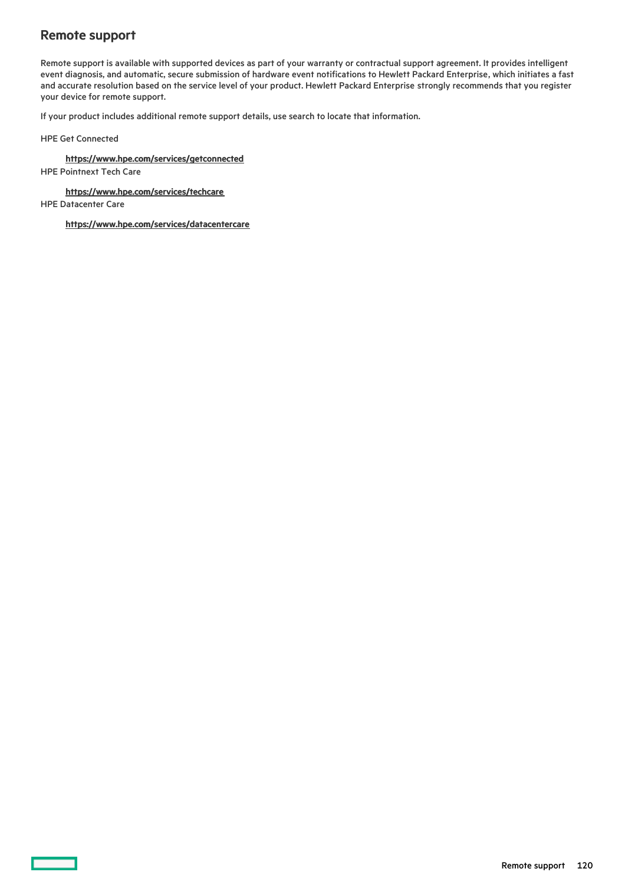## Remote support

Remote support is available with supported devices as part of your warranty or contractual support agreement. It provides intelligent event diagnosis, and automatic, secure submission of hardware event notifications to Hewlett Packard Enterprise, which initiates a fast and accurate resolution based on the service level of your product. Hewlett Packard Enterprise strongly recommends that you register your device for remote support.

If your product includes additional remote support details, use search to locate that information.

HPE Get Connected

**https://www.hpe.com/services/getconnected**

HPE Pointnext Tech Care

**https://www.hpe.com/services/techcare**

HPE Datacenter Care

**https://www.hpe.com/services/datacentercare**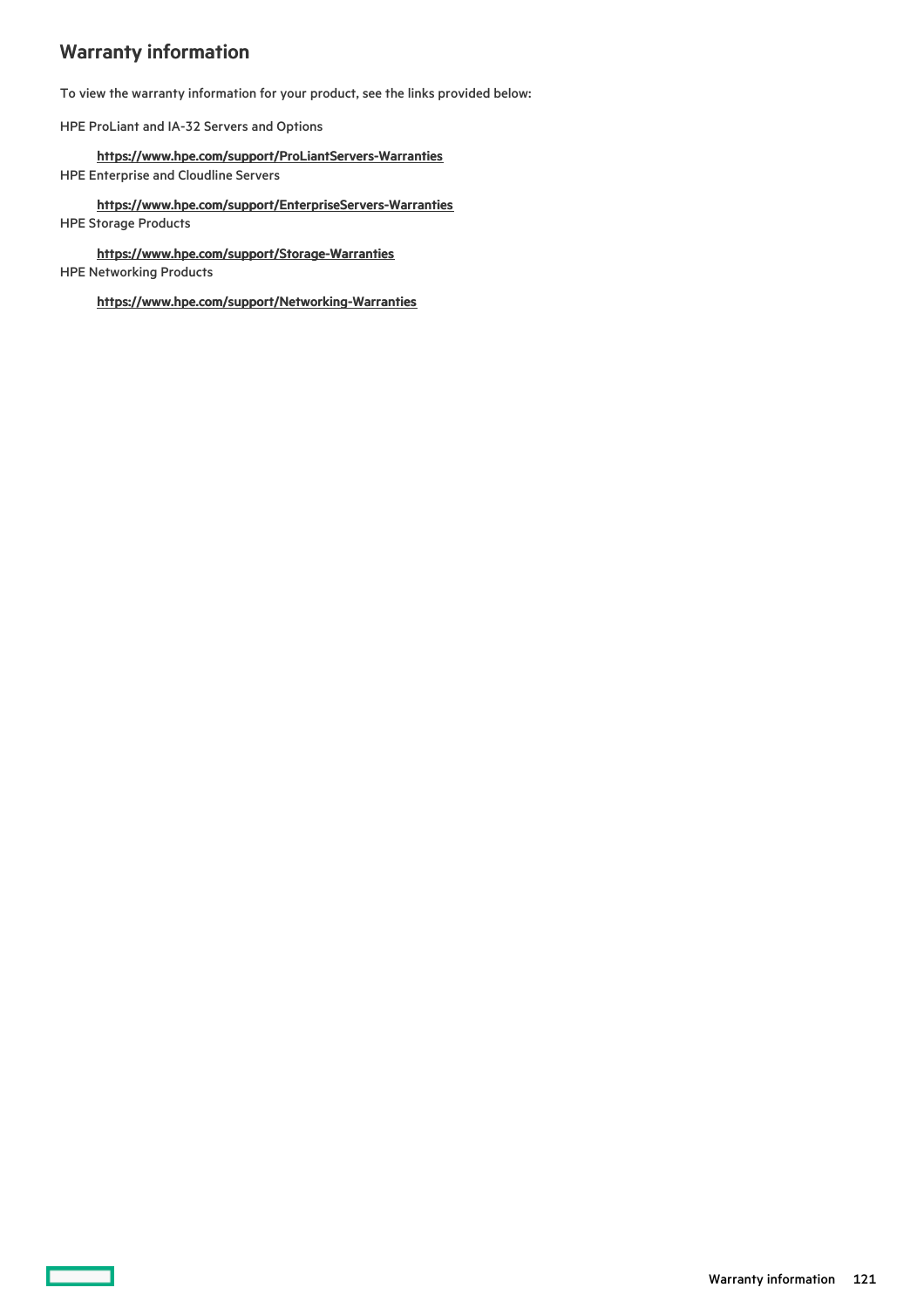## Warranty information

To view the warranty information for your product, see the links provided below:

HPE ProLiant and IA-32 Servers and Options

**https://www.hpe.com/support/ProLiantServers-Warranties**

HPE Enterprise and Cloudline Servers

**https://www.hpe.com/support/EnterpriseServers-Warranties**

HPE Storage Products

**https://www.hpe.com/support/Storage-Warranties**

HPE Networking Products

**https://www.hpe.com/support/Networking-Warranties**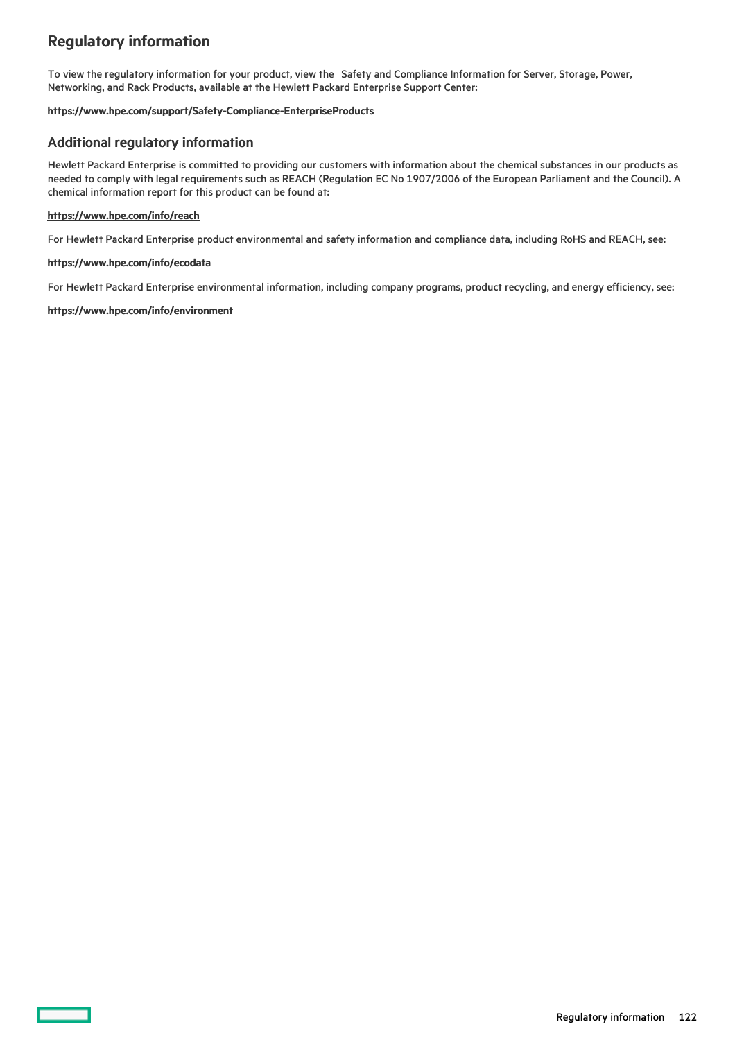# Regulatory information

To view the regulatory information for your product, view the Safety and Compliance Information for Server, Storage, Power, Networking, and Rack Products, available at the Hewlett Packard Enterprise Support Center:

**https://www.hpe.com/support/Safety-Compliance-EnterpriseProducts**

## Additional regulatory information

Hewlett Packard Enterprise is committed to providing our customers with information about the chemical substances in our products as needed to comply with legal requirements such as REACH (Regulation EC No 1907/2006 of the European Parliament and the Council). A chemical information report for this product can be found at:

**https://www.hpe.com/info/reach**

For Hewlett Packard Enterprise product environmental and safety information and compliance data, including RoHS and REACH, see:

**https://www.hpe.com/info/ecodata**

For Hewlett Packard Enterprise environmental information, including company programs, product recycling, and energy efficiency, see:

**https://www.hpe.com/info/environment**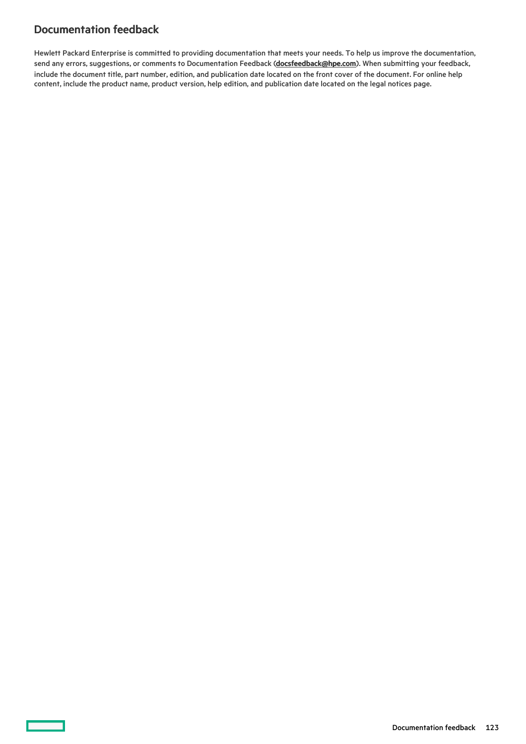## Documentation feedback

Hewlett Packard Enterprise is committed to providing documentation that meets your needs. To help us improve the documentation, send any errors, suggestions, or comments to Documentation Feedback (**docsfeedback@hpe.com**). When submitting your feedback, include the document title, part number, edition, and publication date located on the front cover of the document. For online help content, include the product name, product version, help edition, and publication date located on the legal notices page.